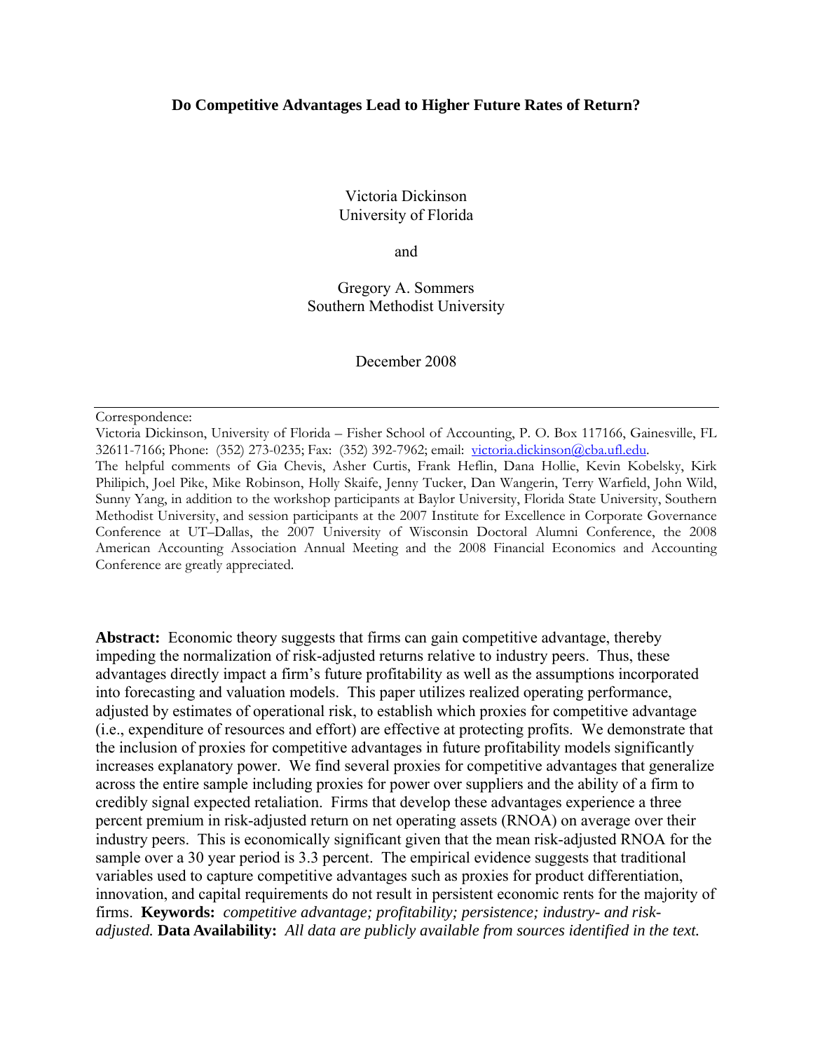# Do Competitive Advantages Lead to Higher Future Rates of Return?

Victoria Dickinson
University of Florida

and

Gregory A. Sommers
Southern Methodist University

December 2008

---

Correspondence:

Victoria Dickinson, University of Florida – Fisher School of Accounting, P. O. Box 117166, Gainesville, FL 32611-7166; Phone: (352) 273-0235; Fax: (352) 392-7962; email: victoria.dickinson@cba.ufl.edu.

The helpful comments of Gia Chevis, Asher Curtis, Frank Heflin, Dana Hollie, Kevin Kobelsky, Kirk Philipich, Joel Pike, Mike Robinson, Holly Skaife, Jenny Tucker, Dan Wangerin, Terry Warfield, John Wild, Sunny Yang, in addition to the workshop participants at Baylor University, Florida State University, Southern Methodist University, and session participants at the 2007 Institute for Excellence in Corporate Governance Conference at UT–Dallas, the 2007 University of Wisconsin Doctoral Alumni Conference, the 2008 American Accounting Association Annual Meeting and the 2008 Financial Economics and Accounting Conference are greatly appreciated.

**Abstract:** Economic theory suggests that firms can gain competitive advantage, thereby impeding the normalization of risk-adjusted returns relative to industry peers. Thus, these advantages directly impact a firm's future profitability as well as the assumptions incorporated into forecasting and valuation models. This paper utilizes realized operating performance, adjusted by estimates of operational risk, to establish which proxies for competitive advantage (i.e., expenditure of resources and effort) are effective at protecting profits. We demonstrate that the inclusion of proxies for competitive advantages in future profitability models significantly increases explanatory power. We find several proxies for competitive advantages that generalize across the entire sample including proxies for power over suppliers and the ability of a firm to credibly signal expected retaliation. Firms that develop these advantages experience a three percent premium in risk-adjusted return on net operating assets (RNOA) on average over their industry peers. This is economically significant given that the mean risk-adjusted RNOA for the sample over a 30 year period is 3.3 percent. The empirical evidence suggests that traditional variables used to capture competitive advantages such as proxies for product differentiation, innovation, and capital requirements do not result in persistent economic rents for the majority of firms. **Keywords:** *competitive advantage; profitability; persistence; industry- and risk-adjusted.* **Data Availability:** *All data are publicly available from sources identified in the text.*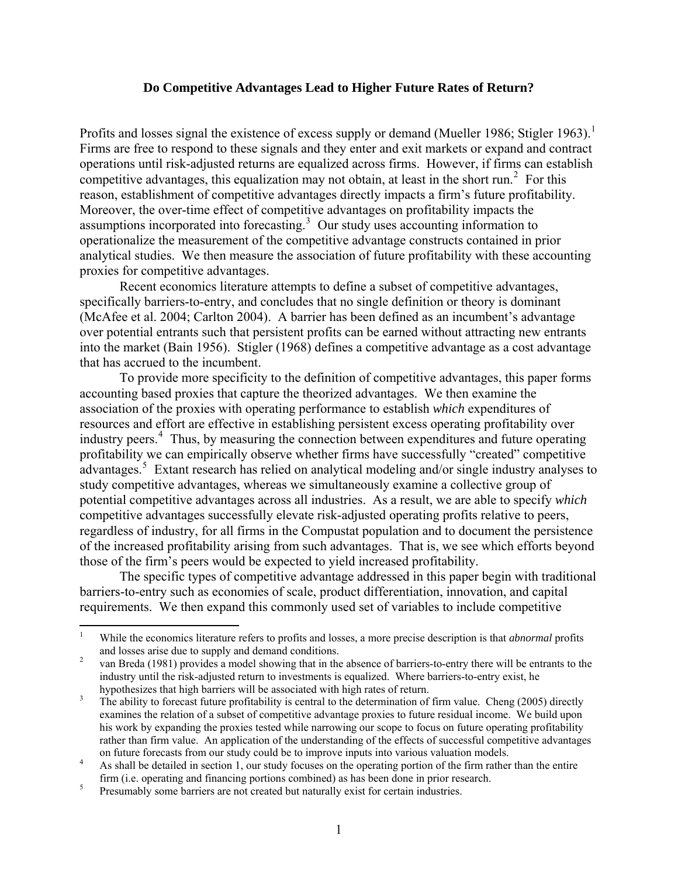**Do Competitive Advantages Lead to Higher Future Rates of Return?**

Profits and losses signal the existence of excess supply or demand (Mueller 1986; Stigler 1963).[1] Firms are free to respond to these signals and they enter and exit markets or expand and contract operations until risk-adjusted returns are equalized across firms. However, if firms can establish competitive advantages, this equalization may not obtain, at least in the short run.[2] For this reason, establishment of competitive advantages directly impacts a firm's future profitability. Moreover, the over-time effect of competitive advantages on profitability impacts the assumptions incorporated into forecasting.[3] Our study uses accounting information to operationalize the measurement of the competitive advantage constructs contained in prior analytical studies. We then measure the association of future profitability with these accounting proxies for competitive advantages.

Recent economics literature attempts to define a subset of competitive advantages, specifically barriers-to-entry, and concludes that no single definition or theory is dominant (McAfee et al. 2004; Carlton 2004). A barrier has been defined as an incumbent's advantage over potential entrants such that persistent profits can be earned without attracting new entrants into the market (Bain 1956). Stigler (1968) defines a competitive advantage as a cost advantage that has accrued to the incumbent.

To provide more specificity to the definition of competitive advantages, this paper forms accounting based proxies that capture the theorized advantages. We then examine the association of the proxies with operating performance to establish *which* expenditures of resources and effort are effective in establishing persistent excess operating profitability over industry peers.[4] Thus, by measuring the connection between expenditures and future operating profitability we can empirically observe whether firms have successfully "created" competitive advantages.[5] Extant research has relied on analytical modeling and/or single industry analyses to study competitive advantages, whereas we simultaneously examine a collective group of potential competitive advantages across all industries. As a result, we are able to specify *which* competitive advantages successfully elevate risk-adjusted operating profits relative to peers, regardless of industry, for all firms in the Compustat population and to document the persistence of the increased profitability arising from such advantages. That is, we see which efforts beyond those of the firm's peers would be expected to yield increased profitability.

The specific types of competitive advantage addressed in this paper begin with traditional barriers-to-entry such as economies of scale, product differentiation, innovation, and capital requirements. We then expand this commonly used set of variables to include competitive

---

[1] While the economics literature refers to profits and losses, a more precise description is that *abnormal* profits and losses arise due to supply and demand conditions.

[2] van Breda (1981) provides a model showing that in the absence of barriers-to-entry there will be entrants to the industry until the risk-adjusted return to investments is equalized. Where barriers-to-entry exist, he hypothesizes that high barriers will be associated with high rates of return.

[3] The ability to forecast future profitability is central to the determination of firm value. Cheng (2005) directly examines the relation of a subset of competitive advantage proxies to future residual income. We build upon his work by expanding the proxies tested while narrowing our scope to focus on future operating profitability rather than firm value. An application of the understanding of the effects of successful competitive advantages on future forecasts from our study could be to improve inputs into various valuation models.

[4] As shall be detailed in section 1, our study focuses on the operating portion of the firm rather than the entire firm (i.e. operating and financing portions combined) as has been done in prior research.

[5] Presumably some barriers are not created but naturally exist for certain industries.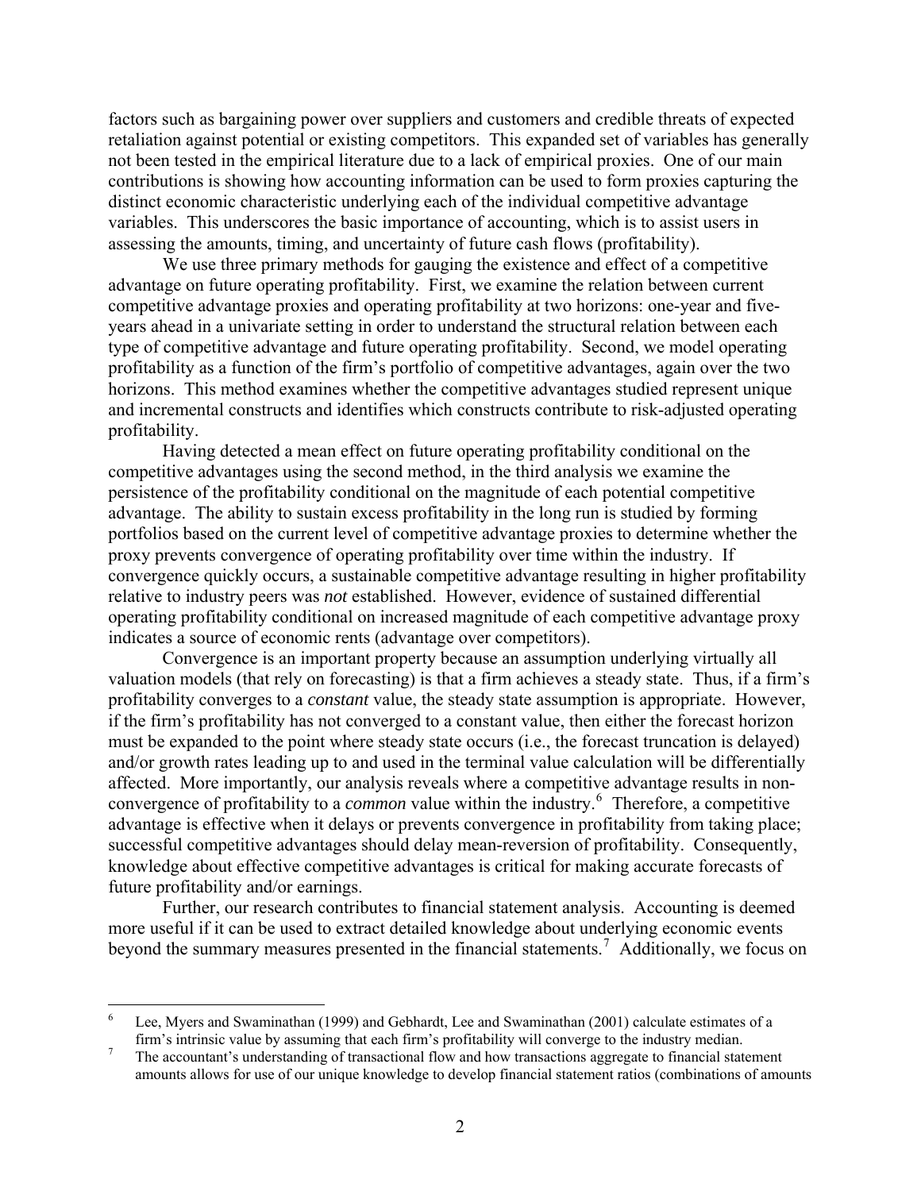factors such as bargaining power over suppliers and customers and credible threats of expected retaliation against potential or existing competitors. This expanded set of variables has generally not been tested in the empirical literature due to a lack of empirical proxies. One of our main contributions is showing how accounting information can be used to form proxies capturing the distinct economic characteristic underlying each of the individual competitive advantage variables. This underscores the basic importance of accounting, which is to assist users in assessing the amounts, timing, and uncertainty of future cash flows (profitability).

We use three primary methods for gauging the existence and effect of a competitive advantage on future operating profitability. First, we examine the relation between current competitive advantage proxies and operating profitability at two horizons: one-year and five-years ahead in a univariate setting in order to understand the structural relation between each type of competitive advantage and future operating profitability. Second, we model operating profitability as a function of the firm's portfolio of competitive advantages, again over the two horizons. This method examines whether the competitive advantages studied represent unique and incremental constructs and identifies which constructs contribute to risk-adjusted operating profitability.

Having detected a mean effect on future operating profitability conditional on the competitive advantages using the second method, in the third analysis we examine the persistence of the profitability conditional on the magnitude of each potential competitive advantage. The ability to sustain excess profitability in the long run is studied by forming portfolios based on the current level of competitive advantage proxies to determine whether the proxy prevents convergence of operating profitability over time within the industry. If convergence quickly occurs, a sustainable competitive advantage resulting in higher profitability relative to industry peers was *not* established. However, evidence of sustained differential operating profitability conditional on increased magnitude of each competitive advantage proxy indicates a source of economic rents (advantage over competitors).

Convergence is an important property because an assumption underlying virtually all valuation models (that rely on forecasting) is that a firm achieves a steady state. Thus, if a firm's profitability converges to a *constant* value, the steady state assumption is appropriate. However, if the firm's profitability has not converged to a constant value, then either the forecast horizon must be expanded to the point where steady state occurs (i.e., the forecast truncation is delayed) and/or growth rates leading up to and used in the terminal value calculation will be differentially affected. More importantly, our analysis reveals where a competitive advantage results in non-convergence of profitability to a *common* value within the industry.[6] Therefore, a competitive advantage is effective when it delays or prevents convergence in profitability from taking place; successful competitive advantages should delay mean-reversion of profitability. Consequently, knowledge about effective competitive advantages is critical for making accurate forecasts of future profitability and/or earnings.

Further, our research contributes to financial statement analysis. Accounting is deemed more useful if it can be used to extract detailed knowledge about underlying economic events beyond the summary measures presented in the financial statements.[7] Additionally, we focus on

---

[6] Lee, Myers and Swaminathan (1999) and Gebhardt, Lee and Swaminathan (2001) calculate estimates of a firm's intrinsic value by assuming that each firm's profitability will converge to the industry median.

[7] The accountant's understanding of transactional flow and how transactions aggregate to financial statement amounts allows for use of our unique knowledge to develop financial statement ratios (combinations of amounts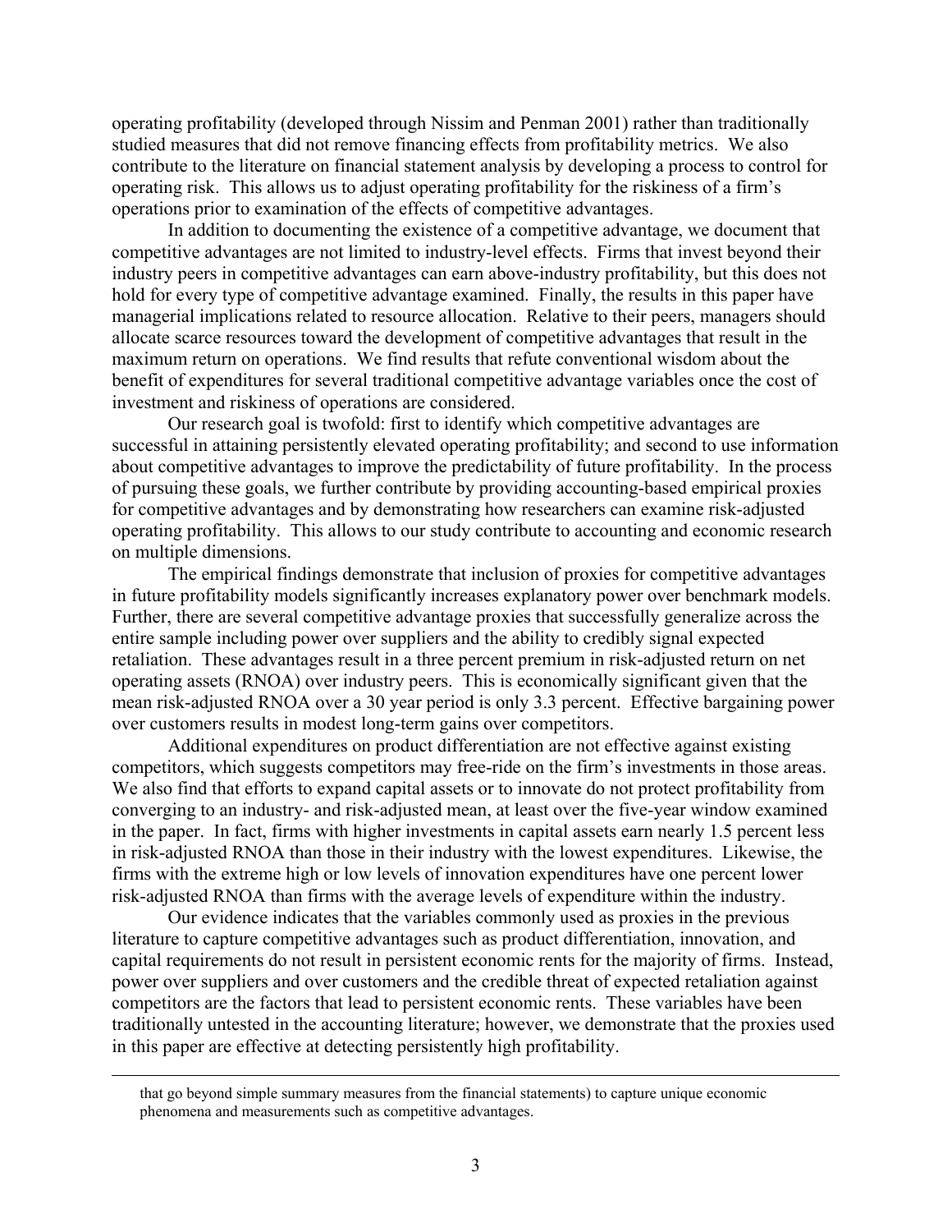operating profitability (developed through Nissim and Penman 2001) rather than traditionally studied measures that did not remove financing effects from profitability metrics. We also contribute to the literature on financial statement analysis by developing a process to control for operating risk. This allows us to adjust operating profitability for the riskiness of a firm's operations prior to examination of the effects of competitive advantages.

In addition to documenting the existence of a competitive advantage, we document that competitive advantages are not limited to industry-level effects. Firms that invest beyond their industry peers in competitive advantages can earn above-industry profitability, but this does not hold for every type of competitive advantage examined. Finally, the results in this paper have managerial implications related to resource allocation. Relative to their peers, managers should allocate scarce resources toward the development of competitive advantages that result in the maximum return on operations. We find results that refute conventional wisdom about the benefit of expenditures for several traditional competitive advantage variables once the cost of investment and riskiness of operations are considered.

Our research goal is twofold: first to identify which competitive advantages are successful in attaining persistently elevated operating profitability; and second to use information about competitive advantages to improve the predictability of future profitability. In the process of pursuing these goals, we further contribute by providing accounting-based empirical proxies for competitive advantages and by demonstrating how researchers can examine risk-adjusted operating profitability. This allows to our study contribute to accounting and economic research on multiple dimensions.

The empirical findings demonstrate that inclusion of proxies for competitive advantages in future profitability models significantly increases explanatory power over benchmark models. Further, there are several competitive advantage proxies that successfully generalize across the entire sample including power over suppliers and the ability to credibly signal expected retaliation. These advantages result in a three percent premium in risk-adjusted return on net operating assets (RNOA) over industry peers. This is economically significant given that the mean risk-adjusted RNOA over a 30 year period is only 3.3 percent. Effective bargaining power over customers results in modest long-term gains over competitors.

Additional expenditures on product differentiation are not effective against existing competitors, which suggests competitors may free-ride on the firm's investments in those areas. We also find that efforts to expand capital assets or to innovate do not protect profitability from converging to an industry- and risk-adjusted mean, at least over the five-year window examined in the paper. In fact, firms with higher investments in capital assets earn nearly 1.5 percent less in risk-adjusted RNOA than those in their industry with the lowest expenditures. Likewise, the firms with the extreme high or low levels of innovation expenditures have one percent lower risk-adjusted RNOA than firms with the average levels of expenditure within the industry.

Our evidence indicates that the variables commonly used as proxies in the previous literature to capture competitive advantages such as product differentiation, innovation, and capital requirements do not result in persistent economic rents for the majority of firms. Instead, power over suppliers and over customers and the credible threat of expected retaliation against competitors are the factors that lead to persistent economic rents. These variables have been traditionally untested in the accounting literature; however, we demonstrate that the proxies used in this paper are effective at detecting persistently high profitability.

---

that go beyond simple summary measures from the financial statements) to capture unique economic phenomena and measurements such as competitive advantages.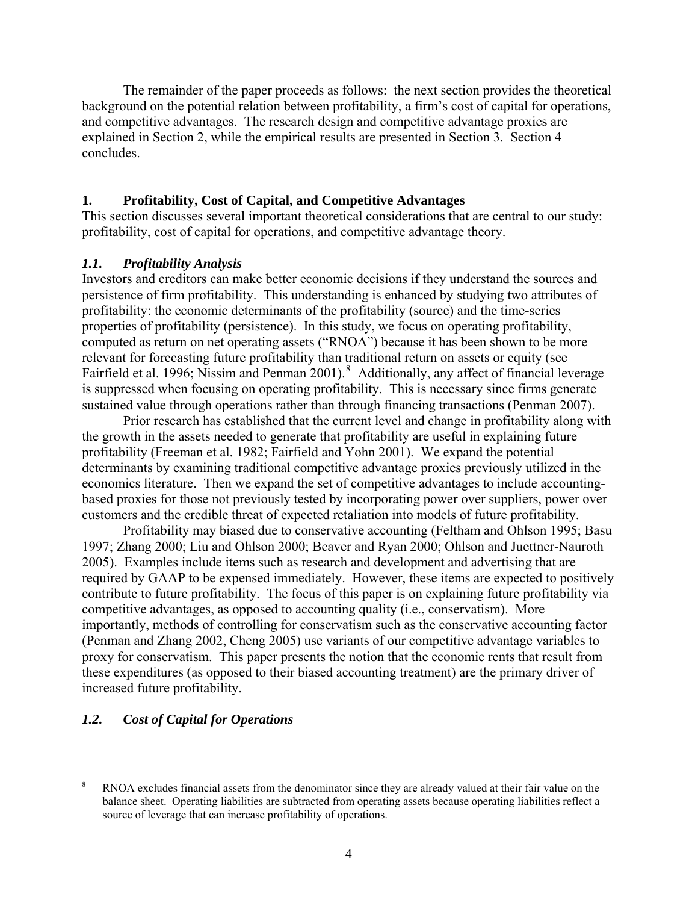The remainder of the paper proceeds as follows: the next section provides the theoretical background on the potential relation between profitability, a firm's cost of capital for operations, and competitive advantages. The research design and competitive advantage proxies are explained in Section 2, while the empirical results are presented in Section 3. Section 4 concludes.

## 1. Profitability, Cost of Capital, and Competitive Advantages

This section discusses several important theoretical considerations that are central to our study: profitability, cost of capital for operations, and competitive advantage theory.

### *1.1. Profitability Analysis*

Investors and creditors can make better economic decisions if they understand the sources and persistence of firm profitability. This understanding is enhanced by studying two attributes of profitability: the economic determinants of the profitability (source) and the time-series properties of profitability (persistence). In this study, we focus on operating profitability, computed as return on net operating assets ("RNOA") because it has been shown to be more relevant for forecasting future profitability than traditional return on assets or equity (see Fairfield et al. 1996; Nissim and Penman 2001).[8] Additionally, any affect of financial leverage is suppressed when focusing on operating profitability. This is necessary since firms generate sustained value through operations rather than through financing transactions (Penman 2007).

Prior research has established that the current level and change in profitability along with the growth in the assets needed to generate that profitability are useful in explaining future profitability (Freeman et al. 1982; Fairfield and Yohn 2001). We expand the potential determinants by examining traditional competitive advantage proxies previously utilized in the economics literature. Then we expand the set of competitive advantages to include accounting-based proxies for those not previously tested by incorporating power over suppliers, power over customers and the credible threat of expected retaliation into models of future profitability.

Profitability may biased due to conservative accounting (Feltham and Ohlson 1995; Basu 1997; Zhang 2000; Liu and Ohlson 2000; Beaver and Ryan 2000; Ohlson and Juettner-Nauroth 2005). Examples include items such as research and development and advertising that are required by GAAP to be expensed immediately. However, these items are expected to positively contribute to future profitability. The focus of this paper is on explaining future profitability via competitive advantages, as opposed to accounting quality (i.e., conservatism). More importantly, methods of controlling for conservatism such as the conservative accounting factor (Penman and Zhang 2002, Cheng 2005) use variants of our competitive advantage variables to proxy for conservatism. This paper presents the notion that the economic rents that result from these expenditures (as opposed to their biased accounting treatment) are the primary driver of increased future profitability.

### *1.2. Cost of Capital for Operations*

[8] RNOA excludes financial assets from the denominator since they are already valued at their fair value on the balance sheet. Operating liabilities are subtracted from operating assets because operating liabilities reflect a source of leverage that can increase profitability of operations.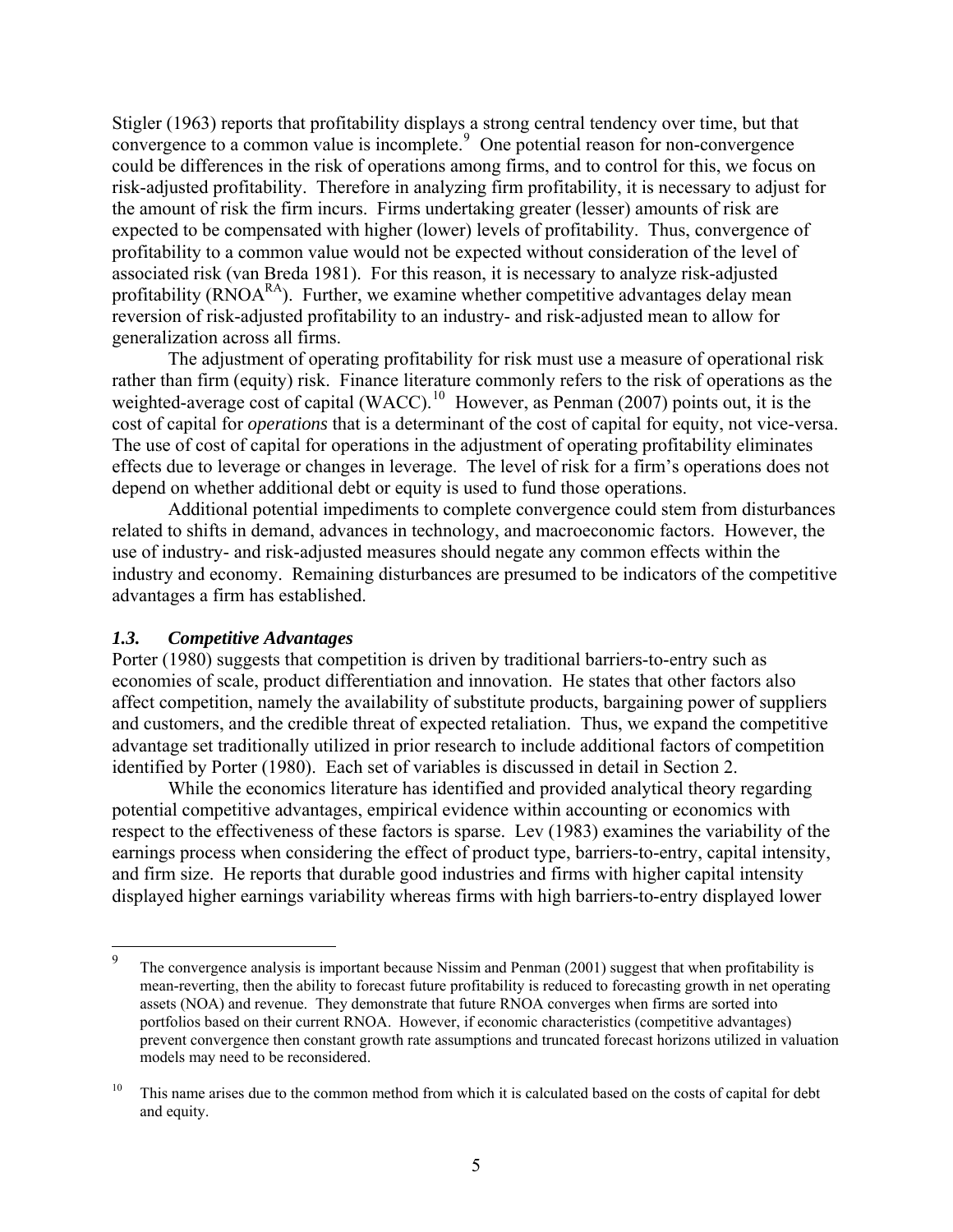Stigler (1963) reports that profitability displays a strong central tendency over time, but that convergence to a common value is incomplete.[9] One potential reason for non-convergence could be differences in the risk of operations among firms, and to control for this, we focus on risk-adjusted profitability. Therefore in analyzing firm profitability, it is necessary to adjust for the amount of risk the firm incurs. Firms undertaking greater (lesser) amounts of risk are expected to be compensated with higher (lower) levels of profitability. Thus, convergence of profitability to a common value would not be expected without consideration of the level of associated risk (van Breda 1981). For this reason, it is necessary to analyze risk-adjusted profitability ($RNOA^{RA}$). Further, we examine whether competitive advantages delay mean reversion of risk-adjusted profitability to an industry- and risk-adjusted mean to allow for generalization across all firms.

The adjustment of operating profitability for risk must use a measure of operational risk rather than firm (equity) risk. Finance literature commonly refers to the risk of operations as the weighted-average cost of capital (WACC).[10] However, as Penman (2007) points out, it is the cost of capital for *operations* that is a determinant of the cost of capital for equity, not vice-versa. The use of cost of capital for operations in the adjustment of operating profitability eliminates effects due to leverage or changes in leverage. The level of risk for a firm's operations does not depend on whether additional debt or equity is used to fund those operations.

Additional potential impediments to complete convergence could stem from disturbances related to shifts in demand, advances in technology, and macroeconomic factors. However, the use of industry- and risk-adjusted measures should negate any common effects within the industry and economy. Remaining disturbances are presumed to be indicators of the competitive advantages a firm has established.

### *1.3. Competitive Advantages*

Porter (1980) suggests that competition is driven by traditional barriers-to-entry such as economies of scale, product differentiation and innovation. He states that other factors also affect competition, namely the availability of substitute products, bargaining power of suppliers and customers, and the credible threat of expected retaliation. Thus, we expand the competitive advantage set traditionally utilized in prior research to include additional factors of competition identified by Porter (1980). Each set of variables is discussed in detail in Section 2.

While the economics literature has identified and provided analytical theory regarding potential competitive advantages, empirical evidence within accounting or economics with respect to the effectiveness of these factors is sparse. Lev (1983) examines the variability of the earnings process when considering the effect of product type, barriers-to-entry, capital intensity, and firm size. He reports that durable good industries and firms with higher capital intensity displayed higher earnings variability whereas firms with high barriers-to-entry displayed lower

---

[9] The convergence analysis is important because Nissim and Penman (2001) suggest that when profitability is mean-reverting, then the ability to forecast future profitability is reduced to forecasting growth in net operating assets (NOA) and revenue. They demonstrate that future RNOA converges when firms are sorted into portfolios based on their current RNOA. However, if economic characteristics (competitive advantages) prevent convergence then constant growth rate assumptions and truncated forecast horizons utilized in valuation models may need to be reconsidered.

[10] This name arises due to the common method from which it is calculated based on the costs of capital for debt and equity.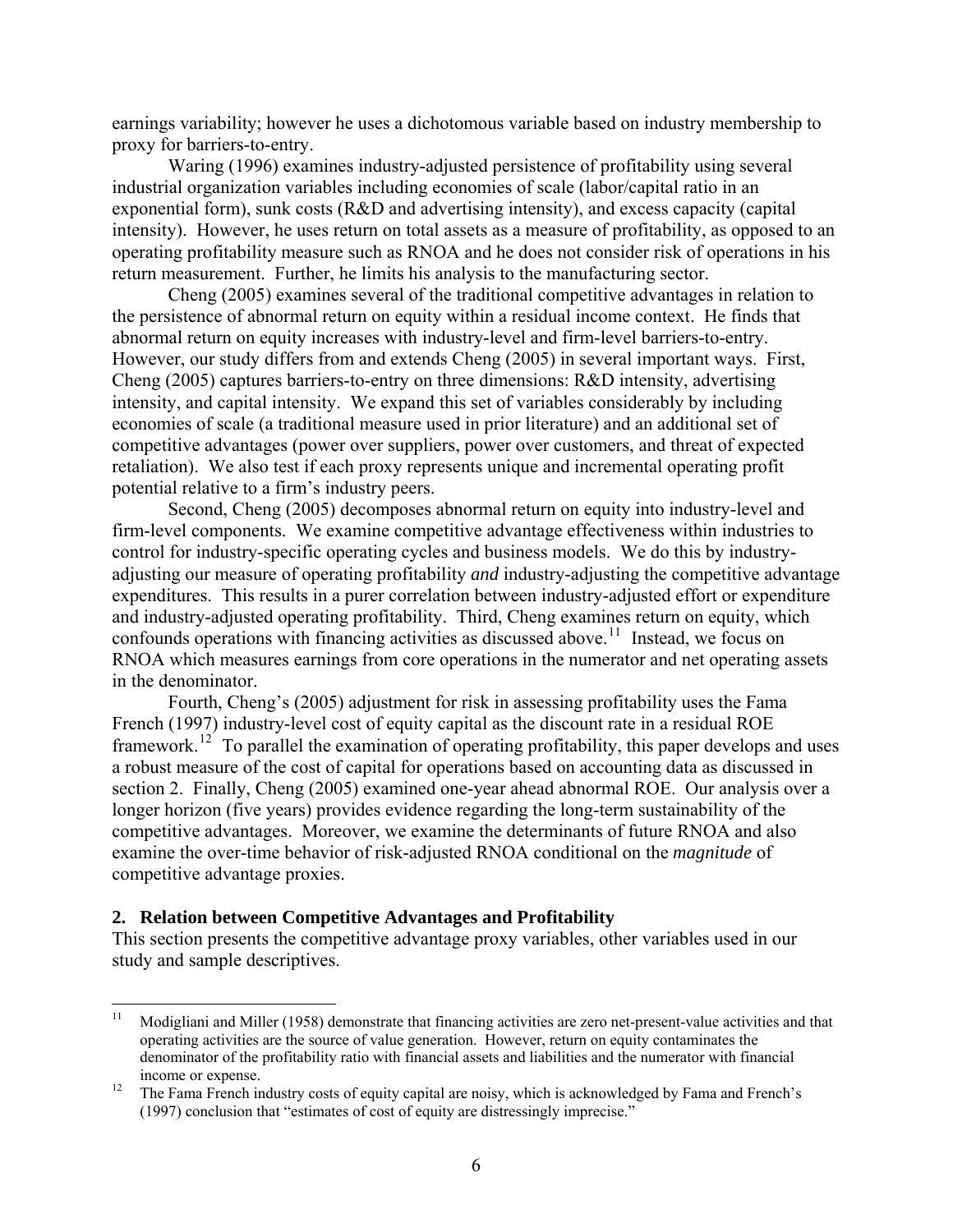earnings variability; however he uses a dichotomous variable based on industry membership to proxy for barriers-to-entry.

Waring (1996) examines industry-adjusted persistence of profitability using several industrial organization variables including economies of scale (labor/capital ratio in an exponential form), sunk costs (R&D and advertising intensity), and excess capacity (capital intensity). However, he uses return on total assets as a measure of profitability, as opposed to an operating profitability measure such as RNOA and he does not consider risk of operations in his return measurement. Further, he limits his analysis to the manufacturing sector.

Cheng (2005) examines several of the traditional competitive advantages in relation to the persistence of abnormal return on equity within a residual income context. He finds that abnormal return on equity increases with industry-level and firm-level barriers-to-entry. However, our study differs from and extends Cheng (2005) in several important ways. First, Cheng (2005) captures barriers-to-entry on three dimensions: R&D intensity, advertising intensity, and capital intensity. We expand this set of variables considerably by including economies of scale (a traditional measure used in prior literature) and an additional set of competitive advantages (power over suppliers, power over customers, and threat of expected retaliation). We also test if each proxy represents unique and incremental operating profit potential relative to a firm's industry peers.

Second, Cheng (2005) decomposes abnormal return on equity into industry-level and firm-level components. We examine competitive advantage effectiveness within industries to control for industry-specific operating cycles and business models. We do this by industry-adjusting our measure of operating profitability *and* industry-adjusting the competitive advantage expenditures. This results in a purer correlation between industry-adjusted effort or expenditure and industry-adjusted operating profitability. Third, Cheng examines return on equity, which confounds operations with financing activities as discussed above.[11] Instead, we focus on RNOA which measures earnings from core operations in the numerator and net operating assets in the denominator.

Fourth, Cheng's (2005) adjustment for risk in assessing profitability uses the Fama French (1997) industry-level cost of equity capital as the discount rate in a residual ROE framework.[12] To parallel the examination of operating profitability, this paper develops and uses a robust measure of the cost of capital for operations based on accounting data as discussed in section 2. Finally, Cheng (2005) examined one-year ahead abnormal ROE. Our analysis over a longer horizon (five years) provides evidence regarding the long-term sustainability of the competitive advantages. Moreover, we examine the determinants of future RNOA and also examine the over-time behavior of risk-adjusted RNOA conditional on the *magnitude* of competitive advantage proxies.

## 2. Relation between Competitive Advantages and Profitability

This section presents the competitive advantage proxy variables, other variables used in our study and sample descriptives.

---

[11] Modigliani and Miller (1958) demonstrate that financing activities are zero net-present-value activities and that operating activities are the source of value generation. However, return on equity contaminates the denominator of the profitability ratio with financial assets and liabilities and the numerator with financial income or expense.

[12] The Fama French industry costs of equity capital are noisy, which is acknowledged by Fama and French's (1997) conclusion that "estimates of cost of equity are distressingly imprecise."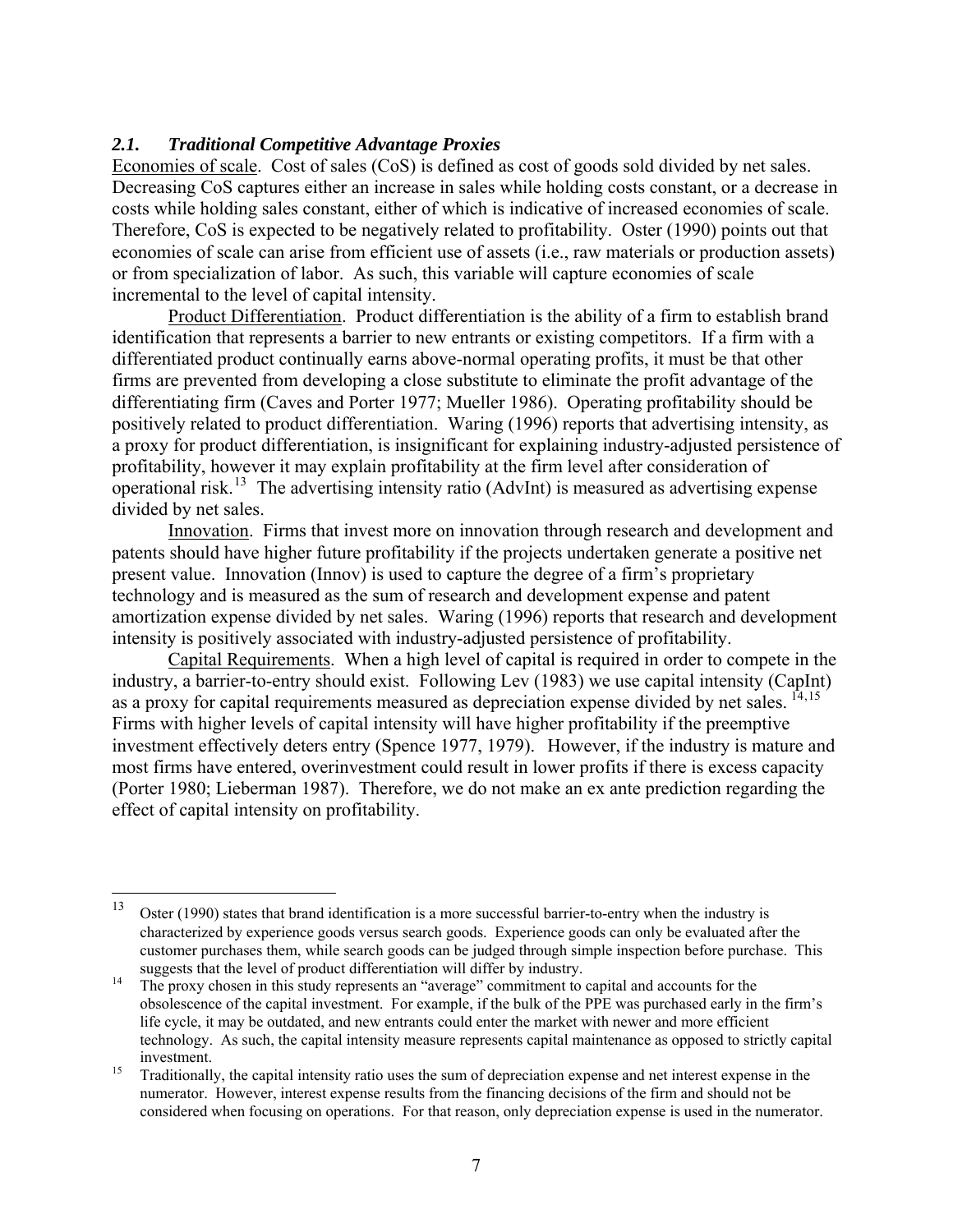### *2.1. Traditional Competitive Advantage Proxies*

Economies of scale. Cost of sales (CoS) is defined as cost of goods sold divided by net sales. Decreasing CoS captures either an increase in sales while holding costs constant, or a decrease in costs while holding sales constant, either of which is indicative of increased economies of scale. Therefore, CoS is expected to be negatively related to profitability. Oster (1990) points out that economies of scale can arise from efficient use of assets (i.e., raw materials or production assets) or from specialization of labor. As such, this variable will capture economies of scale incremental to the level of capital intensity.

Product Differentiation. Product differentiation is the ability of a firm to establish brand identification that represents a barrier to new entrants or existing competitors. If a firm with a differentiated product continually earns above-normal operating profits, it must be that other firms are prevented from developing a close substitute to eliminate the profit advantage of the differentiating firm (Caves and Porter 1977; Mueller 1986). Operating profitability should be positively related to product differentiation. Waring (1996) reports that advertising intensity, as a proxy for product differentiation, is insignificant for explaining industry-adjusted persistence of profitability, however it may explain profitability at the firm level after consideration of operational risk.[13] The advertising intensity ratio (AdvInt) is measured as advertising expense divided by net sales.

Innovation. Firms that invest more on innovation through research and development and patents should have higher future profitability if the projects undertaken generate a positive net present value. Innovation (Innov) is used to capture the degree of a firm's proprietary technology and is measured as the sum of research and development expense and patent amortization expense divided by net sales. Waring (1996) reports that research and development intensity is positively associated with industry-adjusted persistence of profitability.

Capital Requirements. When a high level of capital is required in order to compete in the industry, a barrier-to-entry should exist. Following Lev (1983) we use capital intensity (CapInt) as a proxy for capital requirements measured as depreciation expense divided by net sales.[14,15] Firms with higher levels of capital intensity will have higher profitability if the preemptive investment effectively deters entry (Spence 1977, 1979). However, if the industry is mature and most firms have entered, overinvestment could result in lower profits if there is excess capacity (Porter 1980; Lieberman 1987). Therefore, we do not make an ex ante prediction regarding the effect of capital intensity on profitability.

---

[13] Oster (1990) states that brand identification is a more successful barrier-to-entry when the industry is characterized by experience goods versus search goods. Experience goods can only be evaluated after the customer purchases them, while search goods can be judged through simple inspection before purchase. This suggests that the level of product differentiation will differ by industry.

[14] The proxy chosen in this study represents an "average" commitment to capital and accounts for the obsolescence of the capital investment. For example, if the bulk of the PPE was purchased early in the firm's life cycle, it may be outdated, and new entrants could enter the market with newer and more efficient technology. As such, the capital intensity measure represents capital maintenance as opposed to strictly capital investment.

[15] Traditionally, the capital intensity ratio uses the sum of depreciation expense and net interest expense in the numerator. However, interest expense results from the financing decisions of the firm and should not be considered when focusing on operations. For that reason, only depreciation expense is used in the numerator.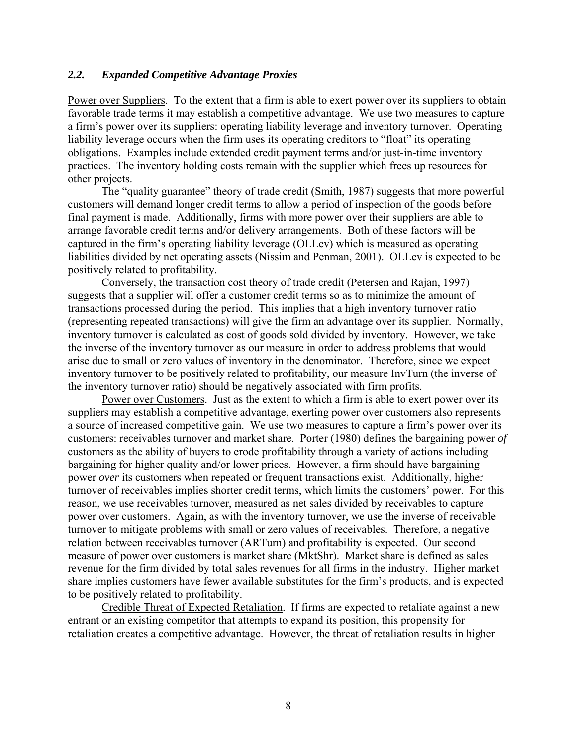### *2.2. Expanded Competitive Advantage Proxies*

Power over Suppliers. To the extent that a firm is able to exert power over its suppliers to obtain favorable trade terms it may establish a competitive advantage. We use two measures to capture a firm's power over its suppliers: operating liability leverage and inventory turnover. Operating liability leverage occurs when the firm uses its operating creditors to "float" its operating obligations. Examples include extended credit payment terms and/or just-in-time inventory practices. The inventory holding costs remain with the supplier which frees up resources for other projects.

The "quality guarantee" theory of trade credit (Smith, 1987) suggests that more powerful customers will demand longer credit terms to allow a period of inspection of the goods before final payment is made. Additionally, firms with more power over their suppliers are able to arrange favorable credit terms and/or delivery arrangements. Both of these factors will be captured in the firm's operating liability leverage (OLLev) which is measured as operating liabilities divided by net operating assets (Nissim and Penman, 2001). OLLev is expected to be positively related to profitability.

Conversely, the transaction cost theory of trade credit (Petersen and Rajan, 1997) suggests that a supplier will offer a customer credit terms so as to minimize the amount of transactions processed during the period. This implies that a high inventory turnover ratio (representing repeated transactions) will give the firm an advantage over its supplier. Normally, inventory turnover is calculated as cost of goods sold divided by inventory. However, we take the inverse of the inventory turnover as our measure in order to address problems that would arise due to small or zero values of inventory in the denominator. Therefore, since we expect inventory turnover to be positively related to profitability, our measure InvTurn (the inverse of the inventory turnover ratio) should be negatively associated with firm profits.

Power over Customers. Just as the extent to which a firm is able to exert power over its suppliers may establish a competitive advantage, exerting power over customers also represents a source of increased competitive gain. We use two measures to capture a firm's power over its customers: receivables turnover and market share. Porter (1980) defines the bargaining power *of* customers as the ability of buyers to erode profitability through a variety of actions including bargaining for higher quality and/or lower prices. However, a firm should have bargaining power *over* its customers when repeated or frequent transactions exist. Additionally, higher turnover of receivables implies shorter credit terms, which limits the customers' power. For this reason, we use receivables turnover, measured as net sales divided by receivables to capture power over customers. Again, as with the inventory turnover, we use the inverse of receivable turnover to mitigate problems with small or zero values of receivables. Therefore, a negative relation between receivables turnover (ARTurn) and profitability is expected. Our second measure of power over customers is market share (MktShr). Market share is defined as sales revenue for the firm divided by total sales revenues for all firms in the industry. Higher market share implies customers have fewer available substitutes for the firm's products, and is expected to be positively related to profitability.

Credible Threat of Expected Retaliation. If firms are expected to retaliate against a new entrant or an existing competitor that attempts to expand its position, this propensity for retaliation creates a competitive advantage. However, the threat of retaliation results in higher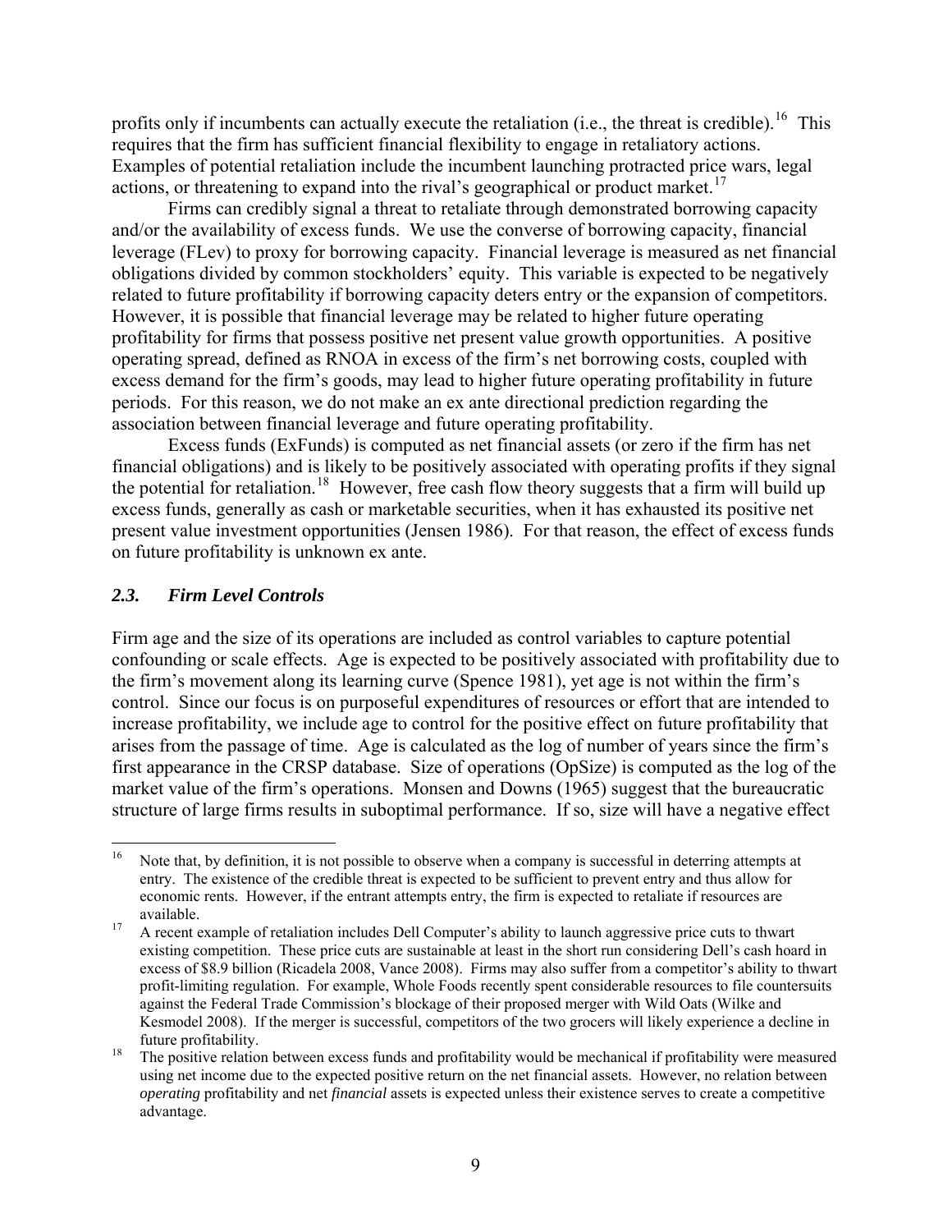profits only if incumbents can actually execute the retaliation (i.e., the threat is credible).[16] This requires that the firm has sufficient financial flexibility to engage in retaliatory actions. Examples of potential retaliation include the incumbent launching protracted price wars, legal actions, or threatening to expand into the rival's geographical or product market.[17]

Firms can credibly signal a threat to retaliate through demonstrated borrowing capacity and/or the availability of excess funds. We use the converse of borrowing capacity, financial leverage (FLev) to proxy for borrowing capacity. Financial leverage is measured as net financial obligations divided by common stockholders' equity. This variable is expected to be negatively related to future profitability if borrowing capacity deters entry or the expansion of competitors. However, it is possible that financial leverage may be related to higher future operating profitability for firms that possess positive net present value growth opportunities. A positive operating spread, defined as RNOA in excess of the firm's net borrowing costs, coupled with excess demand for the firm's goods, may lead to higher future operating profitability in future periods. For this reason, we do not make an ex ante directional prediction regarding the association between financial leverage and future operating profitability.

Excess funds (ExFunds) is computed as net financial assets (or zero if the firm has net financial obligations) and is likely to be positively associated with operating profits if they signal the potential for retaliation.[18] However, free cash flow theory suggests that a firm will build up excess funds, generally as cash or marketable securities, when it has exhausted its positive net present value investment opportunities (Jensen 1986). For that reason, the effect of excess funds on future profitability is unknown ex ante.

### *2.3. Firm Level Controls*

Firm age and the size of its operations are included as control variables to capture potential confounding or scale effects. Age is expected to be positively associated with profitability due to the firm's movement along its learning curve (Spence 1981), yet age is not within the firm's control. Since our focus is on purposeful expenditures of resources or effort that are intended to increase profitability, we include age to control for the positive effect on future profitability that arises from the passage of time. Age is calculated as the log of number of years since the firm's first appearance in the CRSP database. Size of operations (OpSize) is computed as the log of the market value of the firm's operations. Monsen and Downs (1965) suggest that the bureaucratic structure of large firms results in suboptimal performance. If so, size will have a negative effect

---

[16] Note that, by definition, it is not possible to observe when a company is successful in deterring attempts at entry. The existence of the credible threat is expected to be sufficient to prevent entry and thus allow for economic rents. However, if the entrant attempts entry, the firm is expected to retaliate if resources are available.

[17] A recent example of retaliation includes Dell Computer's ability to launch aggressive price cuts to thwart existing competition. These price cuts are sustainable at least in the short run considering Dell's cash hoard in excess of $8.9 billion (Ricadela 2008, Vance 2008). Firms may also suffer from a competitor's ability to thwart profit-limiting regulation. For example, Whole Foods recently spent considerable resources to file countersuits against the Federal Trade Commission's blockage of their proposed merger with Wild Oats (Wilke and Kesmodel 2008). If the merger is successful, competitors of the two grocers will likely experience a decline in future profitability.

[18] The positive relation between excess funds and profitability would be mechanical if profitability were measured using net income due to the expected positive return on the net financial assets. However, no relation between *operating* profitability and net *financial* assets is expected unless their existence serves to create a competitive advantage.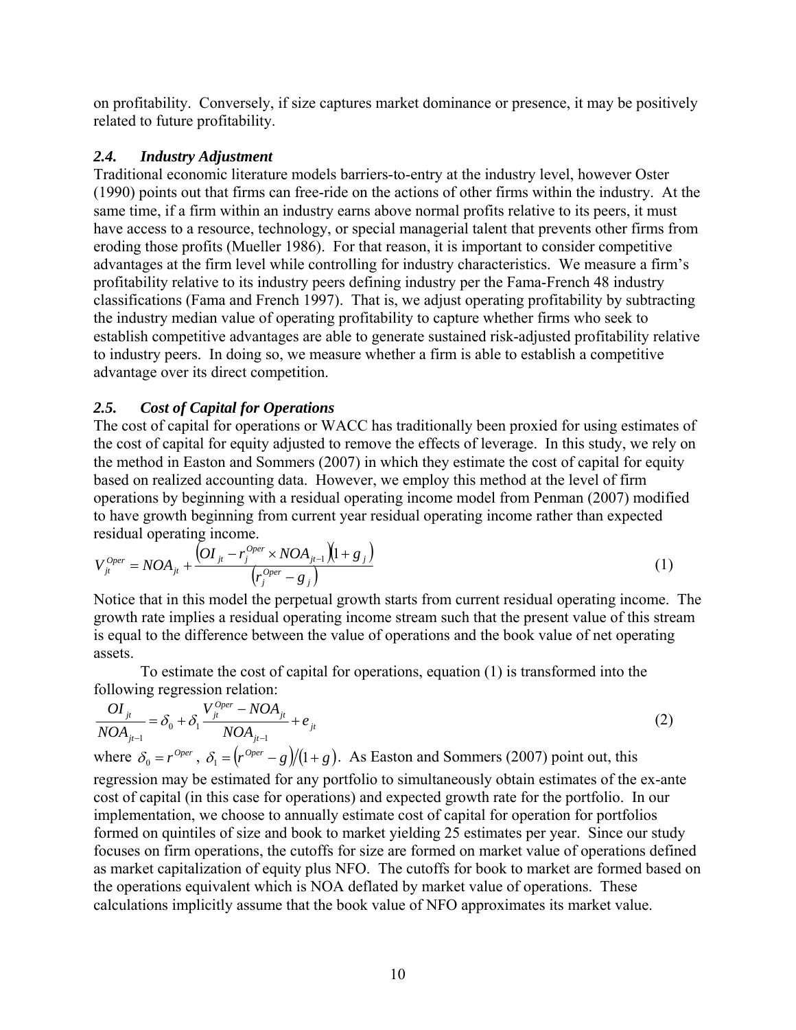on profitability. Conversely, if size captures market dominance or presence, it may be positively related to future profitability.

### *2.4. Industry Adjustment*

Traditional economic literature models barriers-to-entry at the industry level, however Oster (1990) points out that firms can free-ride on the actions of other firms within the industry. At the same time, if a firm within an industry earns above normal profits relative to its peers, it must have access to a resource, technology, or special managerial talent that prevents other firms from eroding those profits (Mueller 1986). For that reason, it is important to consider competitive advantages at the firm level while controlling for industry characteristics. We measure a firm's profitability relative to its industry peers defining industry per the Fama-French 48 industry classifications (Fama and French 1997). That is, we adjust operating profitability by subtracting the industry median value of operating profitability to capture whether firms who seek to establish competitive advantages are able to generate sustained risk-adjusted profitability relative to industry peers. In doing so, we measure whether a firm is able to establish a competitive advantage over its direct competition.

### *2.5. Cost of Capital for Operations*

The cost of capital for operations or WACC has traditionally been proxied for using estimates of the cost of capital for equity adjusted to remove the effects of leverage. In this study, we rely on the method in Easton and Sommers (2007) in which they estimate the cost of capital for equity based on realized accounting data. However, we employ this method at the level of firm operations by beginning with a residual operating income model from Penman (2007) modified to have growth beginning from current year residual operating income rather than expected residual operating income.

$$V_{jt}^{Oper} = NOA_{jt} + \frac{\left(OI_{jt} - r_j^{Oper} \times NOA_{jt-1}\right)\left(1 + g_j\right)}{\left(r_j^{Oper} - g_j\right)} \tag{1}$$

Notice that in this model the perpetual growth starts from current residual operating income. The growth rate implies a residual operating income stream such that the present value of this stream is equal to the difference between the value of operations and the book value of net operating assets.

To estimate the cost of capital for operations, equation (1) is transformed into the following regression relation:

$$\frac{OI_{jt}}{NOA_{jt-1}} = \delta_0 + \delta_1 \frac{V_{jt}^{Oper} - NOA_{jt}}{NOA_{jt-1}} + e_{jt} \tag{2}$$

where $\delta_0 = r^{Oper}$, $\delta_1 = \left(r^{Oper} - g\right)/\left(1+g\right)$. As Easton and Sommers (2007) point out, this regression may be estimated for any portfolio to simultaneously obtain estimates of the ex-ante cost of capital (in this case for operations) and expected growth rate for the portfolio. In our implementation, we choose to annually estimate cost of capital for operation for portfolios formed on quintiles of size and book to market yielding 25 estimates per year. Since our study focuses on firm operations, the cutoffs for size are formed on market value of operations defined as market capitalization of equity plus NFO. The cutoffs for book to market are formed based on the operations equivalent which is NOA deflated by market value of operations. These calculations implicitly assume that the book value of NFO approximates its market value.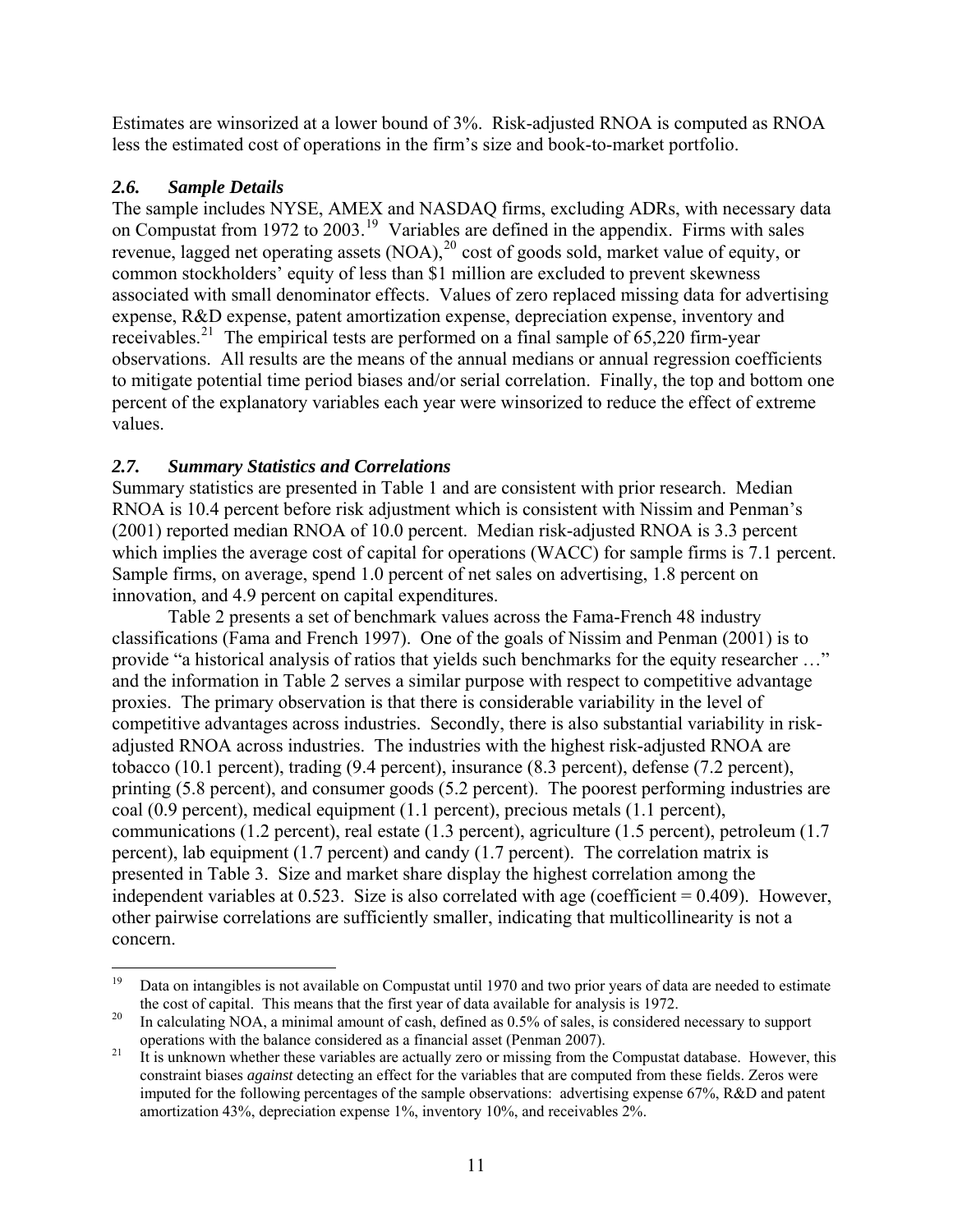Estimates are winsorized at a lower bound of 3%. Risk-adjusted RNOA is computed as RNOA less the estimated cost of operations in the firm's size and book-to-market portfolio.

### *2.6. Sample Details*

The sample includes NYSE, AMEX and NASDAQ firms, excluding ADRs, with necessary data on Compustat from 1972 to 2003.[19] Variables are defined in the appendix. Firms with sales revenue, lagged net operating assets (NOA),[20] cost of goods sold, market value of equity, or common stockholders' equity of less than $1 million are excluded to prevent skewness associated with small denominator effects. Values of zero replaced missing data for advertising expense, R&D expense, patent amortization expense, depreciation expense, inventory and receivables.[21] The empirical tests are performed on a final sample of 65,220 firm-year observations. All results are the means of the annual medians or annual regression coefficients to mitigate potential time period biases and/or serial correlation. Finally, the top and bottom one percent of the explanatory variables each year were winsorized to reduce the effect of extreme values.

### *2.7. Summary Statistics and Correlations*

Summary statistics are presented in Table 1 and are consistent with prior research. Median RNOA is 10.4 percent before risk adjustment which is consistent with Nissim and Penman's (2001) reported median RNOA of 10.0 percent. Median risk-adjusted RNOA is 3.3 percent which implies the average cost of capital for operations (WACC) for sample firms is 7.1 percent. Sample firms, on average, spend 1.0 percent of net sales on advertising, 1.8 percent on innovation, and 4.9 percent on capital expenditures.

Table 2 presents a set of benchmark values across the Fama-French 48 industry classifications (Fama and French 1997). One of the goals of Nissim and Penman (2001) is to provide "a historical analysis of ratios that yields such benchmarks for the equity researcher …" and the information in Table 2 serves a similar purpose with respect to competitive advantage proxies. The primary observation is that there is considerable variability in the level of competitive advantages across industries. Secondly, there is also substantial variability in risk-adjusted RNOA across industries. The industries with the highest risk-adjusted RNOA are tobacco (10.1 percent), trading (9.4 percent), insurance (8.3 percent), defense (7.2 percent), printing (5.8 percent), and consumer goods (5.2 percent). The poorest performing industries are coal (0.9 percent), medical equipment (1.1 percent), precious metals (1.1 percent), communications (1.2 percent), real estate (1.3 percent), agriculture (1.5 percent), petroleum (1.7 percent), lab equipment (1.7 percent) and candy (1.7 percent). The correlation matrix is presented in Table 3. Size and market share display the highest correlation among the independent variables at 0.523. Size is also correlated with age (coefficient = 0.409). However, other pairwise correlations are sufficiently smaller, indicating that multicollinearity is not a concern.

---

[19] Data on intangibles is not available on Compustat until 1970 and two prior years of data are needed to estimate the cost of capital. This means that the first year of data available for analysis is 1972.

[20] In calculating NOA, a minimal amount of cash, defined as 0.5% of sales, is considered necessary to support operations with the balance considered as a financial asset (Penman 2007).

[21] It is unknown whether these variables are actually zero or missing from the Compustat database. However, this constraint biases *against* detecting an effect for the variables that are computed from these fields. Zeros were imputed for the following percentages of the sample observations: advertising expense 67%, R&D and patent amortization 43%, depreciation expense 1%, inventory 10%, and receivables 2%.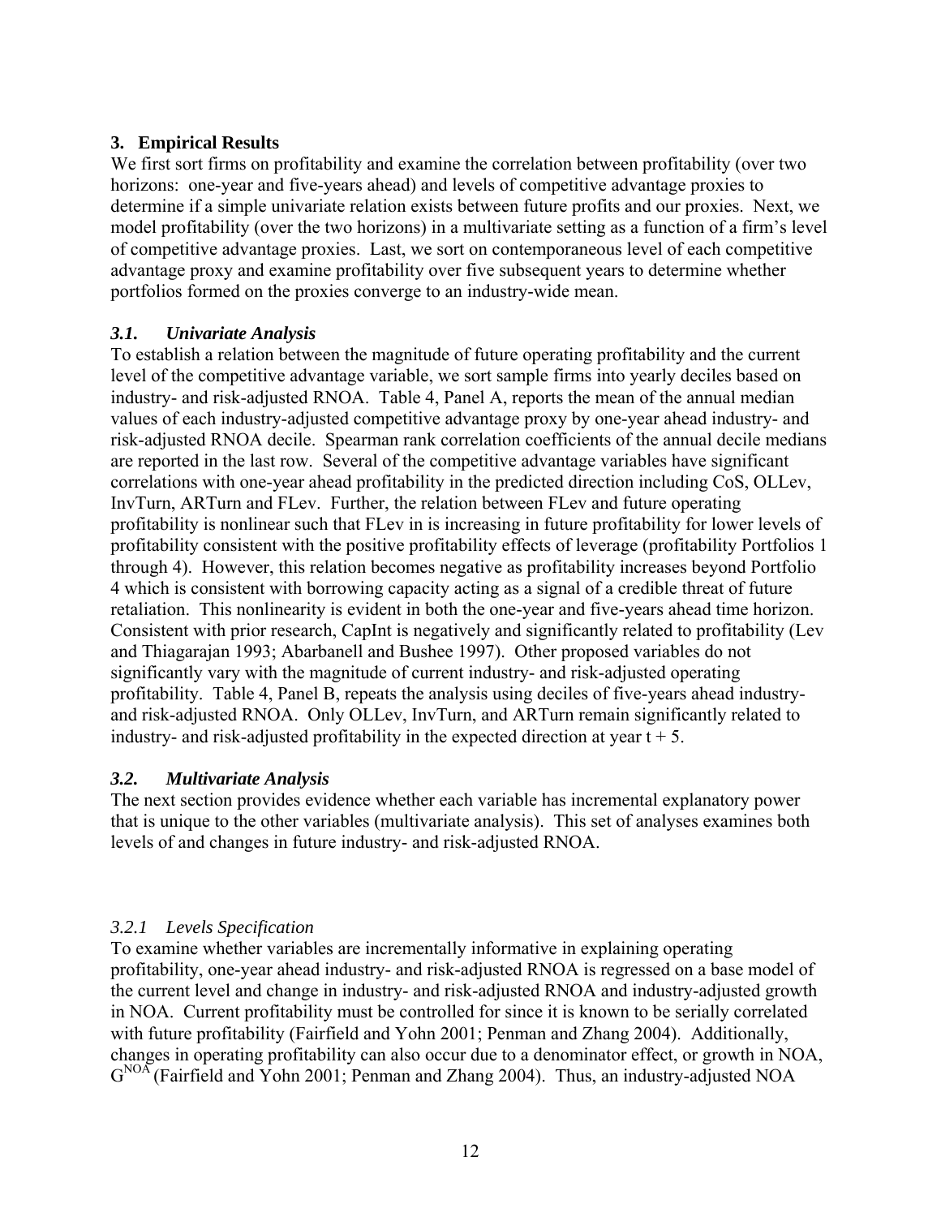## 3. Empirical Results

We first sort firms on profitability and examine the correlation between profitability (over two horizons: one-year and five-years ahead) and levels of competitive advantage proxies to determine if a simple univariate relation exists between future profits and our proxies. Next, we model profitability (over the two horizons) in a multivariate setting as a function of a firm's level of competitive advantage proxies. Last, we sort on contemporaneous level of each competitive advantage proxy and examine profitability over five subsequent years to determine whether portfolios formed on the proxies converge to an industry-wide mean.

### *3.1. Univariate Analysis*

To establish a relation between the magnitude of future operating profitability and the current level of the competitive advantage variable, we sort sample firms into yearly deciles based on industry- and risk-adjusted RNOA. Table 4, Panel A, reports the mean of the annual median values of each industry-adjusted competitive advantage proxy by one-year ahead industry- and risk-adjusted RNOA decile. Spearman rank correlation coefficients of the annual decile medians are reported in the last row. Several of the competitive advantage variables have significant correlations with one-year ahead profitability in the predicted direction including CoS, OLLev, InvTurn, ARTurn and FLev. Further, the relation between FLev and future operating profitability is nonlinear such that FLev in is increasing in future profitability for lower levels of profitability consistent with the positive profitability effects of leverage (profitability Portfolios 1 through 4). However, this relation becomes negative as profitability increases beyond Portfolio 4 which is consistent with borrowing capacity acting as a signal of a credible threat of future retaliation. This nonlinearity is evident in both the one-year and five-years ahead time horizon. Consistent with prior research, CapInt is negatively and significantly related to profitability (Lev and Thiagarajan 1993; Abarbanell and Bushee 1997). Other proposed variables do not significantly vary with the magnitude of current industry- and risk-adjusted operating profitability. Table 4, Panel B, repeats the analysis using deciles of five-years ahead industry- and risk-adjusted RNOA. Only OLLev, InvTurn, and ARTurn remain significantly related to industry- and risk-adjusted profitability in the expected direction at year $t + 5$.

### *3.2. Multivariate Analysis*

The next section provides evidence whether each variable has incremental explanatory power that is unique to the other variables (multivariate analysis). This set of analyses examines both levels of and changes in future industry- and risk-adjusted RNOA.

#### *3.2.1 Levels Specification*

To examine whether variables are incrementally informative in explaining operating profitability, one-year ahead industry- and risk-adjusted RNOA is regressed on a base model of the current level and change in industry- and risk-adjusted RNOA and industry-adjusted growth in NOA. Current profitability must be controlled for since it is known to be serially correlated with future profitability (Fairfield and Yohn 2001; Penman and Zhang 2004). Additionally, changes in operating profitability can also occur due to a denominator effect, or growth in NOA, $G^{NOA}$ (Fairfield and Yohn 2001; Penman and Zhang 2004). Thus, an industry-adjusted NOA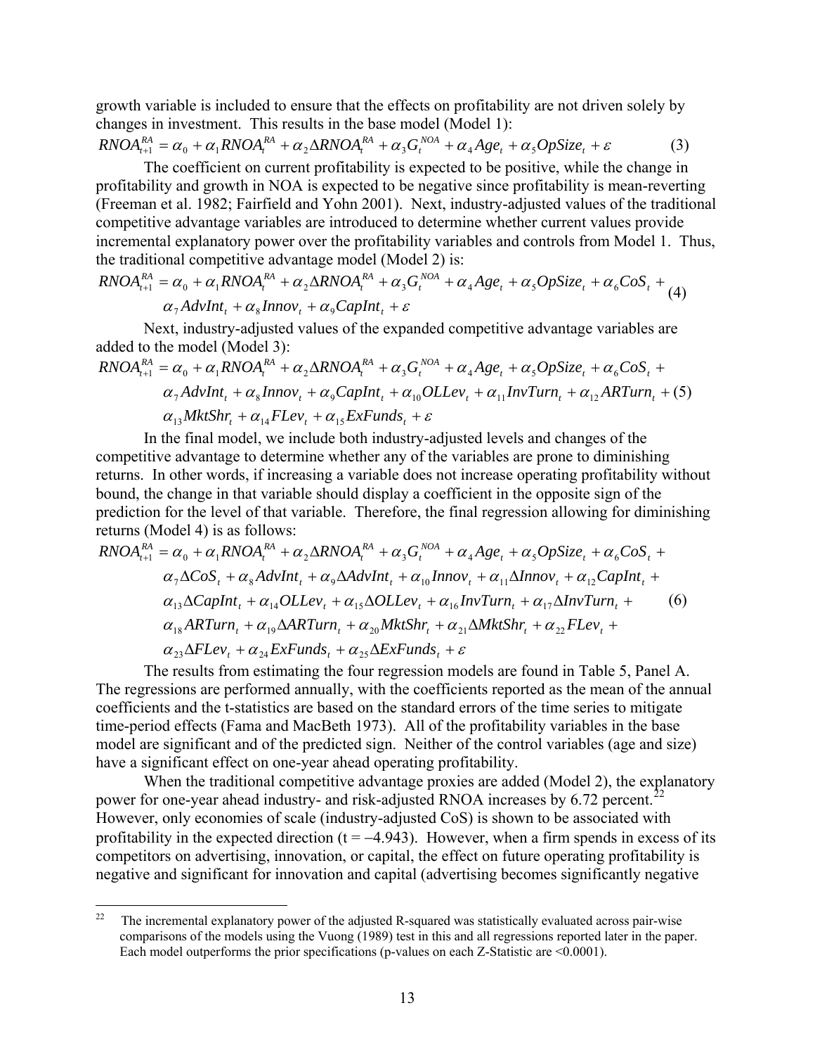growth variable is included to ensure that the effects on profitability are not driven solely by changes in investment. This results in the base model (Model 1):

$$RNOA_{t+1}^{RA} = \alpha_0 + \alpha_1 RNOA_t^{RA} + \alpha_2 \Delta RNOA_t^{RA} + \alpha_3 G_t^{NOA} + \alpha_4 Age_t + \alpha_5 OpSize_t + \varepsilon \qquad (3)$$

The coefficient on current profitability is expected to be positive, while the change in profitability and growth in NOA is expected to be negative since profitability is mean-reverting (Freeman et al. 1982; Fairfield and Yohn 2001). Next, industry-adjusted values of the traditional competitive advantage variables are introduced to determine whether current values provide incremental explanatory power over the profitability variables and controls from Model 1. Thus, the traditional competitive advantage model (Model 2) is:

$$RNOA_{t+1}^{RA} = \alpha_0 + \alpha_1 RNOA_t^{RA} + \alpha_2 \Delta RNOA_t^{RA} + \alpha_3 G_t^{NOA} + \alpha_4 Age_t + \alpha_5 OpSize_t + \alpha_6 CoS_t + \alpha_7 AdvInt_t + \alpha_8 Innov_t + \alpha_9 CapInt_t + \varepsilon \qquad (4)$$

Next, industry-adjusted values of the expanded competitive advantage variables are added to the model (Model 3):

$$RNOA_{t+1}^{RA} = \alpha_0 + \alpha_1 RNOA_t^{RA} + \alpha_2 \Delta RNOA_t^{RA} + \alpha_3 G_t^{NOA} + \alpha_4 Age_t + \alpha_5 OpSize_t + \alpha_6 CoS_t + \alpha_7 AdvInt_t + \alpha_8 Innov_t + \alpha_9 CapInt_t + \alpha_{10} OLLev_t + \alpha_{11} InvTurn_t + \alpha_{12} ARTurn_t + \alpha_{13} MktShr_t + \alpha_{14} FLev_t + \alpha_{15} ExFunds_t + \varepsilon \qquad (5)$$

In the final model, we include both industry-adjusted levels and changes of the competitive advantage to determine whether any of the variables are prone to diminishing returns. In other words, if increasing a variable does not increase operating profitability without bound, the change in that variable should display a coefficient in the opposite sign of the prediction for the level of that variable. Therefore, the final regression allowing for diminishing returns (Model 4) is as follows:

$$\begin{aligned} RNOA_{t+1}^{RA} = {} & \alpha_0 + \alpha_1 RNOA_t^{RA} + \alpha_2 \Delta RNOA_t^{RA} + \alpha_3 G_t^{NOA} + \alpha_4 Age_t + \alpha_5 OpSize_t + \alpha_6 CoS_t + \\ & \alpha_7 \Delta CoS_t + \alpha_8 AdvInt_t + \alpha_9 \Delta AdvInt_t + \alpha_{10} Innov_t + \alpha_{11} \Delta Innov_t + \alpha_{12} CapInt_t + \\ & \alpha_{13} \Delta CapInt_t + \alpha_{14} OLLev_t + \alpha_{15} \Delta OLLev_t + \alpha_{16} InvTurn_t + \alpha_{17} \Delta InvTurn_t + \\ & \alpha_{18} ARTurn_t + \alpha_{19} \Delta ARTurn_t + \alpha_{20} MktShr_t + \alpha_{21} \Delta MktShr_t + \alpha_{22} FLev_t + \\ & \alpha_{23} \Delta FLev_t + \alpha_{24} ExFunds_t + \alpha_{25} \Delta ExFunds_t + \varepsilon \end{aligned} \qquad (6)$$

The results from estimating the four regression models are found in Table 5, Panel A. The regressions are performed annually, with the coefficients reported as the mean of the annual coefficients and the t-statistics are based on the standard errors of the time series to mitigate time-period effects (Fama and MacBeth 1973). All of the profitability variables in the base model are significant and of the predicted sign. Neither of the control variables (age and size) have a significant effect on one-year ahead operating profitability.

When the traditional competitive advantage proxies are added (Model 2), the explanatory power for one-year ahead industry- and risk-adjusted RNOA increases by 6.72 percent.[22] However, only economies of scale (industry-adjusted CoS) is shown to be associated with profitability in the expected direction (t = –4.943). However, when a firm spends in excess of its competitors on advertising, innovation, or capital, the effect on future operating profitability is negative and significant for innovation and capital (advertising becomes significantly negative

[22] The incremental explanatory power of the adjusted R-squared was statistically evaluated across pair-wise comparisons of the models using the Vuong (1989) test in this and all regressions reported later in the paper. Each model outperforms the prior specifications (p-values on each Z-Statistic are <0.0001).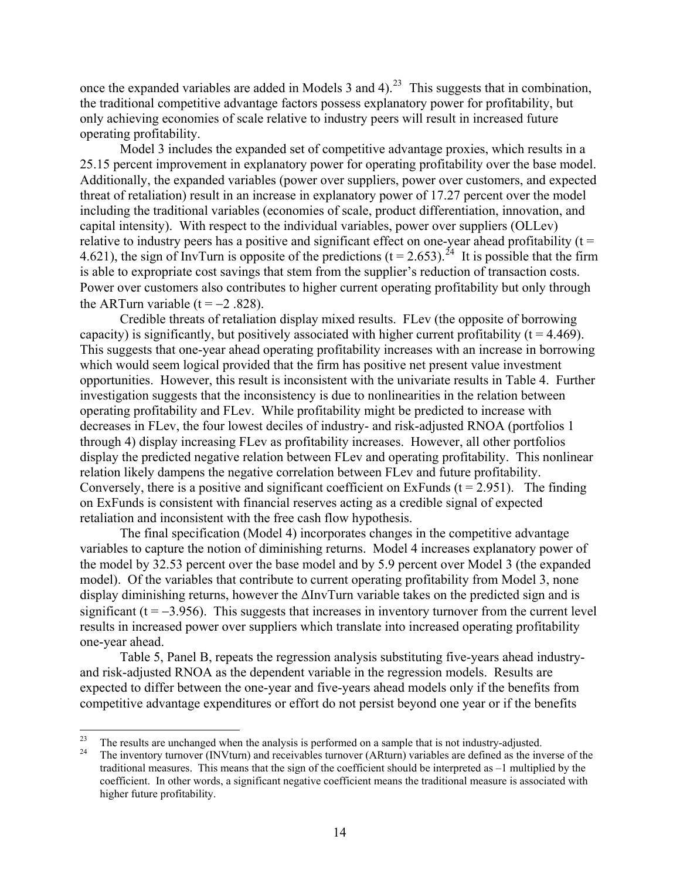once the expanded variables are added in Models 3 and 4).[23] This suggests that in combination, the traditional competitive advantage factors possess explanatory power for profitability, but only achieving economies of scale relative to industry peers will result in increased future operating profitability.

Model 3 includes the expanded set of competitive advantage proxies, which results in a 25.15 percent improvement in explanatory power for operating profitability over the base model. Additionally, the expanded variables (power over suppliers, power over customers, and expected threat of retaliation) result in an increase in explanatory power of 17.27 percent over the model including the traditional variables (economies of scale, product differentiation, innovation, and capital intensity). With respect to the individual variables, power over suppliers (OLLev) relative to industry peers has a positive and significant effect on one-year ahead profitability ($t = 4.621$), the sign of InvTurn is opposite of the predictions ($t = 2.653$).[24] It is possible that the firm is able to expropriate cost savings that stem from the supplier's reduction of transaction costs. Power over customers also contributes to higher current operating profitability but only through the ARTurn variable ($t = -2.828$).

Credible threats of retaliation display mixed results. FLev (the opposite of borrowing capacity) is significantly, but positively associated with higher current profitability ($t = 4.469$). This suggests that one-year ahead operating profitability increases with an increase in borrowing which would seem logical provided that the firm has positive net present value investment opportunities. However, this result is inconsistent with the univariate results in Table 4. Further investigation suggests that the inconsistency is due to nonlinearities in the relation between operating profitability and FLev. While profitability might be predicted to increase with decreases in FLev, the four lowest deciles of industry- and risk-adjusted RNOA (portfolios 1 through 4) display increasing FLev as profitability increases. However, all other portfolios display the predicted negative relation between FLev and operating profitability. This nonlinear relation likely dampens the negative correlation between FLev and future profitability. Conversely, there is a positive and significant coefficient on ExFunds ($t = 2.951$). The finding on ExFunds is consistent with financial reserves acting as a credible signal of expected retaliation and inconsistent with the free cash flow hypothesis.

The final specification (Model 4) incorporates changes in the competitive advantage variables to capture the notion of diminishing returns. Model 4 increases explanatory power of the model by 32.53 percent over the base model and by 5.9 percent over Model 3 (the expanded model). Of the variables that contribute to current operating profitability from Model 3, none display diminishing returns, however the $\Delta$InvTurn variable takes on the predicted sign and is significant ($t = -3.956$). This suggests that increases in inventory turnover from the current level results in increased power over suppliers which translate into increased operating profitability one-year ahead.

Table 5, Panel B, repeats the regression analysis substituting five-years ahead industry- and risk-adjusted RNOA as the dependent variable in the regression models. Results are expected to differ between the one-year and five-years ahead models only if the benefits from competitive advantage expenditures or effort do not persist beyond one year or if the benefits

---

[23] The results are unchanged when the analysis is performed on a sample that is not industry-adjusted.

[24] The inventory turnover (INVturn) and receivables turnover (ARturn) variables are defined as the inverse of the traditional measures. This means that the sign of the coefficient should be interpreted as –1 multiplied by the coefficient. In other words, a significant negative coefficient means the traditional measure is associated with higher future profitability.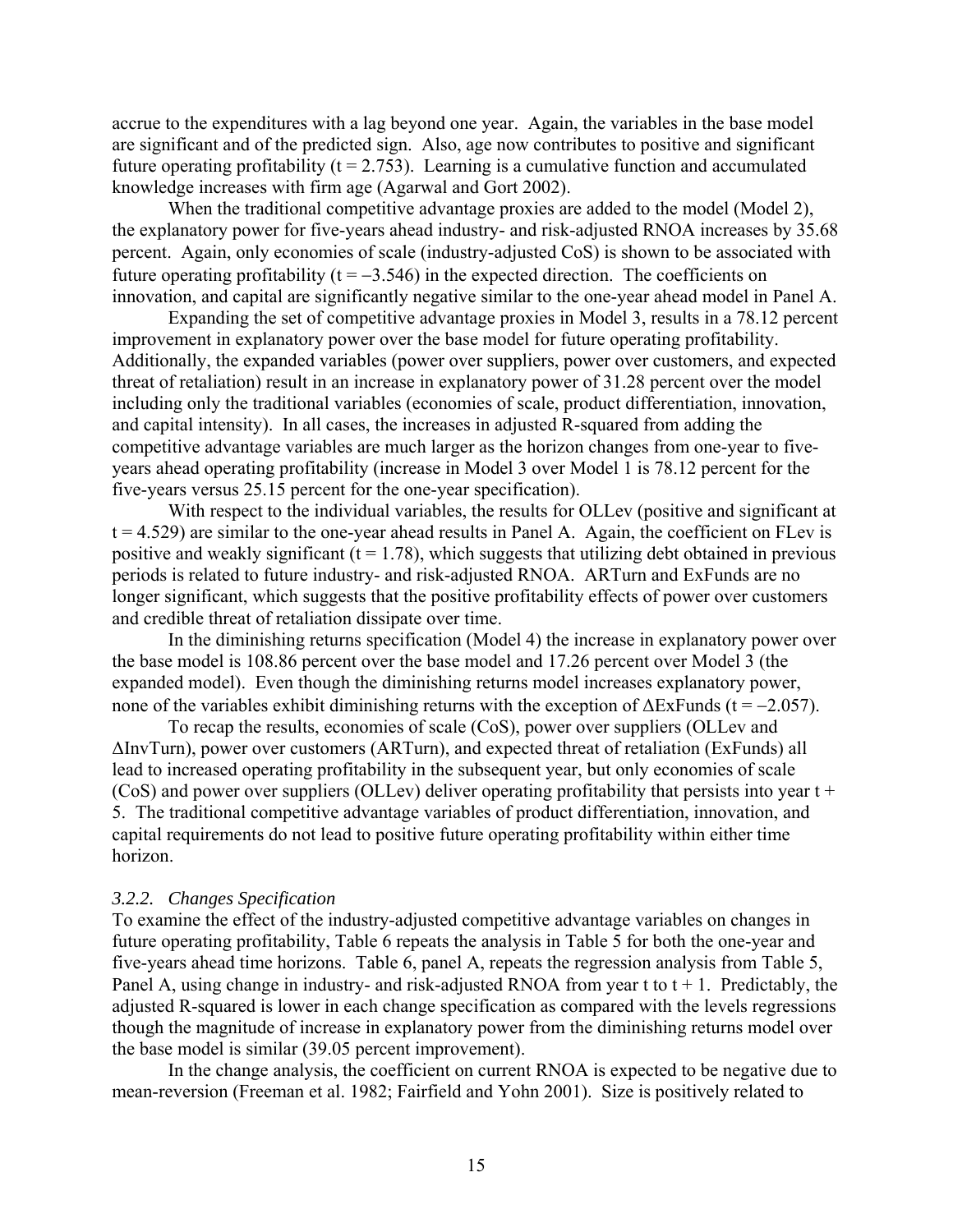accrue to the expenditures with a lag beyond one year. Again, the variables in the base model are significant and of the predicted sign. Also, age now contributes to positive and significant future operating profitability ($t = 2.753$). Learning is a cumulative function and accumulated knowledge increases with firm age (Agarwal and Gort 2002).

When the traditional competitive advantage proxies are added to the model (Model 2), the explanatory power for five-years ahead industry- and risk-adjusted RNOA increases by 35.68 percent. Again, only economies of scale (industry-adjusted CoS) is shown to be associated with future operating profitability ($t = -3.546$) in the expected direction. The coefficients on innovation, and capital are significantly negative similar to the one-year ahead model in Panel A.

Expanding the set of competitive advantage proxies in Model 3, results in a 78.12 percent improvement in explanatory power over the base model for future operating profitability. Additionally, the expanded variables (power over suppliers, power over customers, and expected threat of retaliation) result in an increase in explanatory power of 31.28 percent over the model including only the traditional variables (economies of scale, product differentiation, innovation, and capital intensity). In all cases, the increases in adjusted R-squared from adding the competitive advantage variables are much larger as the horizon changes from one-year to five-years ahead operating profitability (increase in Model 3 over Model 1 is 78.12 percent for the five-years versus 25.15 percent for the one-year specification).

With respect to the individual variables, the results for OLLev (positive and significant at $t = 4.529$) are similar to the one-year ahead results in Panel A. Again, the coefficient on FLev is positive and weakly significant ($t = 1.78$), which suggests that utilizing debt obtained in previous periods is related to future industry- and risk-adjusted RNOA. ARTurn and ExFunds are no longer significant, which suggests that the positive profitability effects of power over customers and credible threat of retaliation dissipate over time.

In the diminishing returns specification (Model 4) the increase in explanatory power over the base model is 108.86 percent over the base model and 17.26 percent over Model 3 (the expanded model). Even though the diminishing returns model increases explanatory power, none of the variables exhibit diminishing returns with the exception of $\Delta$ExFunds ($t = -2.057$).

To recap the results, economies of scale (CoS), power over suppliers (OLLev and $\Delta$InvTurn), power over customers (ARTurn), and expected threat of retaliation (ExFunds) all lead to increased operating profitability in the subsequent year, but only economies of scale (CoS) and power over suppliers (OLLev) deliver operating profitability that persists into year $t + 5$. The traditional competitive advantage variables of product differentiation, innovation, and capital requirements do not lead to positive future operating profitability within either time horizon.

### *3.2.2. Changes Specification*

To examine the effect of the industry-adjusted competitive advantage variables on changes in future operating profitability, Table 6 repeats the analysis in Table 5 for both the one-year and five-years ahead time horizons. Table 6, panel A, repeats the regression analysis from Table 5, Panel A, using change in industry- and risk-adjusted RNOA from year t to $t + 1$. Predictably, the adjusted R-squared is lower in each change specification as compared with the levels regressions though the magnitude of increase in explanatory power from the diminishing returns model over the base model is similar (39.05 percent improvement).

In the change analysis, the coefficient on current RNOA is expected to be negative due to mean-reversion (Freeman et al. 1982; Fairfield and Yohn 2001). Size is positively related to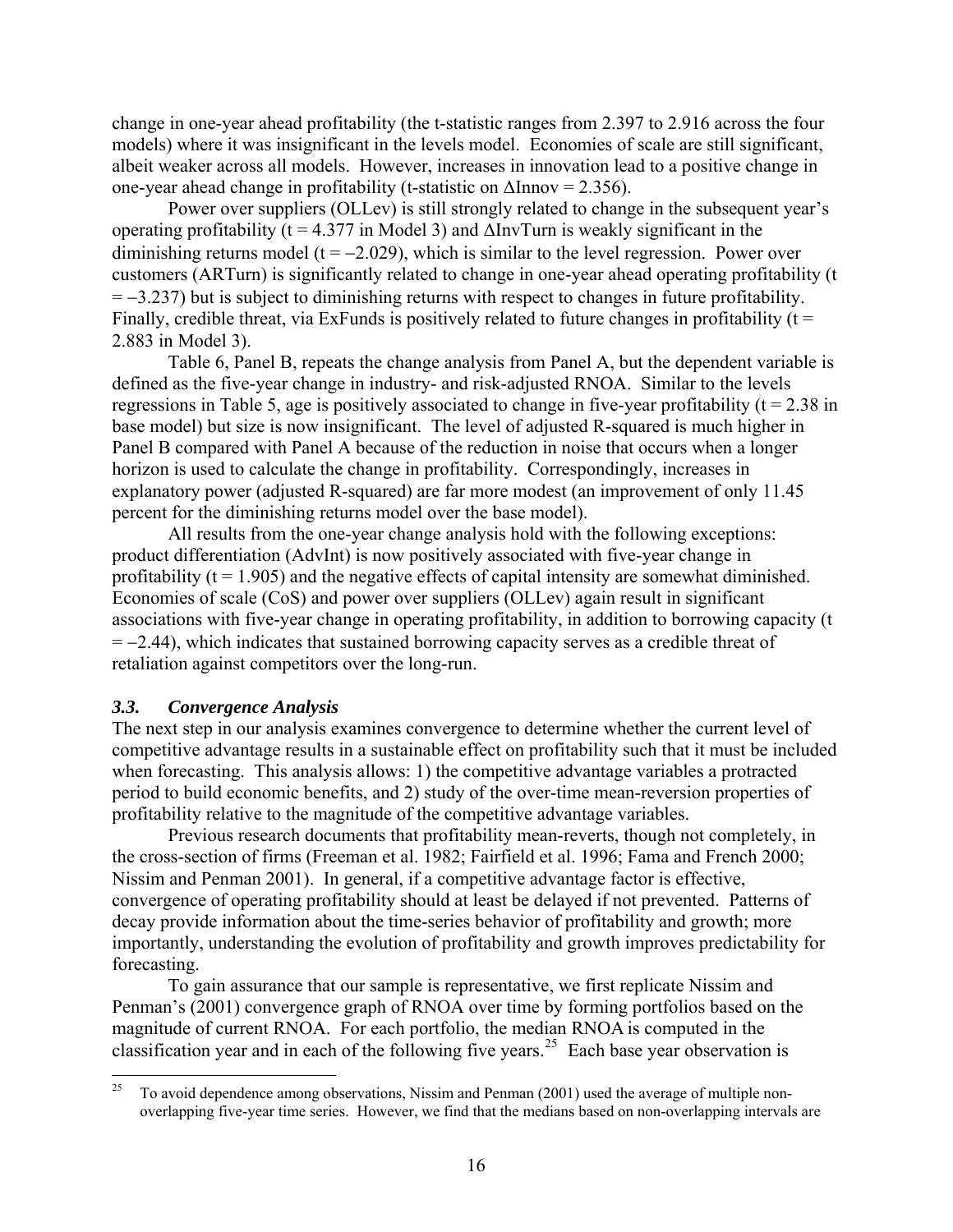change in one-year ahead profitability (the t-statistic ranges from 2.397 to 2.916 across the four models) where it was insignificant in the levels model. Economies of scale are still significant, albeit weaker across all models. However, increases in innovation lead to a positive change in one-year ahead change in profitability (t-statistic on ΔInnov = 2.356).

Power over suppliers (OLLev) is still strongly related to change in the subsequent year's operating profitability (t = 4.377 in Model 3) and ΔInvTurn is weakly significant in the diminishing returns model (t = −2.029), which is similar to the level regression. Power over customers (ARTurn) is significantly related to change in one-year ahead operating profitability (t = −3.237) but is subject to diminishing returns with respect to changes in future profitability. Finally, credible threat, via ExFunds is positively related to future changes in profitability (t = 2.883 in Model 3).

Table 6, Panel B, repeats the change analysis from Panel A, but the dependent variable is defined as the five-year change in industry- and risk-adjusted RNOA. Similar to the levels regressions in Table 5, age is positively associated to change in five-year profitability (t = 2.38 in base model) but size is now insignificant. The level of adjusted R-squared is much higher in Panel B compared with Panel A because of the reduction in noise that occurs when a longer horizon is used to calculate the change in profitability. Correspondingly, increases in explanatory power (adjusted R-squared) are far more modest (an improvement of only 11.45 percent for the diminishing returns model over the base model).

All results from the one-year change analysis hold with the following exceptions: product differentiation (AdvInt) is now positively associated with five-year change in profitability (t = 1.905) and the negative effects of capital intensity are somewhat diminished. Economies of scale (CoS) and power over suppliers (OLLev) again result in significant associations with five-year change in operating profitability, in addition to borrowing capacity (t = −2.44), which indicates that sustained borrowing capacity serves as a credible threat of retaliation against competitors over the long-run.

### *3.3. Convergence Analysis*

The next step in our analysis examines convergence to determine whether the current level of competitive advantage results in a sustainable effect on profitability such that it must be included when forecasting. This analysis allows: 1) the competitive advantage variables a protracted period to build economic benefits, and 2) study of the over-time mean-reversion properties of profitability relative to the magnitude of the competitive advantage variables.

Previous research documents that profitability mean-reverts, though not completely, in the cross-section of firms (Freeman et al. 1982; Fairfield et al. 1996; Fama and French 2000; Nissim and Penman 2001). In general, if a competitive advantage factor is effective, convergence of operating profitability should at least be delayed if not prevented. Patterns of decay provide information about the time-series behavior of profitability and growth; more importantly, understanding the evolution of profitability and growth improves predictability for forecasting.

To gain assurance that our sample is representative, we first replicate Nissim and Penman's (2001) convergence graph of RNOA over time by forming portfolios based on the magnitude of current RNOA. For each portfolio, the median RNOA is computed in the classification year and in each of the following five years.[25] Each base year observation is

[25] To avoid dependence among observations, Nissim and Penman (2001) used the average of multiple non-overlapping five-year time series. However, we find that the medians based on non-overlapping intervals are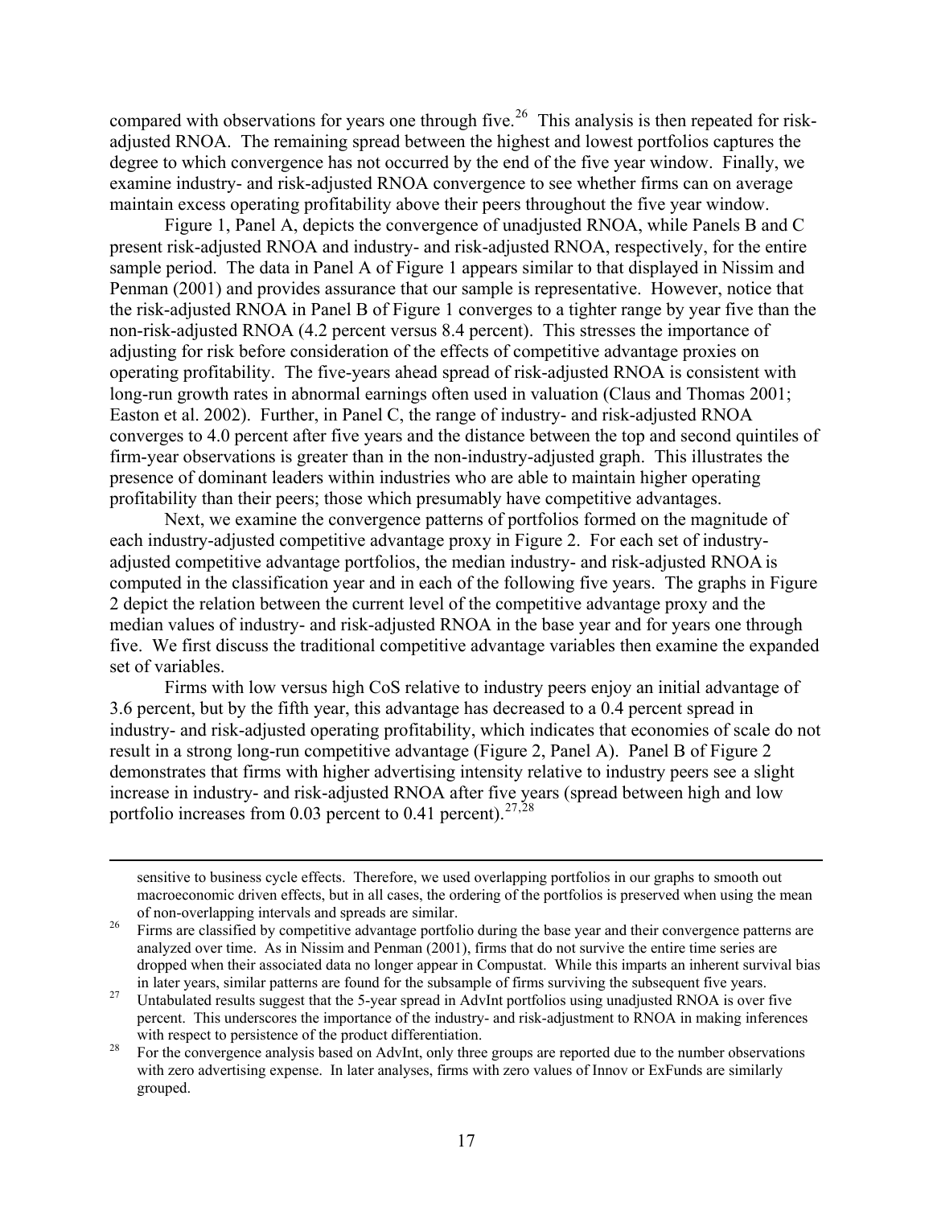compared with observations for years one through five.[26] This analysis is then repeated for risk-adjusted RNOA. The remaining spread between the highest and lowest portfolios captures the degree to which convergence has not occurred by the end of the five year window. Finally, we examine industry- and risk-adjusted RNOA convergence to see whether firms can on average maintain excess operating profitability above their peers throughout the five year window.

Figure 1, Panel A, depicts the convergence of unadjusted RNOA, while Panels B and C present risk-adjusted RNOA and industry- and risk-adjusted RNOA, respectively, for the entire sample period. The data in Panel A of Figure 1 appears similar to that displayed in Nissim and Penman (2001) and provides assurance that our sample is representative. However, notice that the risk-adjusted RNOA in Panel B of Figure 1 converges to a tighter range by year five than the non-risk-adjusted RNOA (4.2 percent versus 8.4 percent). This stresses the importance of adjusting for risk before consideration of the effects of competitive advantage proxies on operating profitability. The five-years ahead spread of risk-adjusted RNOA is consistent with long-run growth rates in abnormal earnings often used in valuation (Claus and Thomas 2001; Easton et al. 2002). Further, in Panel C, the range of industry- and risk-adjusted RNOA converges to 4.0 percent after five years and the distance between the top and second quintiles of firm-year observations is greater than in the non-industry-adjusted graph. This illustrates the presence of dominant leaders within industries who are able to maintain higher operating profitability than their peers; those which presumably have competitive advantages.

Next, we examine the convergence patterns of portfolios formed on the magnitude of each industry-adjusted competitive advantage proxy in Figure 2. For each set of industry-adjusted competitive advantage portfolios, the median industry- and risk-adjusted RNOA is computed in the classification year and in each of the following five years. The graphs in Figure 2 depict the relation between the current level of the competitive advantage proxy and the median values of industry- and risk-adjusted RNOA in the base year and for years one through five. We first discuss the traditional competitive advantage variables then examine the expanded set of variables.

Firms with low versus high CoS relative to industry peers enjoy an initial advantage of 3.6 percent, but by the fifth year, this advantage has decreased to a 0.4 percent spread in industry- and risk-adjusted operating profitability, which indicates that economies of scale do not result in a strong long-run competitive advantage (Figure 2, Panel A). Panel B of Figure 2 demonstrates that firms with higher advertising intensity relative to industry peers see a slight increase in industry- and risk-adjusted RNOA after five years (spread between high and low portfolio increases from 0.03 percent to 0.41 percent).[27,28]

---

sensitive to business cycle effects. Therefore, we used overlapping portfolios in our graphs to smooth out macroeconomic driven effects, but in all cases, the ordering of the portfolios is preserved when using the mean of non-overlapping intervals and spreads are similar.

[26] Firms are classified by competitive advantage portfolio during the base year and their convergence patterns are analyzed over time. As in Nissim and Penman (2001), firms that do not survive the entire time series are dropped when their associated data no longer appear in Compustat. While this imparts an inherent survival bias in later years, similar patterns are found for the subsample of firms surviving the subsequent five years.

[27] Untabulated results suggest that the 5-year spread in AdvInt portfolios using unadjusted RNOA is over five percent. This underscores the importance of the industry- and risk-adjustment to RNOA in making inferences with respect to persistence of the product differentiation.

[28] For the convergence analysis based on AdvInt, only three groups are reported due to the number observations with zero advertising expense. In later analyses, firms with zero values of Innov or ExFunds are similarly grouped.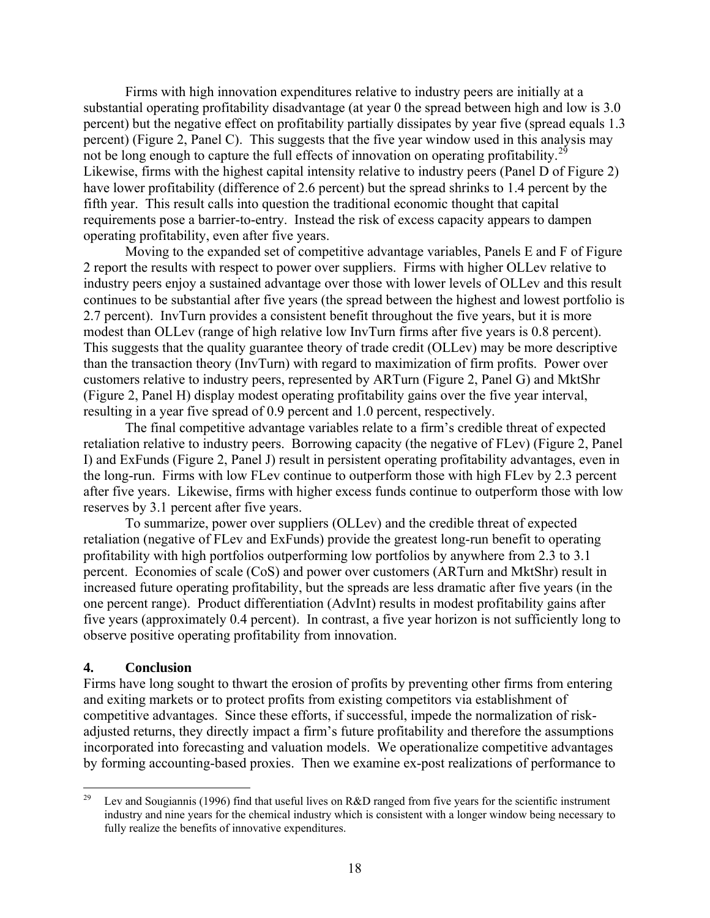Firms with high innovation expenditures relative to industry peers are initially at a substantial operating profitability disadvantage (at year 0 the spread between high and low is 3.0 percent) but the negative effect on profitability partially dissipates by year five (spread equals 1.3 percent) (Figure 2, Panel C). This suggests that the five year window used in this analysis may not be long enough to capture the full effects of innovation on operating profitability.[29] Likewise, firms with the highest capital intensity relative to industry peers (Panel D of Figure 2) have lower profitability (difference of 2.6 percent) but the spread shrinks to 1.4 percent by the fifth year. This result calls into question the traditional economic thought that capital requirements pose a barrier-to-entry. Instead the risk of excess capacity appears to dampen operating profitability, even after five years.

Moving to the expanded set of competitive advantage variables, Panels E and F of Figure 2 report the results with respect to power over suppliers. Firms with higher OLLev relative to industry peers enjoy a sustained advantage over those with lower levels of OLLev and this result continues to be substantial after five years (the spread between the highest and lowest portfolio is 2.7 percent). InvTurn provides a consistent benefit throughout the five years, but it is more modest than OLLev (range of high relative low InvTurn firms after five years is 0.8 percent). This suggests that the quality guarantee theory of trade credit (OLLev) may be more descriptive than the transaction theory (InvTurn) with regard to maximization of firm profits. Power over customers relative to industry peers, represented by ARTurn (Figure 2, Panel G) and MktShr (Figure 2, Panel H) display modest operating profitability gains over the five year interval, resulting in a year five spread of 0.9 percent and 1.0 percent, respectively.

The final competitive advantage variables relate to a firm's credible threat of expected retaliation relative to industry peers. Borrowing capacity (the negative of FLev) (Figure 2, Panel I) and ExFunds (Figure 2, Panel J) result in persistent operating profitability advantages, even in the long-run. Firms with low FLev continue to outperform those with high FLev by 2.3 percent after five years. Likewise, firms with higher excess funds continue to outperform those with low reserves by 3.1 percent after five years.

To summarize, power over suppliers (OLLev) and the credible threat of expected retaliation (negative of FLev and ExFunds) provide the greatest long-run benefit to operating profitability with high portfolios outperforming low portfolios by anywhere from 2.3 to 3.1 percent. Economies of scale (CoS) and power over customers (ARTurn and MktShr) result in increased future operating profitability, but the spreads are less dramatic after five years (in the one percent range). Product differentiation (AdvInt) results in modest profitability gains after five years (approximately 0.4 percent). In contrast, a five year horizon is not sufficiently long to observe positive operating profitability from innovation.

## 4. Conclusion

Firms have long sought to thwart the erosion of profits by preventing other firms from entering and exiting markets or to protect profits from existing competitors via establishment of competitive advantages. Since these efforts, if successful, impede the normalization of risk-adjusted returns, they directly impact a firm's future profitability and therefore the assumptions incorporated into forecasting and valuation models. We operationalize competitive advantages by forming accounting-based proxies. Then we examine ex-post realizations of performance to

---

[29] Lev and Sougiannis (1996) find that useful lives on R&D ranged from five years for the scientific instrument industry and nine years for the chemical industry which is consistent with a longer window being necessary to fully realize the benefits of innovative expenditures.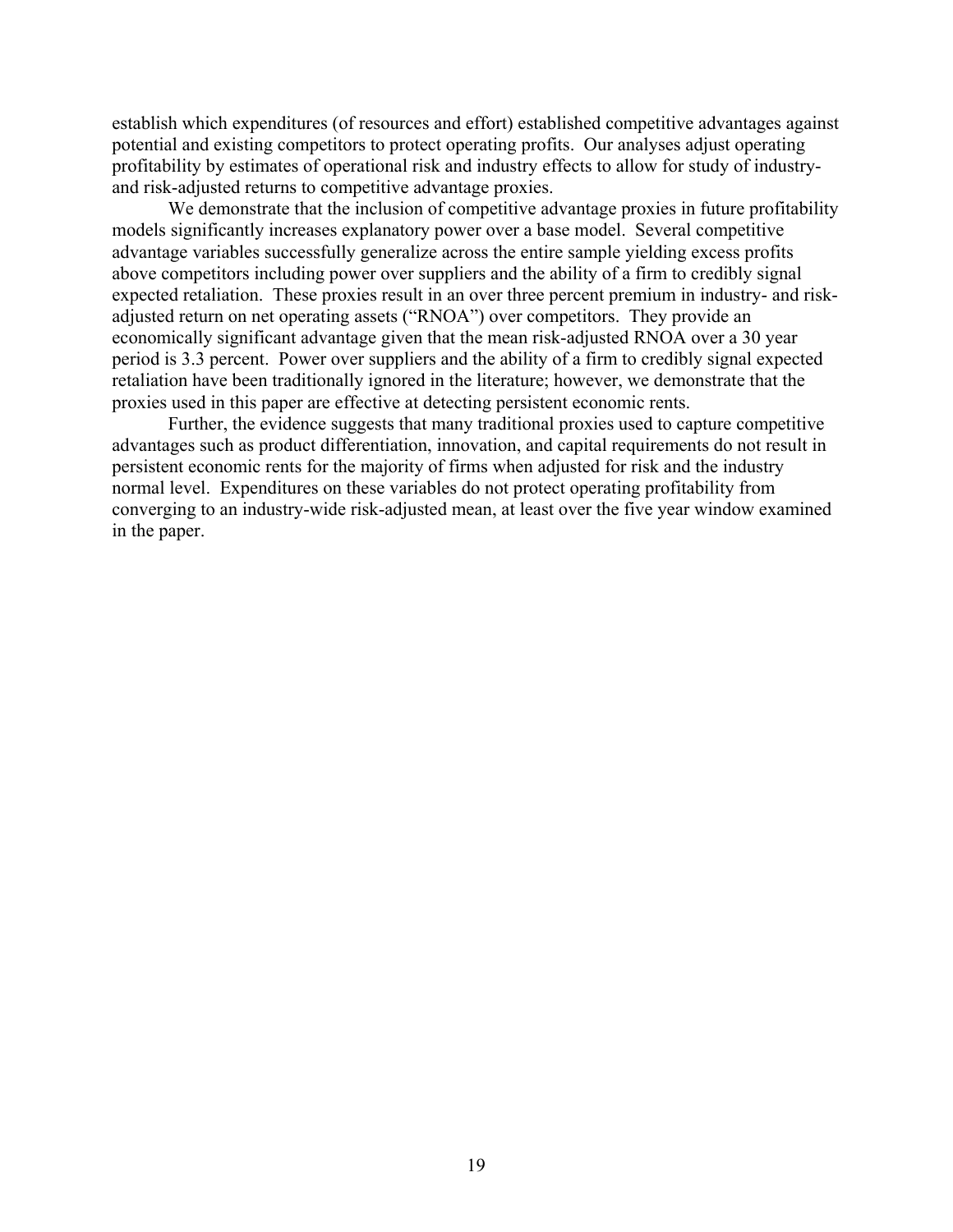establish which expenditures (of resources and effort) established competitive advantages against potential and existing competitors to protect operating profits. Our analyses adjust operating profitability by estimates of operational risk and industry effects to allow for study of industry- and risk-adjusted returns to competitive advantage proxies.

We demonstrate that the inclusion of competitive advantage proxies in future profitability models significantly increases explanatory power over a base model. Several competitive advantage variables successfully generalize across the entire sample yielding excess profits above competitors including power over suppliers and the ability of a firm to credibly signal expected retaliation. These proxies result in an over three percent premium in industry- and risk-adjusted return on net operating assets ("RNOA") over competitors. They provide an economically significant advantage given that the mean risk-adjusted RNOA over a 30 year period is 3.3 percent. Power over suppliers and the ability of a firm to credibly signal expected retaliation have been traditionally ignored in the literature; however, we demonstrate that the proxies used in this paper are effective at detecting persistent economic rents.

Further, the evidence suggests that many traditional proxies used to capture competitive advantages such as product differentiation, innovation, and capital requirements do not result in persistent economic rents for the majority of firms when adjusted for risk and the industry normal level. Expenditures on these variables do not protect operating profitability from converging to an industry-wide risk-adjusted mean, at least over the five year window examined in the paper.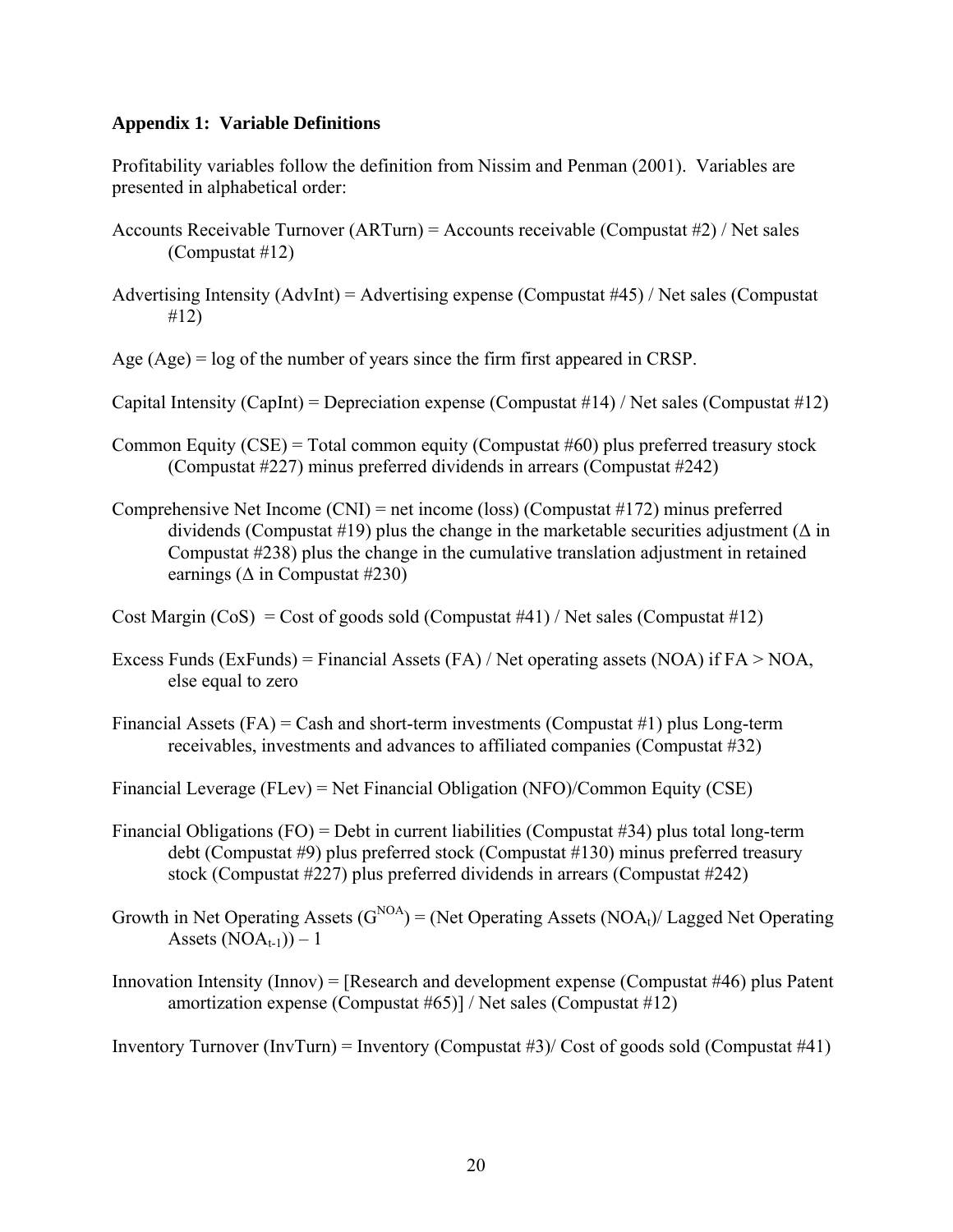**Appendix 1: Variable Definitions**

Profitability variables follow the definition from Nissim and Penman (2001). Variables are presented in alphabetical order:

Accounts Receivable Turnover (ARTurn) = Accounts receivable (Compustat #2) / Net sales (Compustat #12)

Advertising Intensity (AdvInt) = Advertising expense (Compustat #45) / Net sales (Compustat #12)

Age (Age) = log of the number of years since the firm first appeared in CRSP.

Capital Intensity (CapInt) = Depreciation expense (Compustat #14) / Net sales (Compustat #12)

Common Equity (CSE) = Total common equity (Compustat #60) plus preferred treasury stock (Compustat #227) minus preferred dividends in arrears (Compustat #242)

Comprehensive Net Income (CNI) = net income (loss) (Compustat #172) minus preferred dividends (Compustat #19) plus the change in the marketable securities adjustment ($\Delta$ in Compustat #238) plus the change in the cumulative translation adjustment in retained earnings ($\Delta$ in Compustat #230)

Cost Margin (CoS) = Cost of goods sold (Compustat #41) / Net sales (Compustat #12)

Excess Funds (ExFunds) = Financial Assets (FA) / Net operating assets (NOA) if FA > NOA, else equal to zero

Financial Assets (FA) = Cash and short-term investments (Compustat #1) plus Long-term receivables, investments and advances to affiliated companies (Compustat #32)

Financial Leverage (FLev) = Net Financial Obligation (NFO)/Common Equity (CSE)

Financial Obligations (FO) = Debt in current liabilities (Compustat #34) plus total long-term debt (Compustat #9) plus preferred stock (Compustat #130) minus preferred treasury stock (Compustat #227) plus preferred dividends in arrears (Compustat #242)

Growth in Net Operating Assets ($G^{NOA}$) = (Net Operating Assets ($NOA_t$)/ Lagged Net Operating Assets ($NOA_{t-1}$)) – 1

Innovation Intensity (Innov) = [Research and development expense (Compustat #46) plus Patent amortization expense (Compustat #65)] / Net sales (Compustat #12)

Inventory Turnover (InvTurn) = Inventory (Compustat #3)/ Cost of goods sold (Compustat #41)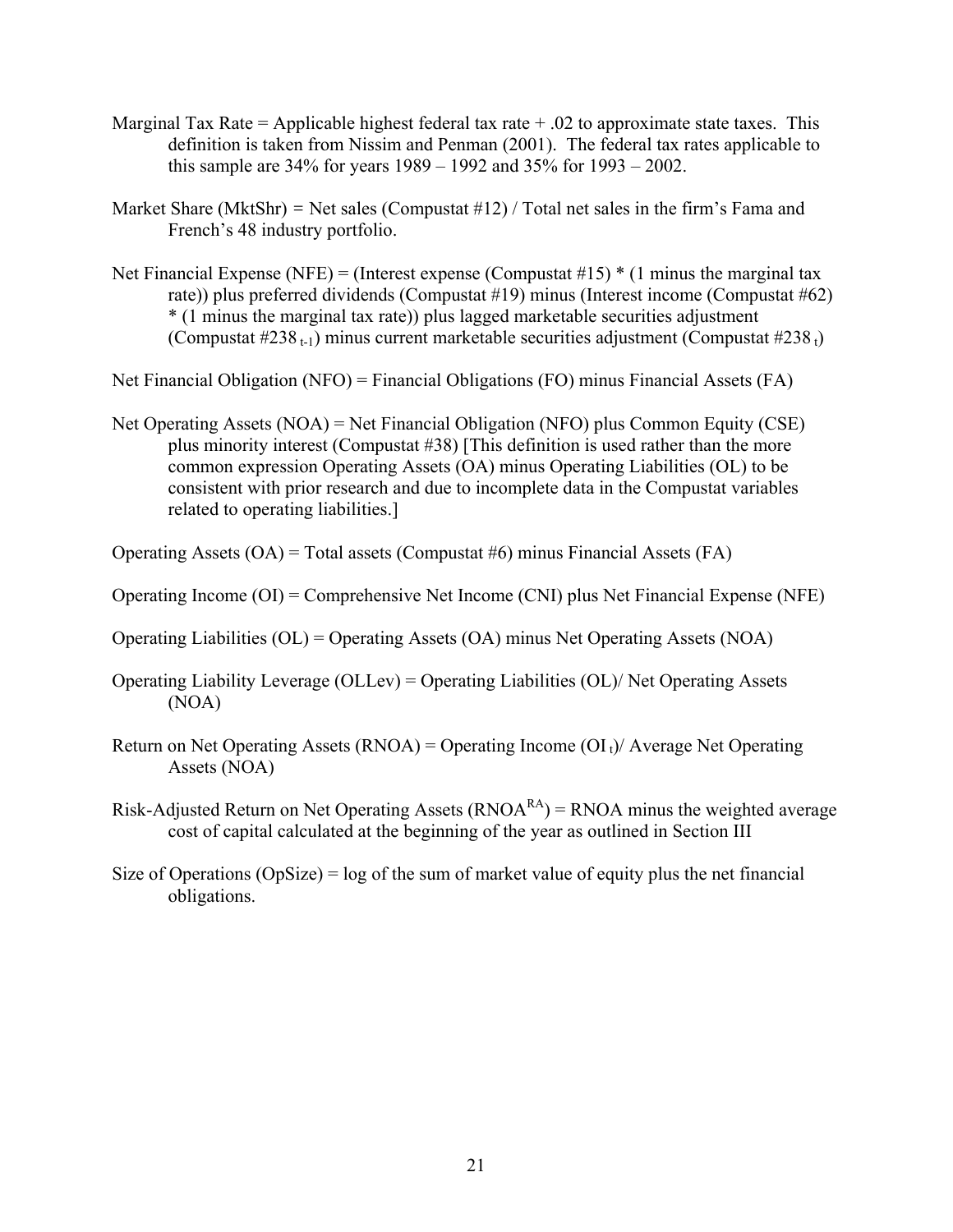Marginal Tax Rate = Applicable highest federal tax rate + .02 to approximate state taxes. This definition is taken from Nissim and Penman (2001). The federal tax rates applicable to this sample are 34% for years 1989 – 1992 and 35% for 1993 – 2002.

Market Share (MktShr) = Net sales (Compustat #12) / Total net sales in the firm's Fama and French's 48 industry portfolio.

Net Financial Expense (NFE) = (Interest expense (Compustat #15) * (1 minus the marginal tax rate)) plus preferred dividends (Compustat #19) minus (Interest income (Compustat #62) * (1 minus the marginal tax rate)) plus lagged marketable securities adjustment (Compustat $\#238_{t-1}$) minus current marketable securities adjustment (Compustat $\#238_{t}$)

Net Financial Obligation (NFO) = Financial Obligations (FO) minus Financial Assets (FA)

Net Operating Assets (NOA) = Net Financial Obligation (NFO) plus Common Equity (CSE) plus minority interest (Compustat #38) [This definition is used rather than the more common expression Operating Assets (OA) minus Operating Liabilities (OL) to be consistent with prior research and due to incomplete data in the Compustat variables related to operating liabilities.]

Operating Assets (OA) = Total assets (Compustat #6) minus Financial Assets (FA)

Operating Income (OI) = Comprehensive Net Income (CNI) plus Net Financial Expense (NFE)

Operating Liabilities (OL) = Operating Assets (OA) minus Net Operating Assets (NOA)

Operating Liability Leverage (OLLev) = Operating Liabilities (OL)/ Net Operating Assets (NOA)

Return on Net Operating Assets (RNOA) = Operating Income ($OI_t$)/ Average Net Operating Assets (NOA)

Risk-Adjusted Return on Net Operating Assets ($RNOA^{RA}$) = RNOA minus the weighted average cost of capital calculated at the beginning of the year as outlined in Section III

Size of Operations (OpSize) = log of the sum of market value of equity plus the net financial obligations.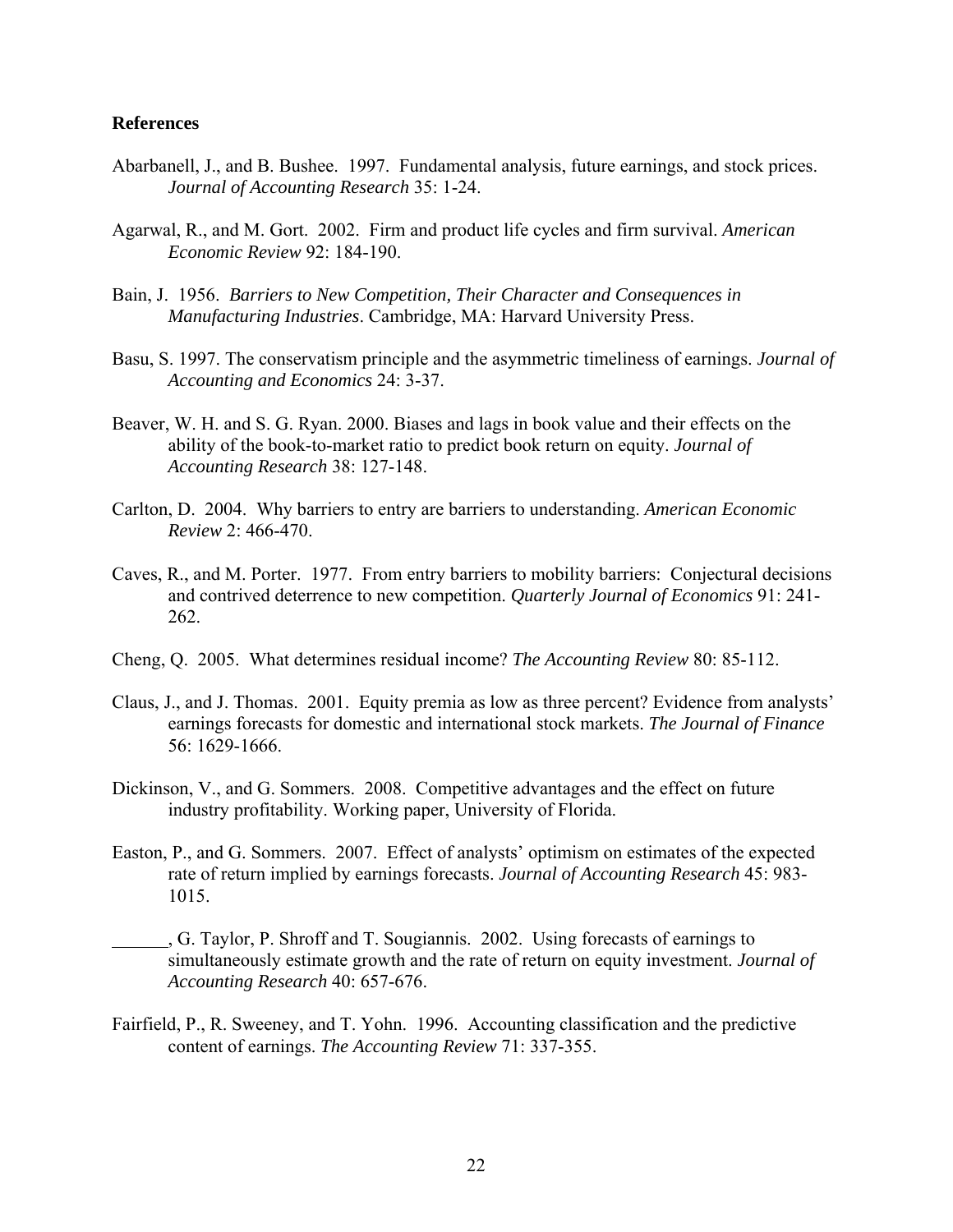**References**

Abarbanell, J., and B. Bushee. 1997. Fundamental analysis, future earnings, and stock prices. *Journal of Accounting Research* 35: 1-24.

Agarwal, R., and M. Gort. 2002. Firm and product life cycles and firm survival. *American Economic Review* 92: 184-190.

Bain, J. 1956. *Barriers to New Competition, Their Character and Consequences in Manufacturing Industries*. Cambridge, MA: Harvard University Press.

Basu, S. 1997. The conservatism principle and the asymmetric timeliness of earnings. *Journal of Accounting and Economics* 24: 3-37.

Beaver, W. H. and S. G. Ryan. 2000. Biases and lags in book value and their effects on the ability of the book-to-market ratio to predict book return on equity. *Journal of Accounting Research* 38: 127-148.

Carlton, D. 2004. Why barriers to entry are barriers to understanding. *American Economic Review* 2: 466-470.

Caves, R., and M. Porter. 1977. From entry barriers to mobility barriers: Conjectural decisions and contrived deterrence to new competition. *Quarterly Journal of Economics* 91: 241-262.

Cheng, Q. 2005. What determines residual income? *The Accounting Review* 80: 85-112.

Claus, J., and J. Thomas. 2001. Equity premia as low as three percent? Evidence from analysts' earnings forecasts for domestic and international stock markets. *The Journal of Finance* 56: 1629-1666.

Dickinson, V., and G. Sommers. 2008. Competitive advantages and the effect on future industry profitability. Working paper, University of Florida.

Easton, P., and G. Sommers. 2007. Effect of analysts' optimism on estimates of the expected rate of return implied by earnings forecasts. *Journal of Accounting Research* 45: 983-1015.

\_\_\_\_\_\_, G. Taylor, P. Shroff and T. Sougiannis. 2002. Using forecasts of earnings to simultaneously estimate growth and the rate of return on equity investment. *Journal of Accounting Research* 40: 657-676.

Fairfield, P., R. Sweeney, and T. Yohn. 1996. Accounting classification and the predictive content of earnings. *The Accounting Review* 71: 337-355.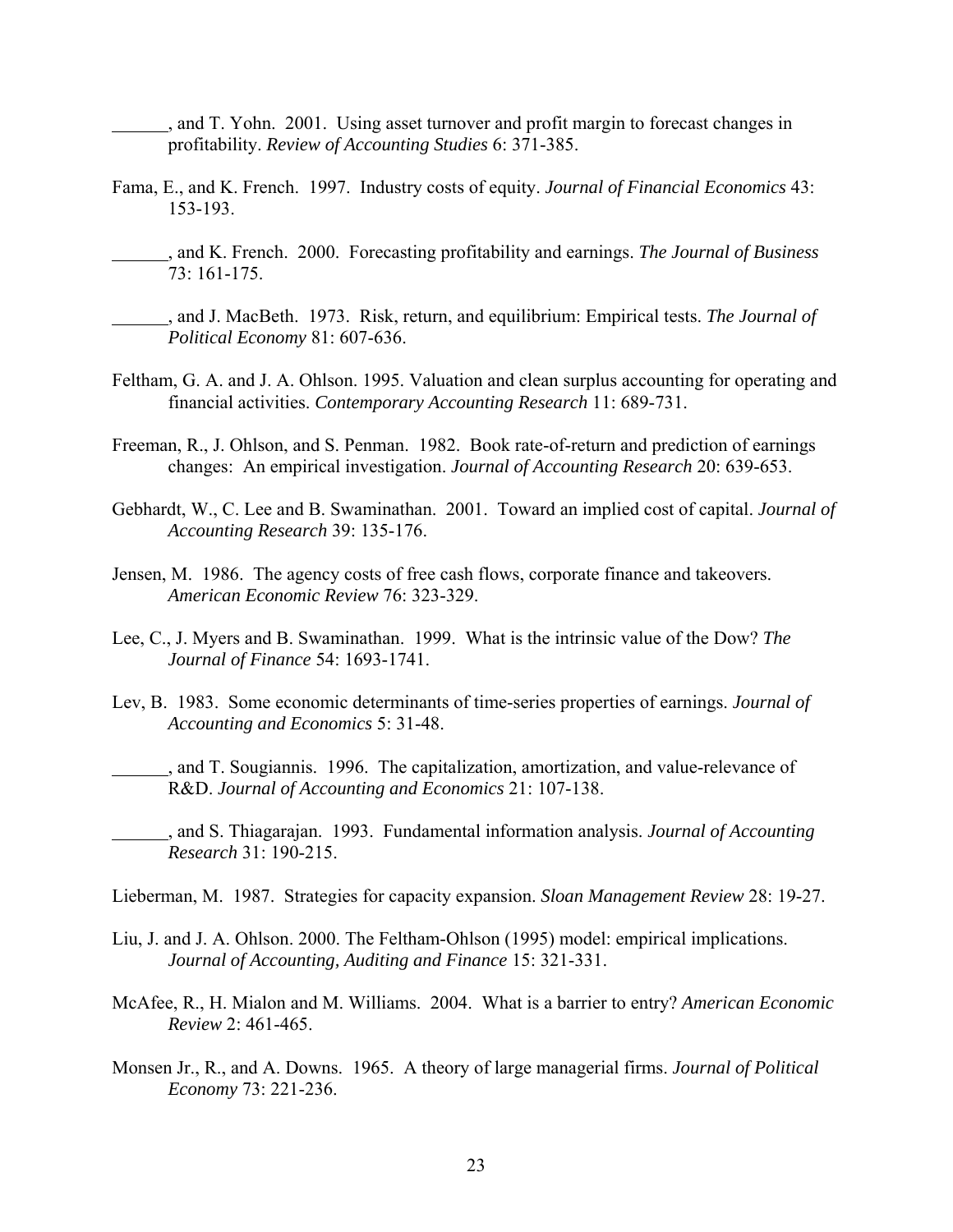______, and T. Yohn. 2001. Using asset turnover and profit margin to forecast changes in profitability. *Review of Accounting Studies* 6: 371-385.

Fama, E., and K. French. 1997. Industry costs of equity. *Journal of Financial Economics* 43: 153-193.

______, and K. French. 2000. Forecasting profitability and earnings. *The Journal of Business* 73: 161-175.

______, and J. MacBeth. 1973. Risk, return, and equilibrium: Empirical tests. *The Journal of Political Economy* 81: 607-636.

Feltham, G. A. and J. A. Ohlson. 1995. Valuation and clean surplus accounting for operating and financial activities. *Contemporary Accounting Research* 11: 689-731.

Freeman, R., J. Ohlson, and S. Penman. 1982. Book rate-of-return and prediction of earnings changes: An empirical investigation. *Journal of Accounting Research* 20: 639-653.

Gebhardt, W., C. Lee and B. Swaminathan. 2001. Toward an implied cost of capital. *Journal of Accounting Research* 39: 135-176.

Jensen, M. 1986. The agency costs of free cash flows, corporate finance and takeovers. *American Economic Review* 76: 323-329.

Lee, C., J. Myers and B. Swaminathan. 1999. What is the intrinsic value of the Dow? *The Journal of Finance* 54: 1693-1741.

Lev, B. 1983. Some economic determinants of time-series properties of earnings. *Journal of Accounting and Economics* 5: 31-48.

______, and T. Sougiannis. 1996. The capitalization, amortization, and value-relevance of R&D. *Journal of Accounting and Economics* 21: 107-138.

______, and S. Thiagarajan. 1993. Fundamental information analysis. *Journal of Accounting Research* 31: 190-215.

Lieberman, M. 1987. Strategies for capacity expansion. *Sloan Management Review* 28: 19-27.

Liu, J. and J. A. Ohlson. 2000. The Feltham-Ohlson (1995) model: empirical implications. *Journal of Accounting, Auditing and Finance* 15: 321-331.

McAfee, R., H. Mialon and M. Williams. 2004. What is a barrier to entry? *American Economic Review* 2: 461-465.

Monsen Jr., R., and A. Downs. 1965. A theory of large managerial firms. *Journal of Political Economy* 73: 221-236.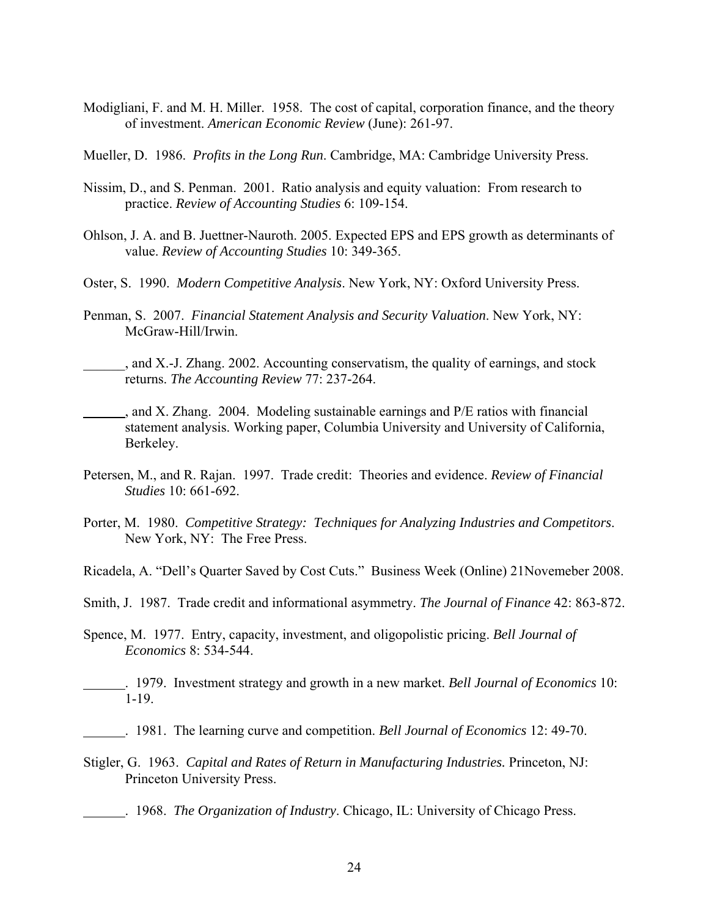Modigliani, F. and M. H. Miller. 1958. The cost of capital, corporation finance, and the theory of investment. *American Economic Review* (June): 261-97.

Mueller, D. 1986. *Profits in the Long Run*. Cambridge, MA: Cambridge University Press.

Nissim, D., and S. Penman. 2001. Ratio analysis and equity valuation: From research to practice. *Review of Accounting Studies* 6: 109-154.

Ohlson, J. A. and B. Juettner-Nauroth. 2005. Expected EPS and EPS growth as determinants of value. *Review of Accounting Studies* 10: 349-365.

Oster, S. 1990. *Modern Competitive Analysis*. New York, NY: Oxford University Press.

Penman, S. 2007. *Financial Statement Analysis and Security Valuation*. New York, NY: McGraw-Hill/Irwin.

______, and X.-J. Zhang. 2002. Accounting conservatism, the quality of earnings, and stock returns. *The Accounting Review* 77: 237-264.

______, and X. Zhang. 2004. Modeling sustainable earnings and P/E ratios with financial statement analysis. Working paper, Columbia University and University of California, Berkeley.

Petersen, M., and R. Rajan. 1997. Trade credit: Theories and evidence. *Review of Financial Studies* 10: 661-692.

Porter, M. 1980. *Competitive Strategy: Techniques for Analyzing Industries and Competitors*. New York, NY: The Free Press.

Ricadela, A. "Dell's Quarter Saved by Cost Cuts." Business Week (Online) 21Novemeber 2008.

Smith, J. 1987. Trade credit and informational asymmetry. *The Journal of Finance* 42: 863-872.

Spence, M. 1977. Entry, capacity, investment, and oligopolistic pricing. *Bell Journal of Economics* 8: 534-544.

______. 1979. Investment strategy and growth in a new market. *Bell Journal of Economics* 10: 1-19.

______. 1981. The learning curve and competition. *Bell Journal of Economics* 12: 49-70.

Stigler, G. 1963. *Capital and Rates of Return in Manufacturing Industries.* Princeton, NJ: Princeton University Press.

______. 1968. *The Organization of Industry*. Chicago, IL: University of Chicago Press.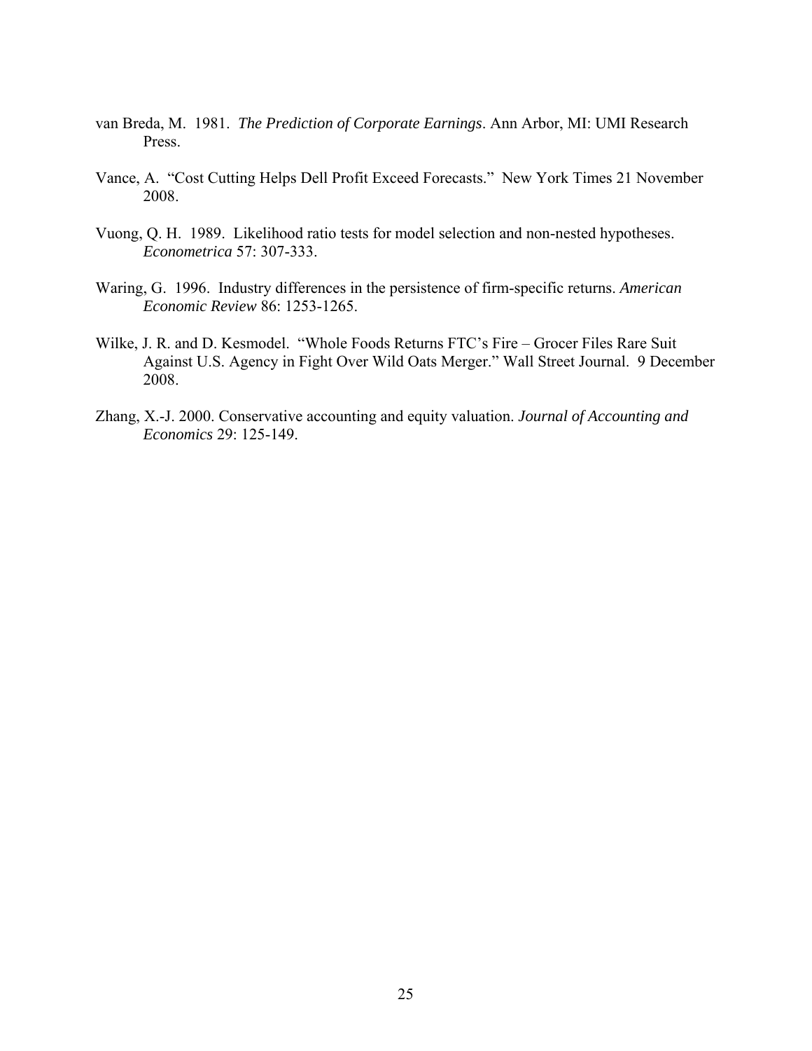van Breda, M. 1981. *The Prediction of Corporate Earnings*. Ann Arbor, MI: UMI Research Press.

Vance, A. "Cost Cutting Helps Dell Profit Exceed Forecasts." New York Times 21 November 2008.

Vuong, Q. H. 1989. Likelihood ratio tests for model selection and non-nested hypotheses. *Econometrica* 57: 307-333.

Waring, G. 1996. Industry differences in the persistence of firm-specific returns. *American Economic Review* 86: 1253-1265.

Wilke, J. R. and D. Kesmodel. "Whole Foods Returns FTC's Fire – Grocer Files Rare Suit Against U.S. Agency in Fight Over Wild Oats Merger." Wall Street Journal. 9 December 2008.

Zhang, X.-J. 2000. Conservative accounting and equity valuation. *Journal of Accounting and Economics* 29: 125-149.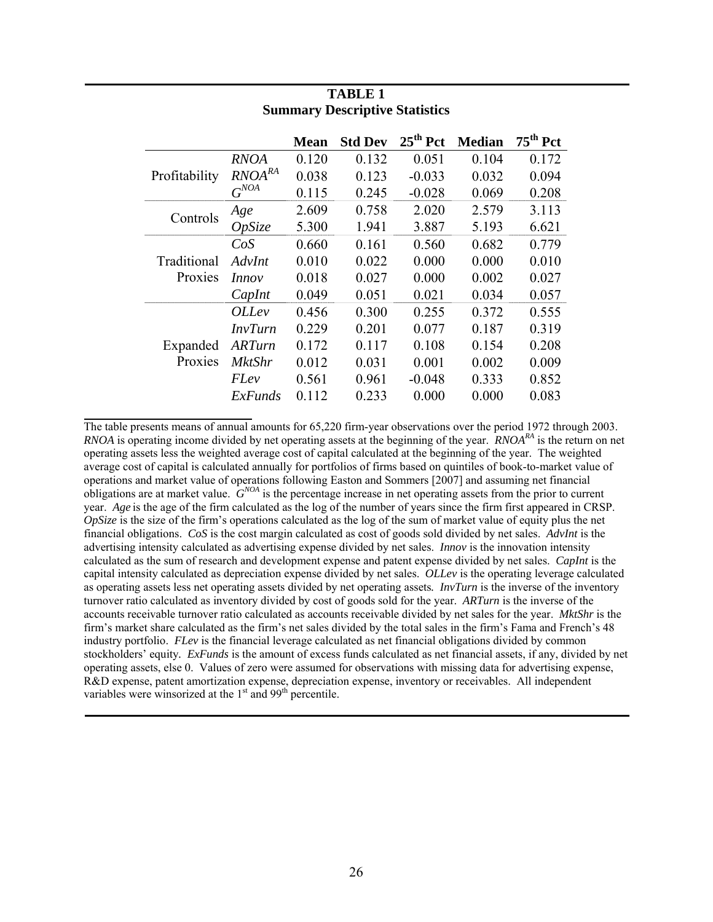**TABLE 1**
**Summary Descriptive Statistics**

| | | Mean | Std Dev | $25^{th}$ Pct | Median | $75^{th}$ Pct |
|---|---|---|---|---|---|---|
| Profitability | *RNOA* | 0.120 | 0.132 | 0.051 | 0.104 | 0.172 |
| | $RNOA^{RA}$ | 0.038 | 0.123 | -0.033 | 0.032 | 0.094 |
| | $G^{NOA}$ | 0.115 | 0.245 | -0.028 | 0.069 | 0.208 |
| Controls | *Age* | 2.609 | 0.758 | 2.020 | 2.579 | 3.113 |
| | *OpSize* | 5.300 | 1.941 | 3.887 | 5.193 | 6.621 |
| Traditional Proxies | *CoS* | 0.660 | 0.161 | 0.560 | 0.682 | 0.779 |
| | *AdvInt* | 0.010 | 0.022 | 0.000 | 0.000 | 0.010 |
| | *Innov* | 0.018 | 0.027 | 0.000 | 0.002 | 0.027 |
| | *CapInt* | 0.049 | 0.051 | 0.021 | 0.034 | 0.057 |
| Expanded Proxies | *OLLev* | 0.456 | 0.300 | 0.255 | 0.372 | 0.555 |
| | *InvTurn* | 0.229 | 0.201 | 0.077 | 0.187 | 0.319 |
| | *ARTurn* | 0.172 | 0.117 | 0.108 | 0.154 | 0.208 |
| | *MktShr* | 0.012 | 0.031 | 0.001 | 0.002 | 0.009 |
| | *FLev* | 0.561 | 0.961 | -0.048 | 0.333 | 0.852 |
| | *ExFunds* | 0.112 | 0.233 | 0.000 | 0.000 | 0.083 |

The table presents means of annual amounts for 65,220 firm-year observations over the period 1972 through 2003. *RNOA* is operating income divided by net operating assets at the beginning of the year. $RNOA^{RA}$ is the return on net operating assets less the weighted average cost of capital calculated at the beginning of the year. The weighted average cost of capital is calculated annually for portfolios of firms based on quintiles of book-to-market value of operations and market value of operations following Easton and Sommers [2007] and assuming net financial obligations are at market value. $G^{NOA}$ is the percentage increase in net operating assets from the prior to current year. *Age* is the age of the firm calculated as the log of the number of years since the firm first appeared in CRSP. *OpSize* is the size of the firm's operations calculated as the log of the sum of market value of equity plus the net financial obligations. *CoS* is the cost margin calculated as cost of goods sold divided by net sales. *AdvInt* is the advertising intensity calculated as advertising expense divided by net sales. *Innov* is the innovation intensity calculated as the sum of research and development expense and patent expense divided by net sales. *CapInt* is the capital intensity calculated as depreciation expense divided by net sales. *OLLev* is the operating leverage calculated as operating assets less net operating assets divided by net operating assets. *InvTurn* is the inverse of the inventory turnover ratio calculated as inventory divided by cost of goods sold for the year. *ARTurn* is the inverse of the accounts receivable turnover ratio calculated as accounts receivable divided by net sales for the year. *MktShr* is the firm's market share calculated as the firm's net sales divided by the total sales in the firm's Fama and French's 48 industry portfolio. *FLev* is the financial leverage calculated as net financial obligations divided by common stockholders' equity. *ExFunds* is the amount of excess funds calculated as net financial assets, if any, divided by net operating assets, else 0. Values of zero were assumed for observations with missing data for advertising expense, R&D expense, patent amortization expense, depreciation expense, inventory or receivables. All independent variables were winsorized at the $1^{st}$ and $99^{th}$ percentile.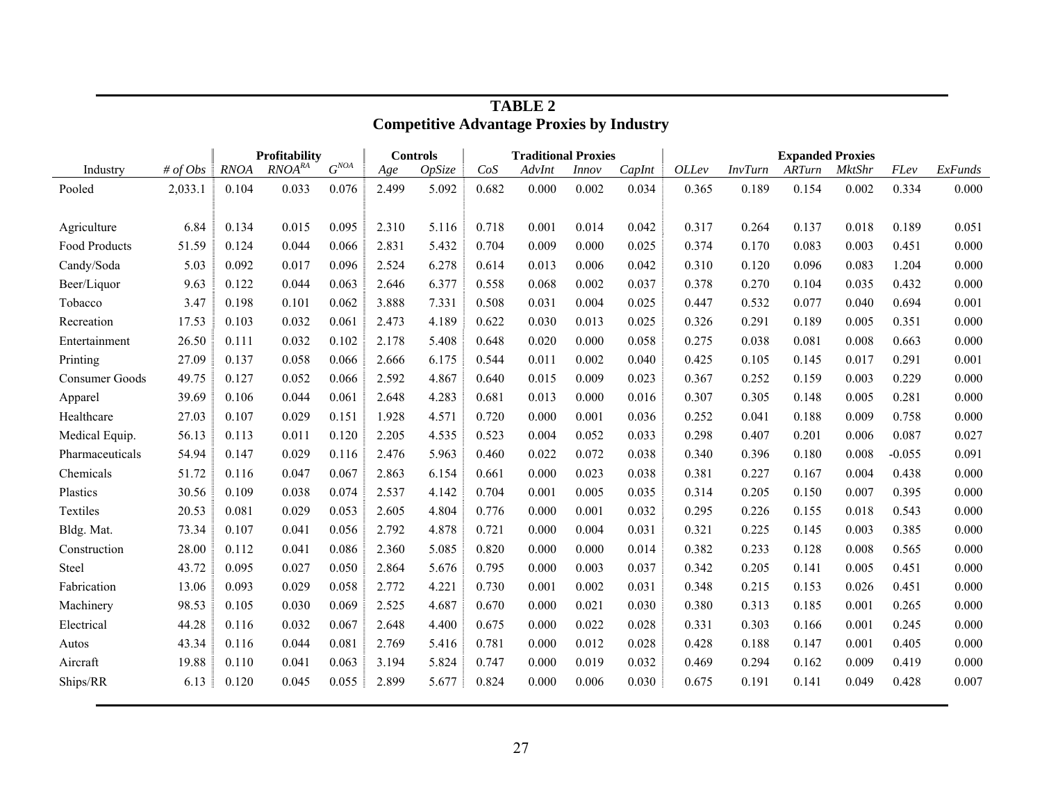# TABLE 2
## Competitive Advantage Proxies by Industry

| Industry | # of Obs | Profitability | | | Controls | | Traditional Proxies | | | | Expanded Proxies | | | | | |
|---|---|---|---|---|---|---|---|---|---|---|---|---|---|---|---|---|
| | | *RNOA* | $RNOA^{RA}$ | $G^{NOA}$ | *Age* | *OpSize* | *CoS* | *AdvInt* | *Innov* | *CapInt* | *OLLev* | *InvTurn* | *ARTurn* | *MktShr* | *FLev* | *ExFunds* |
| Pooled | 2,033.1 | 0.104 | 0.033 | 0.076 | 2.499 | 5.092 | 0.682 | 0.000 | 0.002 | 0.034 | 0.365 | 0.189 | 0.154 | 0.002 | 0.334 | 0.000 |
| Agriculture | 6.84 | 0.134 | 0.015 | 0.095 | 2.310 | 5.116 | 0.718 | 0.001 | 0.014 | 0.042 | 0.317 | 0.264 | 0.137 | 0.018 | 0.189 | 0.051 |
| Food Products | 51.59 | 0.124 | 0.044 | 0.066 | 2.831 | 5.432 | 0.704 | 0.009 | 0.000 | 0.025 | 0.374 | 0.170 | 0.083 | 0.003 | 0.451 | 0.000 |
| Candy/Soda | 5.03 | 0.092 | 0.017 | 0.096 | 2.524 | 6.278 | 0.614 | 0.013 | 0.006 | 0.042 | 0.310 | 0.120 | 0.096 | 0.083 | 1.204 | 0.000 |
| Beer/Liquor | 9.63 | 0.122 | 0.044 | 0.063 | 2.646 | 6.377 | 0.558 | 0.068 | 0.002 | 0.037 | 0.378 | 0.270 | 0.104 | 0.035 | 0.432 | 0.000 |
| Tobacco | 3.47 | 0.198 | 0.101 | 0.062 | 3.888 | 7.331 | 0.508 | 0.031 | 0.004 | 0.025 | 0.447 | 0.532 | 0.077 | 0.040 | 0.694 | 0.001 |
| Recreation | 17.53 | 0.103 | 0.032 | 0.061 | 2.473 | 4.189 | 0.622 | 0.030 | 0.013 | 0.025 | 0.326 | 0.291 | 0.189 | 0.005 | 0.351 | 0.000 |
| Entertainment | 26.50 | 0.111 | 0.032 | 0.102 | 2.178 | 5.408 | 0.648 | 0.020 | 0.000 | 0.058 | 0.275 | 0.038 | 0.081 | 0.008 | 0.663 | 0.000 |
| Printing | 27.09 | 0.137 | 0.058 | 0.066 | 2.666 | 6.175 | 0.544 | 0.011 | 0.002 | 0.040 | 0.425 | 0.105 | 0.145 | 0.017 | 0.291 | 0.001 |
| Consumer Goods | 49.75 | 0.127 | 0.052 | 0.066 | 2.592 | 4.867 | 0.640 | 0.015 | 0.009 | 0.023 | 0.367 | 0.252 | 0.159 | 0.003 | 0.229 | 0.000 |
| Apparel | 39.69 | 0.106 | 0.044 | 0.061 | 2.648 | 4.283 | 0.681 | 0.013 | 0.000 | 0.016 | 0.307 | 0.305 | 0.148 | 0.005 | 0.281 | 0.000 |
| Healthcare | 27.03 | 0.107 | 0.029 | 0.151 | 1.928 | 4.571 | 0.720 | 0.000 | 0.001 | 0.036 | 0.252 | 0.041 | 0.188 | 0.009 | 0.758 | 0.000 |
| Medical Equip. | 56.13 | 0.113 | 0.011 | 0.120 | 2.205 | 4.535 | 0.523 | 0.004 | 0.052 | 0.033 | 0.298 | 0.407 | 0.201 | 0.006 | 0.087 | 0.027 |
| Pharmaceuticals | 54.94 | 0.147 | 0.029 | 0.116 | 2.476 | 5.963 | 0.460 | 0.022 | 0.072 | 0.038 | 0.340 | 0.396 | 0.180 | 0.008 | -0.055 | 0.091 |
| Chemicals | 51.72 | 0.116 | 0.047 | 0.067 | 2.863 | 6.154 | 0.661 | 0.000 | 0.023 | 0.038 | 0.381 | 0.227 | 0.167 | 0.004 | 0.438 | 0.000 |
| Plastics | 30.56 | 0.109 | 0.038 | 0.074 | 2.537 | 4.142 | 0.704 | 0.001 | 0.005 | 0.035 | 0.314 | 0.205 | 0.150 | 0.007 | 0.395 | 0.000 |
| Textiles | 20.53 | 0.081 | 0.029 | 0.053 | 2.605 | 4.804 | 0.776 | 0.000 | 0.001 | 0.032 | 0.295 | 0.226 | 0.155 | 0.018 | 0.543 | 0.000 |
| Bldg. Mat. | 73.34 | 0.107 | 0.041 | 0.056 | 2.792 | 4.878 | 0.721 | 0.000 | 0.004 | 0.031 | 0.321 | 0.225 | 0.145 | 0.003 | 0.385 | 0.000 |
| Construction | 28.00 | 0.112 | 0.041 | 0.086 | 2.360 | 5.085 | 0.820 | 0.000 | 0.000 | 0.014 | 0.382 | 0.233 | 0.128 | 0.008 | 0.565 | 0.000 |
| Steel | 43.72 | 0.095 | 0.027 | 0.050 | 2.864 | 5.676 | 0.795 | 0.000 | 0.003 | 0.037 | 0.342 | 0.205 | 0.141 | 0.005 | 0.451 | 0.000 |
| Fabrication | 13.06 | 0.093 | 0.029 | 0.058 | 2.772 | 4.221 | 0.730 | 0.001 | 0.002 | 0.031 | 0.348 | 0.215 | 0.153 | 0.026 | 0.451 | 0.000 |
| Machinery | 98.53 | 0.105 | 0.030 | 0.069 | 2.525 | 4.687 | 0.670 | 0.000 | 0.021 | 0.030 | 0.380 | 0.313 | 0.185 | 0.001 | 0.265 | 0.000 |
| Electrical | 44.28 | 0.116 | 0.032 | 0.067 | 2.648 | 4.400 | 0.675 | 0.000 | 0.022 | 0.028 | 0.331 | 0.303 | 0.166 | 0.001 | 0.245 | 0.000 |
| Autos | 43.34 | 0.116 | 0.044 | 0.081 | 2.769 | 5.416 | 0.781 | 0.000 | 0.012 | 0.028 | 0.428 | 0.188 | 0.147 | 0.001 | 0.405 | 0.000 |
| Aircraft | 19.88 | 0.110 | 0.041 | 0.063 | 3.194 | 5.824 | 0.747 | 0.000 | 0.019 | 0.032 | 0.469 | 0.294 | 0.162 | 0.009 | 0.419 | 0.000 |
| Ships/RR | 6.13 | 0.120 | 0.045 | 0.055 | 2.899 | 5.677 | 0.824 | 0.000 | 0.006 | 0.030 | 0.675 | 0.191 | 0.141 | 0.049 | 0.428 | 0.007 |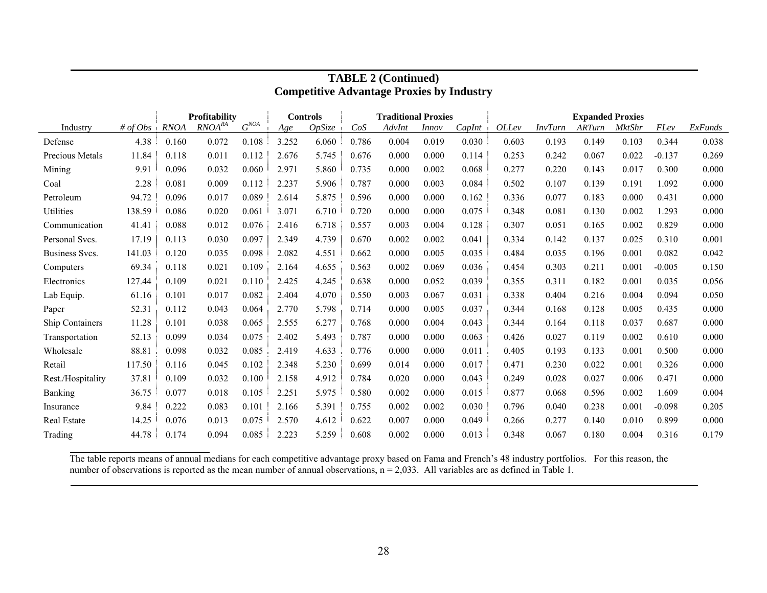**TABLE 2 (Continued)**
**Competitive Advantage Proxies by Industry**

| | | Profitability | | | Controls | | Traditional Proxies | | | | Expanded Proxies | | | | | |
|---|---|---|---|---|---|---|---|---|---|---|---|---|---|---|---|---|
| Industry | *# of Obs* | *RNOA* | $RNOA^{RA}$ | $G^{NOA}$ | *Age* | *OpSize* | *CoS* | *AdvInt* | *Innov* | *CapInt* | *OLLev* | *InvTurn* | *ARTurn* | *MktShr* | *FLev* | *ExFunds* |
| Defense | 4.38 | 0.160 | 0.072 | 0.108 | 3.252 | 6.060 | 0.786 | 0.004 | 0.019 | 0.030 | 0.603 | 0.193 | 0.149 | 0.103 | 0.344 | 0.038 |
| Precious Metals | 11.84 | 0.118 | 0.011 | 0.112 | 2.676 | 5.745 | 0.676 | 0.000 | 0.000 | 0.114 | 0.253 | 0.242 | 0.067 | 0.022 | -0.137 | 0.269 |
| Mining | 9.91 | 0.096 | 0.032 | 0.060 | 2.971 | 5.860 | 0.735 | 0.000 | 0.002 | 0.068 | 0.277 | 0.220 | 0.143 | 0.017 | 0.300 | 0.000 |
| Coal | 2.28 | 0.081 | 0.009 | 0.112 | 2.237 | 5.906 | 0.787 | 0.000 | 0.003 | 0.084 | 0.502 | 0.107 | 0.139 | 0.191 | 1.092 | 0.000 |
| Petroleum | 94.72 | 0.096 | 0.017 | 0.089 | 2.614 | 5.875 | 0.596 | 0.000 | 0.000 | 0.162 | 0.336 | 0.077 | 0.183 | 0.000 | 0.431 | 0.000 |
| Utilities | 138.59 | 0.086 | 0.020 | 0.061 | 3.071 | 6.710 | 0.720 | 0.000 | 0.000 | 0.075 | 0.348 | 0.081 | 0.130 | 0.002 | 1.293 | 0.000 |
| Communication | 41.41 | 0.088 | 0.012 | 0.076 | 2.416 | 6.718 | 0.557 | 0.003 | 0.004 | 0.128 | 0.307 | 0.051 | 0.165 | 0.002 | 0.829 | 0.000 |
| Personal Svcs. | 17.19 | 0.113 | 0.030 | 0.097 | 2.349 | 4.739 | 0.670 | 0.002 | 0.002 | 0.041 | 0.334 | 0.142 | 0.137 | 0.025 | 0.310 | 0.001 |
| Business Svcs. | 141.03 | 0.120 | 0.035 | 0.098 | 2.082 | 4.551 | 0.662 | 0.000 | 0.005 | 0.035 | 0.484 | 0.035 | 0.196 | 0.001 | 0.082 | 0.042 |
| Computers | 69.34 | 0.118 | 0.021 | 0.109 | 2.164 | 4.655 | 0.563 | 0.002 | 0.069 | 0.036 | 0.454 | 0.303 | 0.211 | 0.001 | -0.005 | 0.150 |
| Electronics | 127.44 | 0.109 | 0.021 | 0.110 | 2.425 | 4.245 | 0.638 | 0.000 | 0.052 | 0.039 | 0.355 | 0.311 | 0.182 | 0.001 | 0.035 | 0.056 |
| Lab Equip. | 61.16 | 0.101 | 0.017 | 0.082 | 2.404 | 4.070 | 0.550 | 0.003 | 0.067 | 0.031 | 0.338 | 0.404 | 0.216 | 0.004 | 0.094 | 0.050 |
| Paper | 52.31 | 0.112 | 0.043 | 0.064 | 2.770 | 5.798 | 0.714 | 0.000 | 0.005 | 0.037 | 0.344 | 0.168 | 0.128 | 0.005 | 0.435 | 0.000 |
| Ship Containers | 11.28 | 0.101 | 0.038 | 0.065 | 2.555 | 6.277 | 0.768 | 0.000 | 0.004 | 0.043 | 0.344 | 0.164 | 0.118 | 0.037 | 0.687 | 0.000 |
| Transportation | 52.13 | 0.099 | 0.034 | 0.075 | 2.402 | 5.493 | 0.787 | 0.000 | 0.000 | 0.063 | 0.426 | 0.027 | 0.119 | 0.002 | 0.610 | 0.000 |
| Wholesale | 88.81 | 0.098 | 0.032 | 0.085 | 2.419 | 4.633 | 0.776 | 0.000 | 0.000 | 0.011 | 0.405 | 0.193 | 0.133 | 0.001 | 0.500 | 0.000 |
| Retail | 117.50 | 0.116 | 0.045 | 0.102 | 2.348 | 5.230 | 0.699 | 0.014 | 0.000 | 0.017 | 0.471 | 0.230 | 0.022 | 0.001 | 0.326 | 0.000 |
| Rest./Hospitality | 37.81 | 0.109 | 0.032 | 0.100 | 2.158 | 4.912 | 0.784 | 0.020 | 0.000 | 0.043 | 0.249 | 0.028 | 0.027 | 0.006 | 0.471 | 0.000 |
| Banking | 36.75 | 0.077 | 0.018 | 0.105 | 2.251 | 5.975 | 0.580 | 0.002 | 0.000 | 0.015 | 0.877 | 0.068 | 0.596 | 0.002 | 1.609 | 0.004 |
| Insurance | 9.84 | 0.222 | 0.083 | 0.101 | 2.166 | 5.391 | 0.755 | 0.002 | 0.002 | 0.030 | 0.796 | 0.040 | 0.238 | 0.001 | -0.098 | 0.205 |
| Real Estate | 14.25 | 0.076 | 0.013 | 0.075 | 2.570 | 4.612 | 0.622 | 0.007 | 0.000 | 0.049 | 0.266 | 0.277 | 0.140 | 0.010 | 0.899 | 0.000 |
| Trading | 44.78 | 0.174 | 0.094 | 0.085 | 2.223 | 5.259 | 0.608 | 0.002 | 0.000 | 0.013 | 0.348 | 0.067 | 0.180 | 0.004 | 0.316 | 0.179 |

The table reports means of annual medians for each competitive advantage proxy based on Fama and French's 48 industry portfolios. For this reason, the number of observations is reported as the mean number of annual observations, n = 2,033. All variables are as defined in Table 1.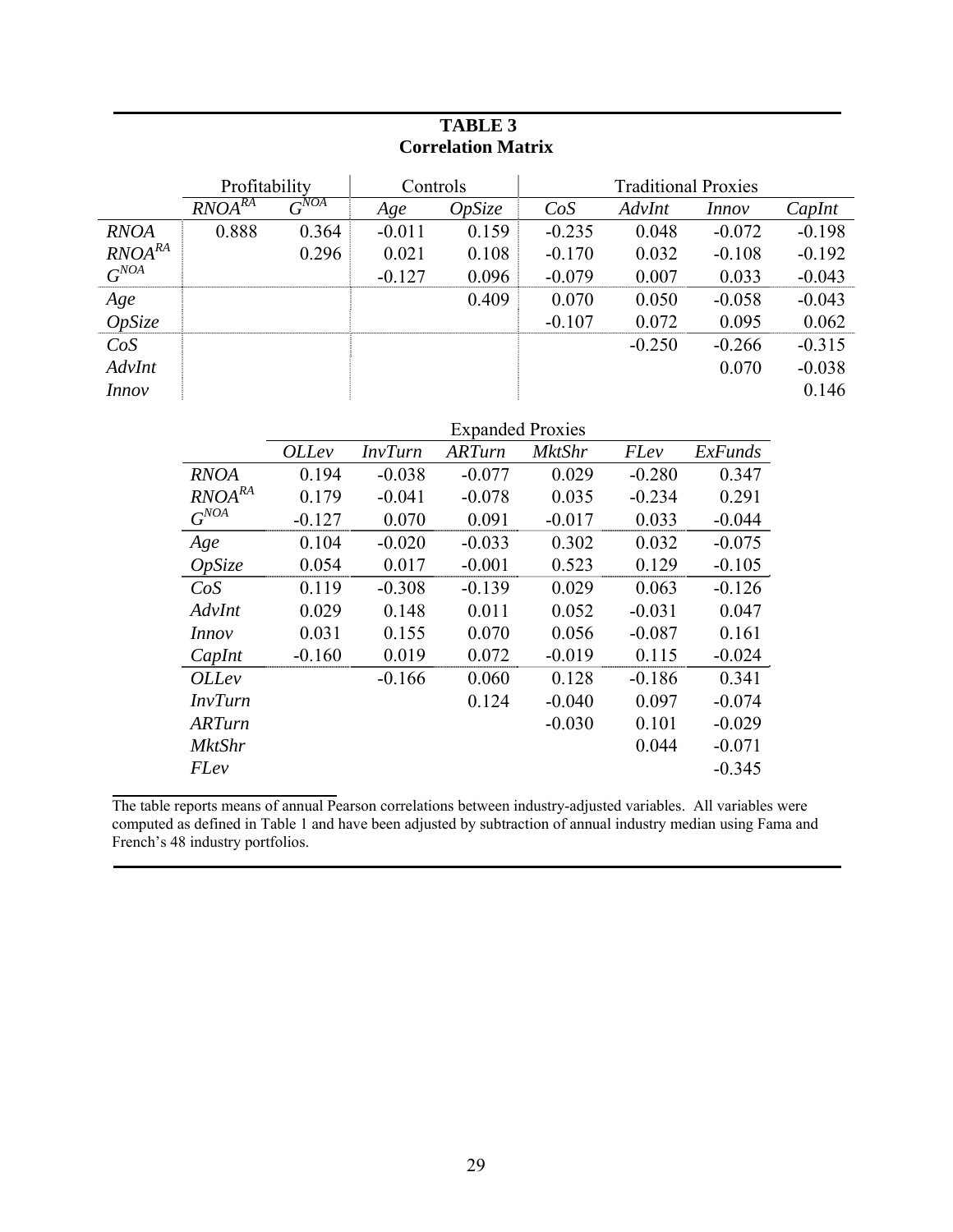**TABLE 3**
**Correlation Matrix**

| | Profitability | | Controls | | Traditional Proxies | | | |
|---|---|---|---|---|---|---|---|---|
| | $RNOA^{RA}$ | $G^{NOA}$ | *Age* | *OpSize* | *CoS* | *AdvInt* | *Innov* | *CapInt* |
| *RNOA* | 0.888 | 0.364 | -0.011 | 0.159 | -0.235 | 0.048 | -0.072 | -0.198 |
| $RNOA^{RA}$ | | 0.296 | 0.021 | 0.108 | -0.170 | 0.032 | -0.108 | -0.192 |
| $G^{NOA}$ | | | -0.127 | 0.096 | -0.079 | 0.007 | 0.033 | -0.043 |
| *Age* | | | | 0.409 | 0.070 | 0.050 | -0.058 | -0.043 |
| *OpSize* | | | | | -0.107 | 0.072 | 0.095 | 0.062 |
| *CoS* | | | | | | -0.250 | -0.266 | -0.315 |
| *AdvInt* | | | | | | | 0.070 | -0.038 |
| *Innov* | | | | | | | | 0.146 |

| | Expanded Proxies | | | | | |
|---|---|---|---|---|---|---|
| | *OLLev* | *InvTurn* | *ARTurn* | *MktShr* | *FLev* | *ExFunds* |
| *RNOA* | 0.194 | -0.038 | -0.077 | 0.029 | -0.280 | 0.347 |
| $RNOA^{RA}$ | 0.179 | -0.041 | -0.078 | 0.035 | -0.234 | 0.291 |
| $G^{NOA}$ | -0.127 | 0.070 | 0.091 | -0.017 | 0.033 | -0.044 |
| *Age* | 0.104 | -0.020 | -0.033 | 0.302 | 0.032 | -0.075 |
| *OpSize* | 0.054 | 0.017 | -0.001 | 0.523 | 0.129 | -0.105 |
| *CoS* | 0.119 | -0.308 | -0.139 | 0.029 | 0.063 | -0.126 |
| *AdvInt* | 0.029 | 0.148 | 0.011 | 0.052 | -0.031 | 0.047 |
| *Innov* | 0.031 | 0.155 | 0.070 | 0.056 | -0.087 | 0.161 |
| *CapInt* | -0.160 | 0.019 | 0.072 | -0.019 | 0.115 | -0.024 |
| *OLLev* | | -0.166 | 0.060 | 0.128 | -0.186 | 0.341 |
| *InvTurn* | | | 0.124 | -0.040 | 0.097 | -0.074 |
| *ARTurn* | | | | -0.030 | 0.101 | -0.029 |
| *MktShr* | | | | | 0.044 | -0.071 |
| *FLev* | | | | | | -0.345 |

The table reports means of annual Pearson correlations between industry-adjusted variables. All variables were computed as defined in Table 1 and have been adjusted by subtraction of annual industry median using Fama and French's 48 industry portfolios.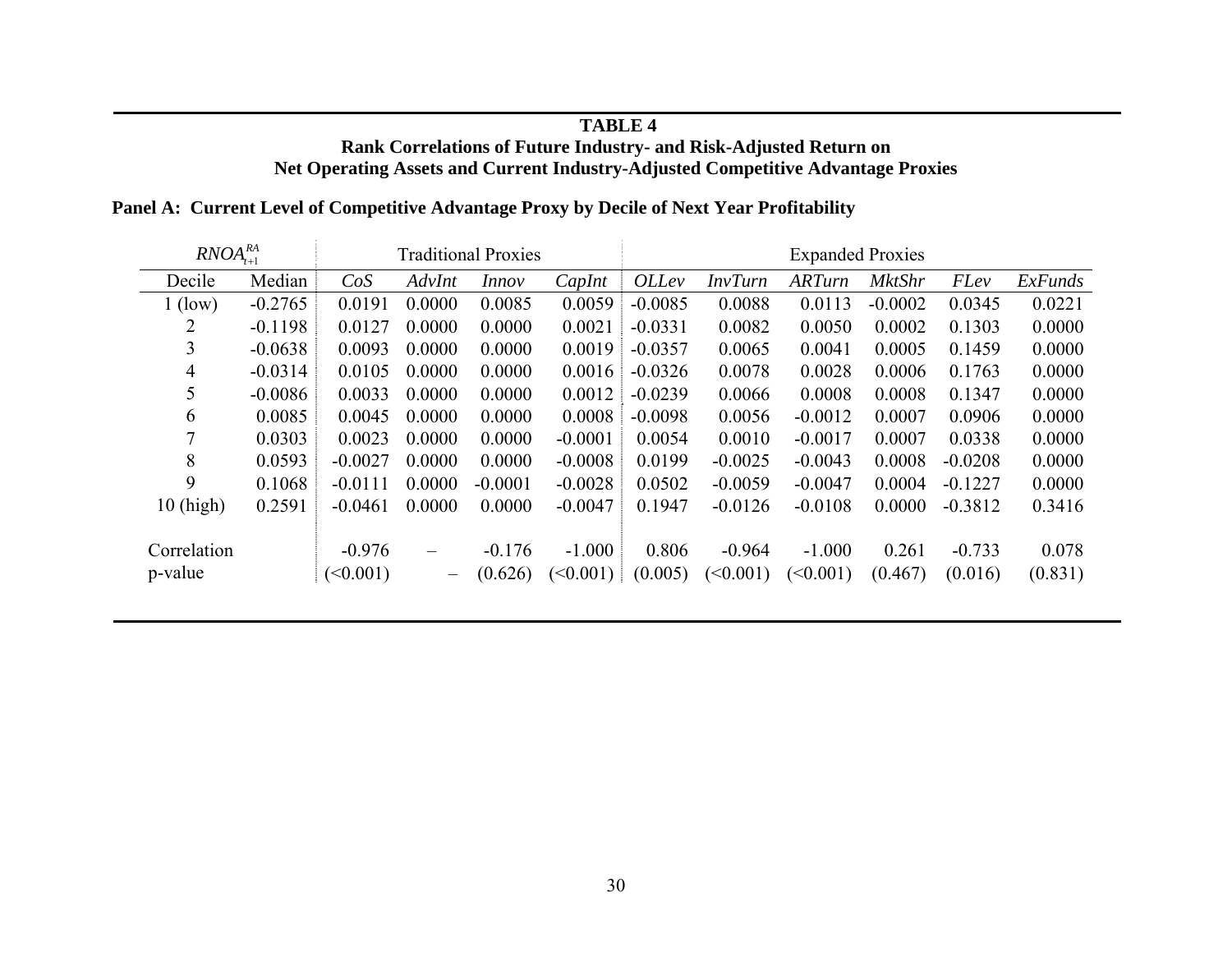**TABLE 4**
**Rank Correlations of Future Industry- and Risk-Adjusted Return on Net Operating Assets and Current Industry-Adjusted Competitive Advantage Proxies**

**Panel A: Current Level of Competitive Advantage Proxy by Decile of Next Year Profitability**

| $RNOA_{t+1}^{RA}$ | | Traditional Proxies | | | | Expanded Proxies | | | | | |
|---|---|---|---|---|---|---|---|---|---|---|---|
| Decile | Median | *CoS* | *AdvInt* | *Innov* | *CapInt* | *OLLev* | *InvTurn* | *ARTurn* | *MktShr* | *FLev* | *ExFunds* |
| 1 (low) | -0.2765 | 0.0191 | 0.0000 | 0.0085 | 0.0059 | -0.0085 | 0.0088 | 0.0113 | -0.0002 | 0.0345 | 0.0221 |
| 2 | -0.1198 | 0.0127 | 0.0000 | 0.0000 | 0.0021 | -0.0331 | 0.0082 | 0.0050 | 0.0002 | 0.1303 | 0.0000 |
| 3 | -0.0638 | 0.0093 | 0.0000 | 0.0000 | 0.0019 | -0.0357 | 0.0065 | 0.0041 | 0.0005 | 0.1459 | 0.0000 |
| 4 | -0.0314 | 0.0105 | 0.0000 | 0.0000 | 0.0016 | -0.0326 | 0.0078 | 0.0028 | 0.0006 | 0.1763 | 0.0000 |
| 5 | -0.0086 | 0.0033 | 0.0000 | 0.0000 | 0.0012 | -0.0239 | 0.0066 | 0.0008 | 0.0008 | 0.1347 | 0.0000 |
| 6 | 0.0085 | 0.0045 | 0.0000 | 0.0000 | 0.0008 | -0.0098 | 0.0056 | -0.0012 | 0.0007 | 0.0906 | 0.0000 |
| 7 | 0.0303 | 0.0023 | 0.0000 | 0.0000 | -0.0001 | 0.0054 | 0.0010 | -0.0017 | 0.0007 | 0.0338 | 0.0000 |
| 8 | 0.0593 | -0.0027 | 0.0000 | 0.0000 | -0.0008 | 0.0199 | -0.0025 | -0.0043 | 0.0008 | -0.0208 | 0.0000 |
| 9 | 0.1068 | -0.0111 | 0.0000 | -0.0001 | -0.0028 | 0.0502 | -0.0059 | -0.0047 | 0.0004 | -0.1227 | 0.0000 |
| 10 (high) | 0.2591 | -0.0461 | 0.0000 | 0.0000 | -0.0047 | 0.1947 | -0.0126 | -0.0108 | 0.0000 | -0.3812 | 0.3416 |
| Correlation | | -0.976 | – | -0.176 | -1.000 | 0.806 | -0.964 | -1.000 | 0.261 | -0.733 | 0.078 |
| p-value | | (<0.001) | – | (0.626) | (<0.001) | (0.005) | (<0.001) | (<0.001) | (0.467) | (0.016) | (0.831) |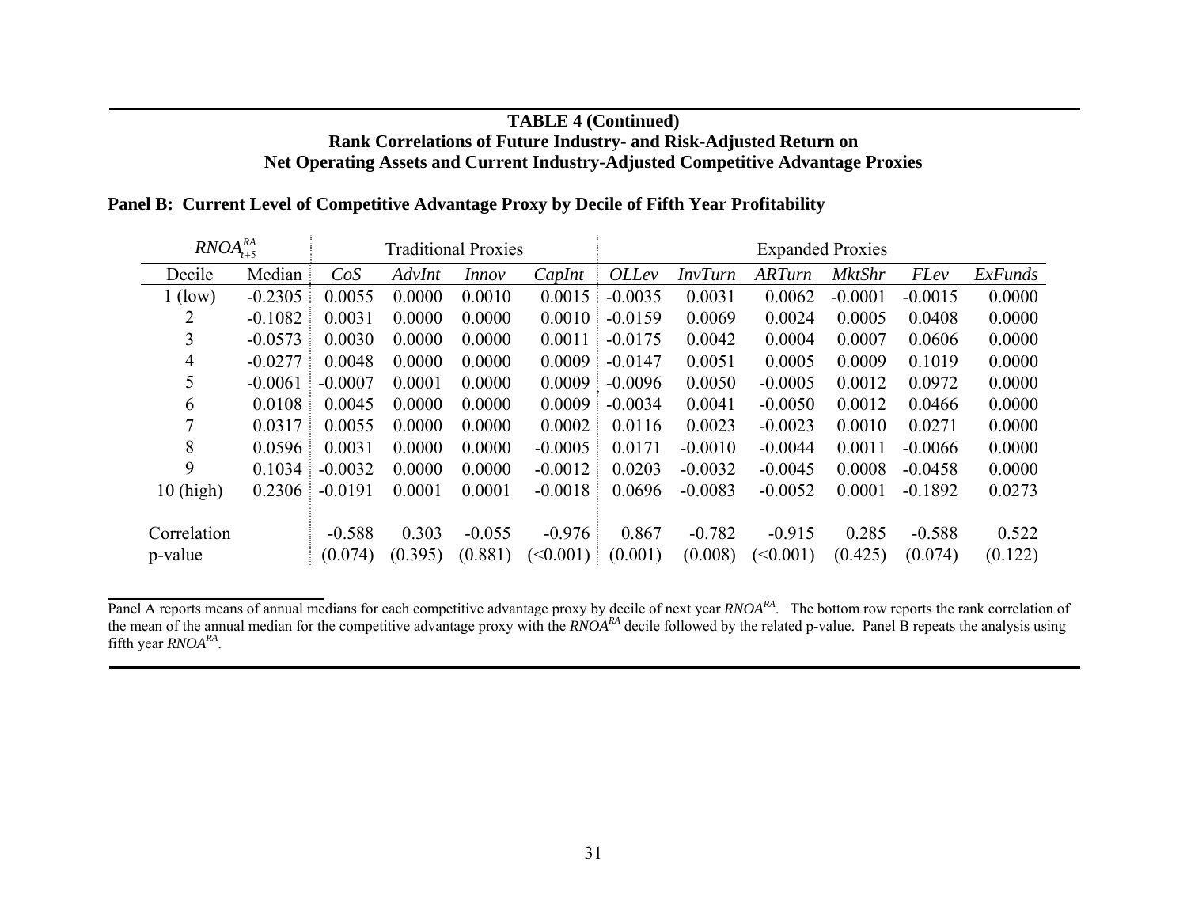**TABLE 4 (Continued)**
**Rank Correlations of Future Industry- and Risk-Adjusted Return on Net Operating Assets and Current Industry-Adjusted Competitive Advantage Proxies**

**Panel B: Current Level of Competitive Advantage Proxy by Decile of Fifth Year Profitability**

| $RNOA^{RA}_{t+5}$ | | Traditional Proxies | | | | Expanded Proxies | | | | | |
|---|---|---|---|---|---|---|---|---|---|---|---|
| Decile | Median | *CoS* | *AdvInt* | *Innov* | *CapInt* | *OLLev* | *InvTurn* | *ARTurn* | *MktShr* | *FLev* | *ExFunds* |
| 1 (low) | -0.2305 | 0.0055 | 0.0000 | 0.0010 | 0.0015 | -0.0035 | 0.0031 | 0.0062 | -0.0001 | -0.0015 | 0.0000 |
| 2 | -0.1082 | 0.0031 | 0.0000 | 0.0000 | 0.0010 | -0.0159 | 0.0069 | 0.0024 | 0.0005 | 0.0408 | 0.0000 |
| 3 | -0.0573 | 0.0030 | 0.0000 | 0.0000 | 0.0011 | -0.0175 | 0.0042 | 0.0004 | 0.0007 | 0.0606 | 0.0000 |
| 4 | -0.0277 | 0.0048 | 0.0000 | 0.0000 | 0.0009 | -0.0147 | 0.0051 | 0.0005 | 0.0009 | 0.1019 | 0.0000 |
| 5 | -0.0061 | -0.0007 | 0.0001 | 0.0000 | 0.0009 | -0.0096 | 0.0050 | -0.0005 | 0.0012 | 0.0972 | 0.0000 |
| 6 | 0.0108 | 0.0045 | 0.0000 | 0.0000 | 0.0009 | -0.0034 | 0.0041 | -0.0050 | 0.0012 | 0.0466 | 0.0000 |
| 7 | 0.0317 | 0.0055 | 0.0000 | 0.0000 | 0.0002 | 0.0116 | 0.0023 | -0.0023 | 0.0010 | 0.0271 | 0.0000 |
| 8 | 0.0596 | 0.0031 | 0.0000 | 0.0000 | -0.0005 | 0.0171 | -0.0010 | -0.0044 | 0.0011 | -0.0066 | 0.0000 |
| 9 | 0.1034 | -0.0032 | 0.0000 | 0.0000 | -0.0012 | 0.0203 | -0.0032 | -0.0045 | 0.0008 | -0.0458 | 0.0000 |
| 10 (high) | 0.2306 | -0.0191 | 0.0001 | 0.0001 | -0.0018 | 0.0696 | -0.0083 | -0.0052 | 0.0001 | -0.1892 | 0.0273 |
| Correlation | | -0.588 | 0.303 | -0.055 | -0.976 | 0.867 | -0.782 | -0.915 | 0.285 | -0.588 | 0.522 |
| p-value | | (0.074) | (0.395) | (0.881) | (<0.001) | (0.001) | (0.008) | (<0.001) | (0.425) | (0.074) | (0.122) |

Panel A reports means of annual medians for each competitive advantage proxy by decile of next year $RNOA^{RA}$. The bottom row reports the rank correlation of the mean of the annual median for the competitive advantage proxy with the $RNOA^{RA}$ decile followed by the related p-value. Panel B repeats the analysis using fifth year $RNOA^{RA}$.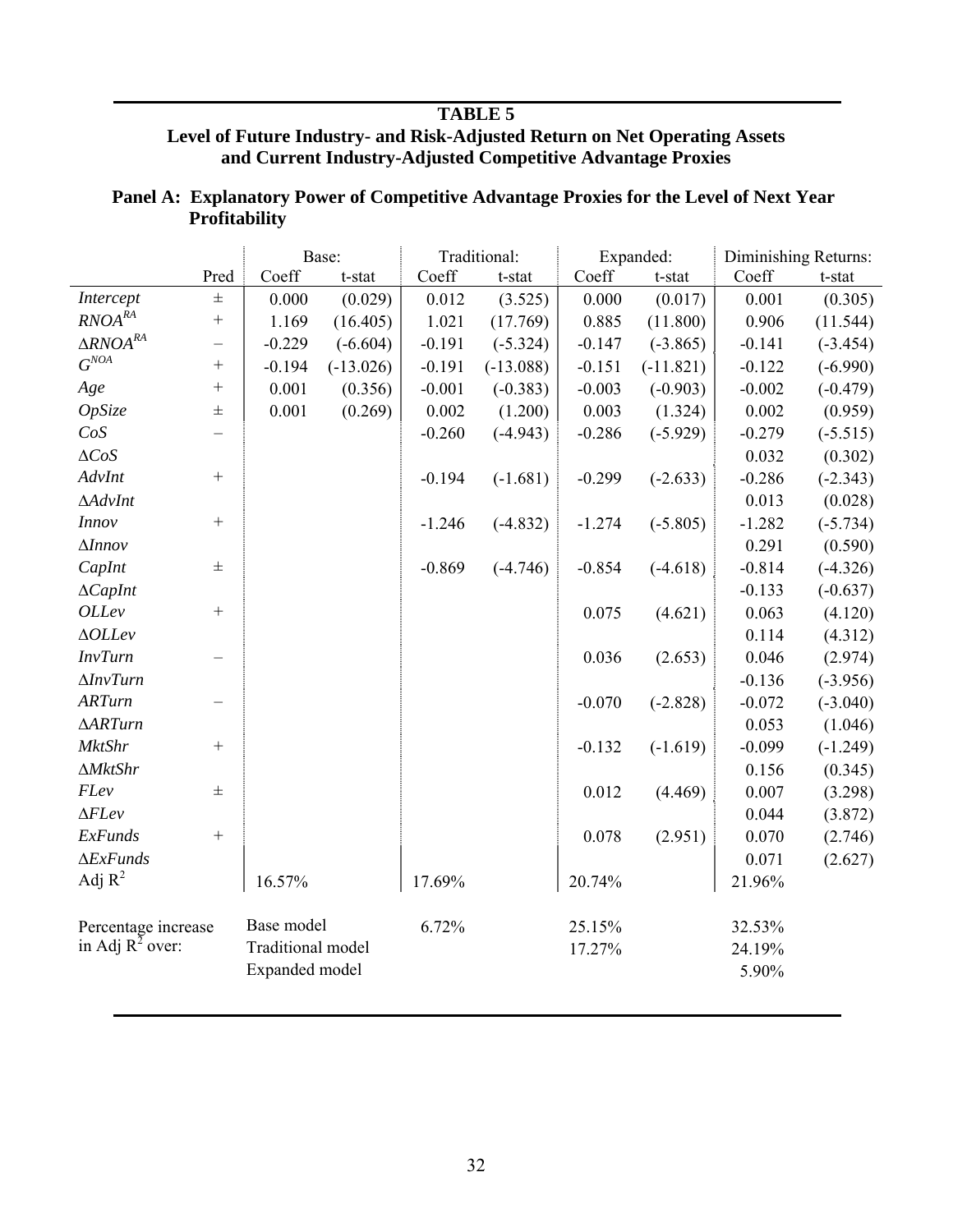# TABLE 5

## Level of Future Industry- and Risk-Adjusted Return on Net Operating Assets and Current Industry-Adjusted Competitive Advantage Proxies

### Panel A: Explanatory Power of Competitive Advantage Proxies for the Level of Next Year Profitability

| | Pred | Base: Coeff | Base: t-stat | Traditional: Coeff | Traditional: t-stat | Expanded: Coeff | Expanded: t-stat | Diminishing Returns: Coeff | Diminishing Returns: t-stat |
|---|---|---|---|---|---|---|---|---|---|
| *Intercept* | ± | 0.000 | (0.029) | 0.012 | (3.525) | 0.000 | (0.017) | 0.001 | (0.305) |
| $RNOA^{RA}$ | + | 1.169 | (16.405) | 1.021 | (17.769) | 0.885 | (11.800) | 0.906 | (11.544) |
| $\Delta RNOA^{RA}$ | – | -0.229 | (-6.604) | -0.191 | (-5.324) | -0.147 | (-3.865) | -0.141 | (-3.454) |
| $G^{NOA}$ | + | -0.194 | (-13.026) | -0.191 | (-13.088) | -0.151 | (-11.821) | -0.122 | (-6.990) |
| *Age* | + | 0.001 | (0.356) | -0.001 | (-0.383) | -0.003 | (-0.903) | -0.002 | (-0.479) |
| *OpSize* | ± | 0.001 | (0.269) | 0.002 | (1.200) | 0.003 | (1.324) | 0.002 | (0.959) |
| *CoS* | – | | | -0.260 | (-4.943) | -0.286 | (-5.929) | -0.279 | (-5.515) |
| $\Delta CoS$ | | | | | | | | 0.032 | (0.302) |
| *AdvInt* | + | | | -0.194 | (-1.681) | -0.299 | (-2.633) | -0.286 | (-2.343) |
| $\Delta AdvInt$ | | | | | | | | 0.013 | (0.028) |
| *Innov* | + | | | -1.246 | (-4.832) | -1.274 | (-5.805) | -1.282 | (-5.734) |
| $\Delta Innov$ | | | | | | | | 0.291 | (0.590) |
| *CapInt* | ± | | | -0.869 | (-4.746) | -0.854 | (-4.618) | -0.814 | (-4.326) |
| $\Delta CapInt$ | | | | | | | | -0.133 | (-0.637) |
| *OLLev* | + | | | | | 0.075 | (4.621) | 0.063 | (4.120) |
| $\Delta OLLev$ | | | | | | | | 0.114 | (4.312) |
| *InvTurn* | – | | | | | 0.036 | (2.653) | 0.046 | (2.974) |
| $\Delta InvTurn$ | | | | | | | | -0.136 | (-3.956) |
| *ARTurn* | – | | | | | -0.070 | (-2.828) | -0.072 | (-3.040) |
| $\Delta ARTurn$ | | | | | | | | 0.053 | (1.046) |
| *MktShr* | + | | | | | -0.132 | (-1.619) | -0.099 | (-1.249) |
| $\Delta MktShr$ | | | | | | | | 0.156 | (0.345) |
| *FLev* | ± | | | | | 0.012 | (4.469) | 0.007 | (3.298) |
| $\Delta FLev$ | | | | | | | | 0.044 | (3.872) |
| *ExFunds* | + | | | | | 0.078 | (2.951) | 0.070 | (2.746) |
| $\Delta ExFunds$ | | | | | | | | 0.071 | (2.627) |
| Adj $R^2$ | | 16.57% | | 17.69% | | 20.74% | | 21.96% | |
| Percentage increase in Adj $R^2$ over: | | Base model | | 6.72% | | 25.15% | | 32.53% | |
| | | Traditional model | | | | 17.27% | | 24.19% | |
| | | Expanded model | | | | | | 5.90% | |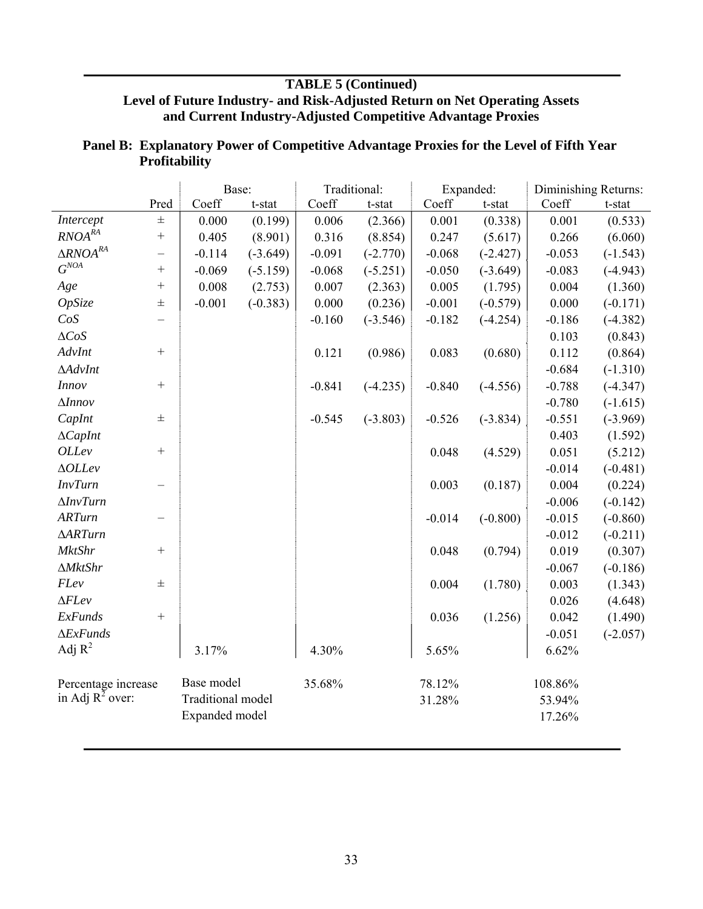**TABLE 5 (Continued)**
**Level of Future Industry- and Risk-Adjusted Return on Net Operating Assets and Current Industry-Adjusted Competitive Advantage Proxies**

**Panel B: Explanatory Power of Competitive Advantage Proxies for the Level of Fifth Year Profitability**

| | | Base: | | Traditional: | | Expanded: | | Diminishing Returns: | |
|---|---|---|---|---|---|---|---|---|---|
| | Pred | Coeff | t-stat | Coeff | t-stat | Coeff | t-stat | Coeff | t-stat |
| *Intercept* | ± | 0.000 | (0.199) | 0.006 | (2.366) | 0.001 | (0.338) | 0.001 | (0.533) |
| $RNOA^{RA}$ | + | 0.405 | (8.901) | 0.316 | (8.854) | 0.247 | (5.617) | 0.266 | (6.060) |
| $\Delta RNOA^{RA}$ | – | -0.114 | (-3.649) | -0.091 | (-2.770) | -0.068 | (-2.427) | -0.053 | (-1.543) |
| $G^{NOA}$ | + | -0.069 | (-5.159) | -0.068 | (-5.251) | -0.050 | (-3.649) | -0.083 | (-4.943) |
| *Age* | + | 0.008 | (2.753) | 0.007 | (2.363) | 0.005 | (1.795) | 0.004 | (1.360) |
| *OpSize* | ± | -0.001 | (-0.383) | 0.000 | (0.236) | -0.001 | (-0.579) | 0.000 | (-0.171) |
| *CoS* | – | | | -0.160 | (-3.546) | -0.182 | (-4.254) | -0.186 | (-4.382) |
| $\Delta$*CoS* | | | | | | | | 0.103 | (0.843) |
| *AdvInt* | + | | | 0.121 | (0.986) | 0.083 | (0.680) | 0.112 | (0.864) |
| $\Delta$*AdvInt* | | | | | | | | -0.684 | (-1.310) |
| *Innov* | + | | | -0.841 | (-4.235) | -0.840 | (-4.556) | -0.788 | (-4.347) |
| $\Delta$*Innov* | | | | | | | | -0.780 | (-1.615) |
| *CapInt* | ± | | | -0.545 | (-3.803) | -0.526 | (-3.834) | -0.551 | (-3.969) |
| $\Delta$*CapInt* | | | | | | | | 0.403 | (1.592) |
| *OLLev* | + | | | | | 0.048 | (4.529) | 0.051 | (5.212) |
| $\Delta$*OLLev* | | | | | | | | -0.014 | (-0.481) |
| *InvTurn* | – | | | | | 0.003 | (0.187) | 0.004 | (0.224) |
| $\Delta$*InvTurn* | | | | | | | | -0.006 | (-0.142) |
| *ARTurn* | – | | | | | -0.014 | (-0.800) | -0.015 | (-0.860) |
| $\Delta$*ARTurn* | | | | | | | | -0.012 | (-0.211) |
| *MktShr* | + | | | | | 0.048 | (0.794) | 0.019 | (0.307) |
| $\Delta$*MktShr* | | | | | | | | -0.067 | (-0.186) |
| *FLev* | ± | | | | | 0.004 | (1.780) | 0.003 | (1.343) |
| $\Delta$*FLev* | | | | | | | | 0.026 | (4.648) |
| *ExFunds* | + | | | | | 0.036 | (1.256) | 0.042 | (1.490) |
| $\Delta$*ExFunds* | | | | | | | | -0.051 | (-2.057) |
| Adj $R^2$ | | 3.17% | | 4.30% | | 5.65% | | 6.62% | |
| Percentage increase in Adj $R^2$ over: | | Base model | | 35.68% | | 78.12% | | 108.86% | |
| | | Traditional model | | | | 31.28% | | 53.94% | |
| | | Expanded model | | | | | | 17.26% | |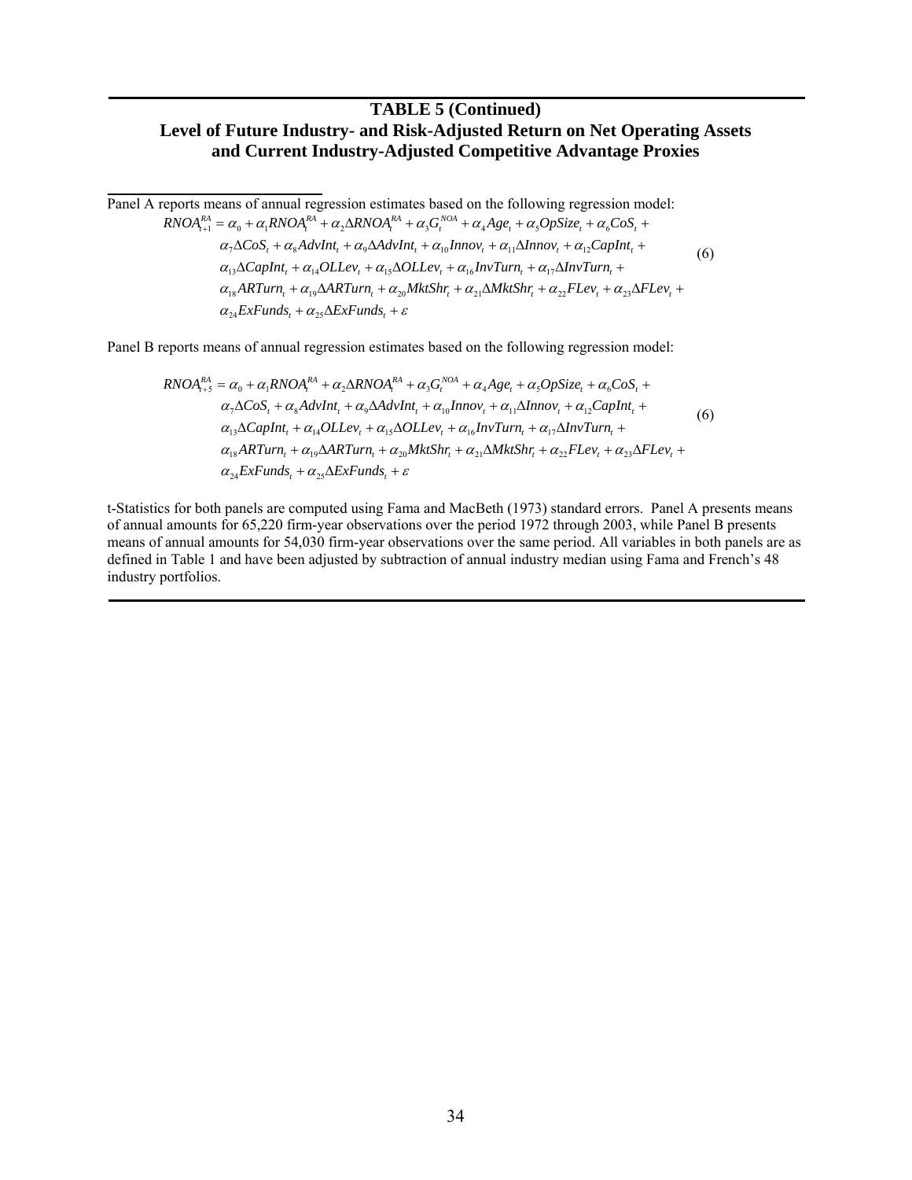# TABLE 5 (Continued)
## Level of Future Industry- and Risk-Adjusted Return on Net Operating Assets and Current Industry-Adjusted Competitive Advantage Proxies

Panel A reports means of annual regression estimates based on the following regression model:

$$
\begin{aligned}
RNOA_{t+1}^{RA} = {} & \alpha_0 + \alpha_1 RNOA_t^{RA} + \alpha_2 \Delta RNOA_t^{RA} + \alpha_3 G_t^{NOA} + \alpha_4 Age_t + \alpha_5 OpSize_t + \alpha_6 CoS_t + \\
& \alpha_7 \Delta CoS_t + \alpha_8 AdvInt_t + \alpha_9 \Delta AdvInt_t + \alpha_{10} Innov_t + \alpha_{11} \Delta Innov_t + \alpha_{12} CapInt_t + \\
& \alpha_{13} \Delta CapInt_t + \alpha_{14} OLLev_t + \alpha_{15} \Delta OLLev_t + \alpha_{16} InvTurn_t + \alpha_{17} \Delta InvTurn_t + \\
& \alpha_{18} ARTurn_t + \alpha_{19} \Delta ARTurn_t + \alpha_{20} MktShr_t + \alpha_{21} \Delta MktShr_t + \alpha_{22} FLev_t + \alpha_{23} \Delta FLev_t + \\
& \alpha_{24} ExFunds_t + \alpha_{25} \Delta ExFunds_t + \varepsilon
\end{aligned}
\tag{6}
$$

Panel B reports means of annual regression estimates based on the following regression model:

$$
\begin{aligned}
RNOA_{t+5}^{RA} = {} & \alpha_0 + \alpha_1 RNOA_t^{RA} + \alpha_2 \Delta RNOA_t^{RA} + \alpha_3 G_t^{NOA} + \alpha_4 Age_t + \alpha_5 OpSize_t + \alpha_6 CoS_t + \\
& \alpha_7 \Delta CoS_t + \alpha_8 AdvInt_t + \alpha_9 \Delta AdvInt_t + \alpha_{10} Innov_t + \alpha_{11} \Delta Innov_t + \alpha_{12} CapInt_t + \\
& \alpha_{13} \Delta CapInt_t + \alpha_{14} OLLev_t + \alpha_{15} \Delta OLLev_t + \alpha_{16} InvTurn_t + \alpha_{17} \Delta InvTurn_t + \\
& \alpha_{18} ARTurn_t + \alpha_{19} \Delta ARTurn_t + \alpha_{20} MktShr_t + \alpha_{21} \Delta MktShr_t + \alpha_{22} FLev_t + \alpha_{23} \Delta FLev_t + \\
& \alpha_{24} ExFunds_t + \alpha_{25} \Delta ExFunds_t + \varepsilon
\end{aligned}
\tag{6}
$$

t-Statistics for both panels are computed using Fama and MacBeth (1973) standard errors. Panel A presents means of annual amounts for 65,220 firm-year observations over the period 1972 through 2003, while Panel B presents means of annual amounts for 54,030 firm-year observations over the same period. All variables in both panels are as defined in Table 1 and have been adjusted by subtraction of annual industry median using Fama and French's 48 industry portfolios.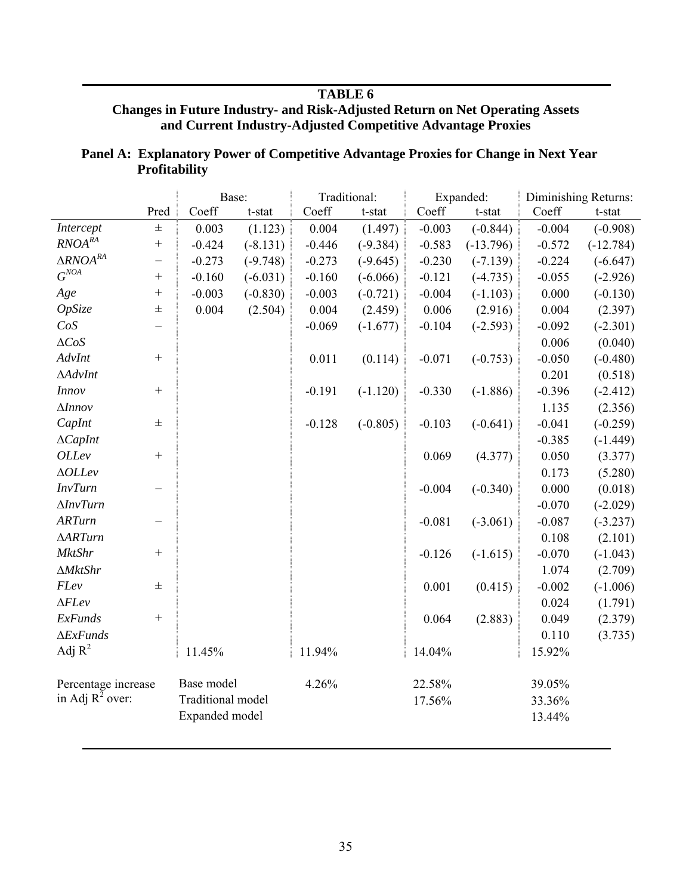**TABLE 6**
**Changes in Future Industry- and Risk-Adjusted Return on Net Operating Assets and Current Industry-Adjusted Competitive Advantage Proxies**

**Panel A: Explanatory Power of Competitive Advantage Proxies for Change in Next Year Profitability**

| | | Base: | | Traditional: | | Expanded: | | Diminishing Returns: | |
|---|---|---|---|---|---|---|---|---|---|
| | Pred | Coeff | t-stat | Coeff | t-stat | Coeff | t-stat | Coeff | t-stat |
| *Intercept* | ± | 0.003 | (1.123) | 0.004 | (1.497) | -0.003 | (-0.844) | -0.004 | (-0.908) |
| $RNOA^{RA}$ | + | -0.424 | (-8.131) | -0.446 | (-9.384) | -0.583 | (-13.796) | -0.572 | (-12.784) |
| $\Delta RNOA^{RA}$ | – | -0.273 | (-9.748) | -0.273 | (-9.645) | -0.230 | (-7.139) | -0.224 | (-6.647) |
| $G^{NOA}$ | + | -0.160 | (-6.031) | -0.160 | (-6.066) | -0.121 | (-4.735) | -0.055 | (-2.926) |
| *Age* | + | -0.003 | (-0.830) | -0.003 | (-0.721) | -0.004 | (-1.103) | 0.000 | (-0.130) |
| *OpSize* | ± | 0.004 | (2.504) | 0.004 | (2.459) | 0.006 | (2.916) | 0.004 | (2.397) |
| *CoS* | – | | | -0.069 | (-1.677) | -0.104 | (-2.593) | -0.092 | (-2.301) |
| $\Delta$*CoS* | | | | | | | | 0.006 | (0.040) |
| *AdvInt* | + | | | 0.011 | (0.114) | -0.071 | (-0.753) | -0.050 | (-0.480) |
| $\Delta$*AdvInt* | | | | | | | | 0.201 | (0.518) |
| *Innov* | + | | | -0.191 | (-1.120) | -0.330 | (-1.886) | -0.396 | (-2.412) |
| $\Delta$*Innov* | | | | | | | | 1.135 | (2.356) |
| *CapInt* | ± | | | -0.128 | (-0.805) | -0.103 | (-0.641) | -0.041 | (-0.259) |
| $\Delta$*CapInt* | | | | | | | | -0.385 | (-1.449) |
| *OLLev* | + | | | | | 0.069 | (4.377) | 0.050 | (3.377) |
| $\Delta$*OLLev* | | | | | | | | 0.173 | (5.280) |
| *InvTurn* | – | | | | | -0.004 | (-0.340) | 0.000 | (0.018) |
| $\Delta$*InvTurn* | | | | | | | | -0.070 | (-2.029) |
| *ARTurn* | – | | | | | -0.081 | (-3.061) | -0.087 | (-3.237) |
| $\Delta$*ARTurn* | | | | | | | | 0.108 | (2.101) |
| *MktShr* | + | | | | | -0.126 | (-1.615) | -0.070 | (-1.043) |
| $\Delta$*MktShr* | | | | | | | | 1.074 | (2.709) |
| *FLev* | ± | | | | | 0.001 | (0.415) | -0.002 | (-1.006) |
| $\Delta$*FLev* | | | | | | | | 0.024 | (1.791) |
| *ExFunds* | + | | | | | 0.064 | (2.883) | 0.049 | (2.379) |
| $\Delta$*ExFunds* | | | | | | | | 0.110 | (3.735) |
| Adj $R^2$ | | 11.45% | | 11.94% | | 14.04% | | 15.92% | |
| | | | | | | | | | |
| Percentage increase in Adj $R^2$ over: | | Base model | | 4.26% | | 22.58% | | 39.05% | |
| | | Traditional model | | | | 17.56% | | 33.36% | |
| | | Expanded model | | | | | | 13.44% | |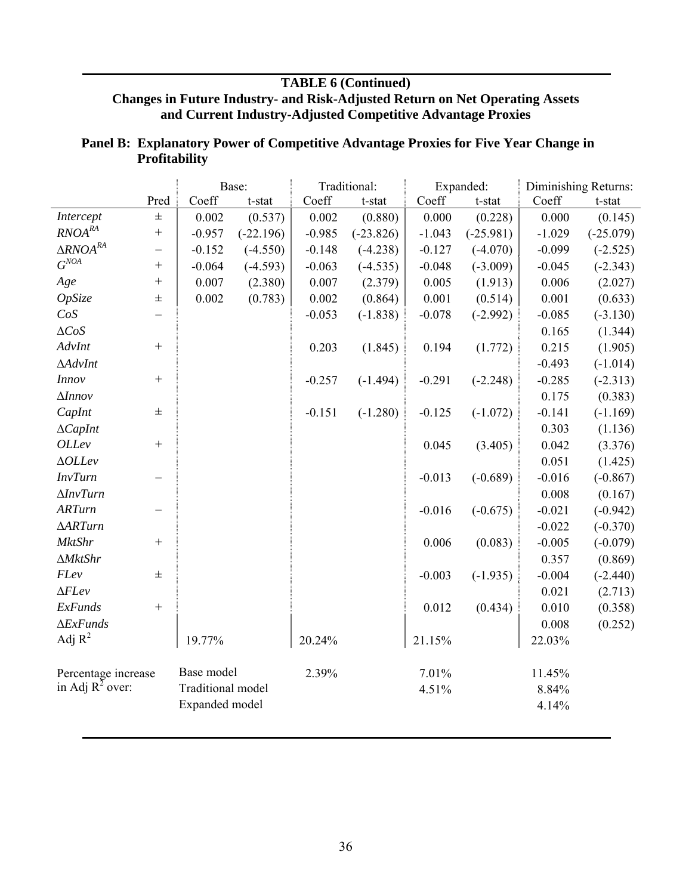## TABLE 6 (Continued)

## Changes in Future Industry- and Risk-Adjusted Return on Net Operating Assets and Current Industry-Adjusted Competitive Advantage Proxies

### Panel B: Explanatory Power of Competitive Advantage Proxies for Five Year Change in Profitability

| | | Base: | | Traditional: | | Expanded: | | Diminishing Returns: | |
|---|---|---|---|---|---|---|---|---|---|
| | Pred | Coeff | t-stat | Coeff | t-stat | Coeff | t-stat | Coeff | t-stat |
| *Intercept* | ± | 0.002 | (0.537) | 0.002 | (0.880) | 0.000 | (0.228) | 0.000 | (0.145) |
| $RNOA^{RA}$ | + | -0.957 | (-22.196) | -0.985 | (-23.826) | -1.043 | (-25.981) | -1.029 | (-25.079) |
| $\Delta RNOA^{RA}$ | – | -0.152 | (-4.550) | -0.148 | (-4.238) | -0.127 | (-4.070) | -0.099 | (-2.525) |
| $G^{NOA}$ | + | -0.064 | (-4.593) | -0.063 | (-4.535) | -0.048 | (-3.009) | -0.045 | (-2.343) |
| *Age* | + | 0.007 | (2.380) | 0.007 | (2.379) | 0.005 | (1.913) | 0.006 | (2.027) |
| *OpSize* | ± | 0.002 | (0.783) | 0.002 | (0.864) | 0.001 | (0.514) | 0.001 | (0.633) |
| *CoS* | – | | | -0.053 | (-1.838) | -0.078 | (-2.992) | -0.085 | (-3.130) |
| $\Delta CoS$ | | | | | | | | 0.165 | (1.344) |
| *AdvInt* | + | | | 0.203 | (1.845) | 0.194 | (1.772) | 0.215 | (1.905) |
| $\Delta AdvInt$ | | | | | | | | -0.493 | (-1.014) |
| *Innov* | + | | | -0.257 | (-1.494) | -0.291 | (-2.248) | -0.285 | (-2.313) |
| $\Delta Innov$ | | | | | | | | 0.175 | (0.383) |
| *CapInt* | ± | | | -0.151 | (-1.280) | -0.125 | (-1.072) | -0.141 | (-1.169) |
| $\Delta CapInt$ | | | | | | | | 0.303 | (1.136) |
| *OLLev* | + | | | | | 0.045 | (3.405) | 0.042 | (3.376) |
| $\Delta OLLev$ | | | | | | | | 0.051 | (1.425) |
| *InvTurn* | – | | | | | -0.013 | (-0.689) | -0.016 | (-0.867) |
| $\Delta InvTurn$ | | | | | | | | 0.008 | (0.167) |
| *ARTurn* | – | | | | | -0.016 | (-0.675) | -0.021 | (-0.942) |
| $\Delta ARTurn$ | | | | | | | | -0.022 | (-0.370) |
| *MktShr* | + | | | | | 0.006 | (0.083) | -0.005 | (-0.079) |
| $\Delta MktShr$ | | | | | | | | 0.357 | (0.869) |
| *FLev* | ± | | | | | -0.003 | (-1.935) | -0.004 | (-2.440) |
| $\Delta FLev$ | | | | | | | | 0.021 | (2.713) |
| *ExFunds* | + | | | | | 0.012 | (0.434) | 0.010 | (0.358) |
| $\Delta ExFunds$ | | | | | | | | 0.008 | (0.252) |
| Adj $R^2$ | | 19.77% | | 20.24% | | 21.15% | | 22.03% | |
| | | | | | | | | | |
| Percentage increase in Adj $R^2$ over: | | Base model | | 2.39% | | 7.01% | | 11.45% | |
| | | Traditional model | | | | 4.51% | | 8.84% | |
| | | Expanded model | | | | | | 4.14% | |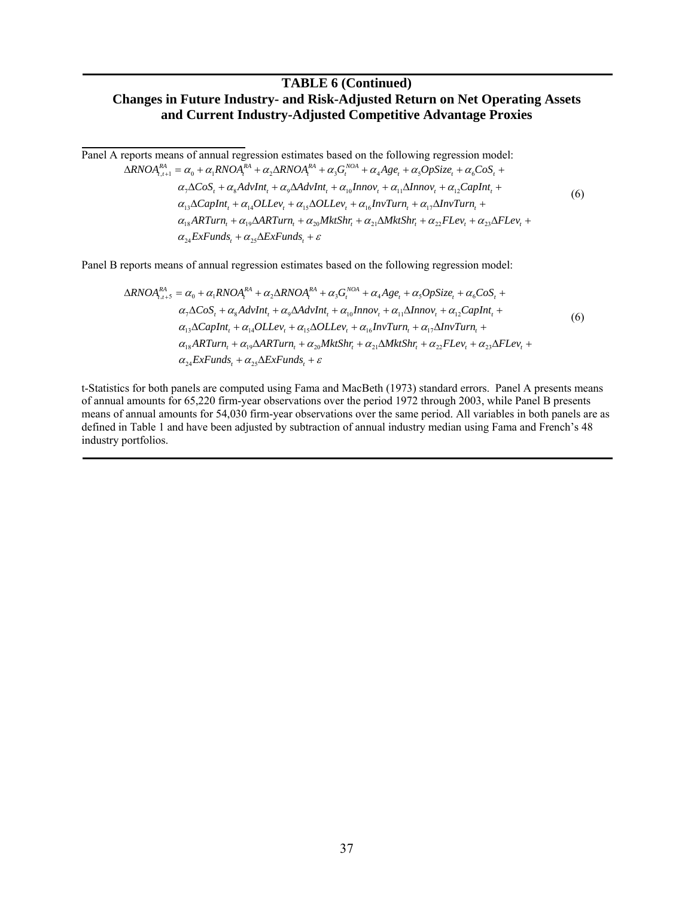## TABLE 6 (Continued)
## Changes in Future Industry- and Risk-Adjusted Return on Net Operating Assets and Current Industry-Adjusted Competitive Advantage Proxies

Panel A reports means of annual regression estimates based on the following regression model:

$$\begin{aligned}\Delta RNOA^{RA}_{t,t+1} = {} & \alpha_0 + \alpha_1 RNOA^{RA}_t + \alpha_2 \Delta RNOA^{RA}_t + \alpha_3 G^{NOA}_t + \alpha_4 Age_t + \alpha_5 OpSize_t + \alpha_6 CoS_t + \\ & \alpha_7 \Delta CoS_t + \alpha_8 AdvInt_t + \alpha_9 \Delta AdvInt_t + \alpha_{10} Innov_t + \alpha_{11} \Delta Innov_t + \alpha_{12} CapInt_t + \\ & \alpha_{13} \Delta CapInt_t + \alpha_{14} OLLev_t + \alpha_{15} \Delta OLLev_t + \alpha_{16} InvTurn_t + \alpha_{17} \Delta InvTurn_t + \\ & \alpha_{18} ARTurn_t + \alpha_{19} \Delta ARTurn_t + \alpha_{20} MktShr_t + \alpha_{21} \Delta MktShr_t + \alpha_{22} FLev_t + \alpha_{23} \Delta FLev_t + \\ & \alpha_{24} ExFunds_t + \alpha_{25} \Delta ExFunds_t + \varepsilon \end{aligned} \tag{6}$$

Panel B reports means of annual regression estimates based on the following regression model:

$$\begin{aligned}\Delta RNOA^{RA}_{t,t+5} = {} & \alpha_0 + \alpha_1 RNOA^{RA}_t + \alpha_2 \Delta RNOA^{RA}_t + \alpha_3 G^{NOA}_t + \alpha_4 Age_t + \alpha_5 OpSize_t + \alpha_6 CoS_t + \\ & \alpha_7 \Delta CoS_t + \alpha_8 AdvInt_t + \alpha_9 \Delta AdvInt_t + \alpha_{10} Innov_t + \alpha_{11} \Delta Innov_t + \alpha_{12} CapInt_t + \\ & \alpha_{13} \Delta CapInt_t + \alpha_{14} OLLev_t + \alpha_{15} \Delta OLLev_t + \alpha_{16} InvTurn_t + \alpha_{17} \Delta InvTurn_t + \\ & \alpha_{18} ARTurn_t + \alpha_{19} \Delta ARTurn_t + \alpha_{20} MktShr_t + \alpha_{21} \Delta MktShr_t + \alpha_{22} FLev_t + \alpha_{23} \Delta FLev_t + \\ & \alpha_{24} ExFunds_t + \alpha_{25} \Delta ExFunds_t + \varepsilon \end{aligned} \tag{6}$$

t-Statistics for both panels are computed using Fama and MacBeth (1973) standard errors. Panel A presents means of annual amounts for 65,220 firm-year observations over the period 1972 through 2003, while Panel B presents means of annual amounts for 54,030 firm-year observations over the same period. All variables in both panels are as defined in Table 1 and have been adjusted by subtraction of annual industry median using Fama and French's 48 industry portfolios.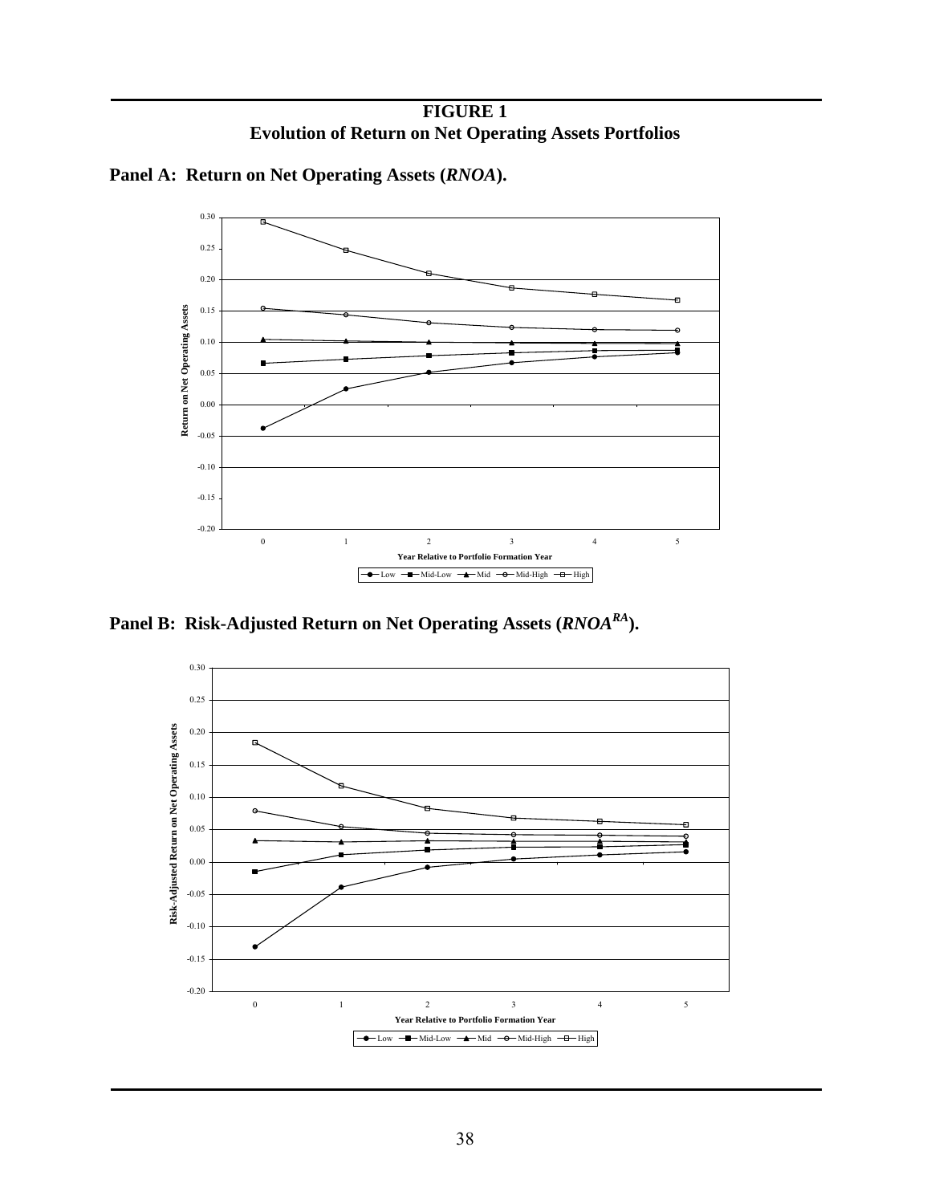**FIGURE 1**
**Evolution of Return on Net Operating Assets Portfolios**

**Panel A: Return on Net Operating Assets (*RNOA*).**

**Panel B: Risk-Adjusted Return on Net Operating Assets ($RNOA^{RA}$).**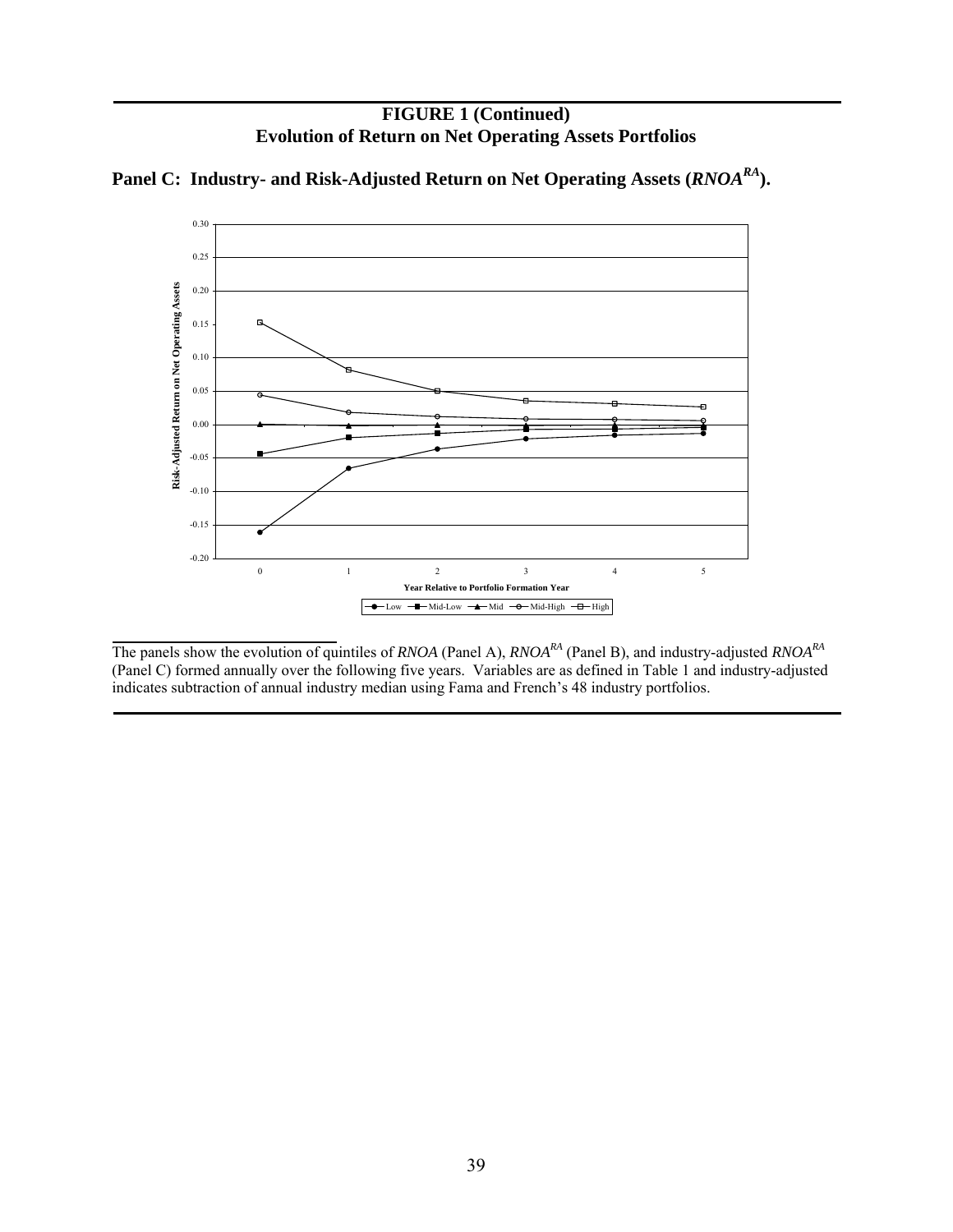## FIGURE 1 (Continued)
## Evolution of Return on Net Operating Assets Portfolios

### Panel C: Industry- and Risk-Adjusted Return on Net Operating Assets ($RNOA^{RA}$).

The panels show the evolution of quintiles of *RNOA* (Panel A), $RNOA^{RA}$ (Panel B), and industry-adjusted $RNOA^{RA}$ (Panel C) formed annually over the following five years. Variables are as defined in Table 1 and industry-adjusted indicates subtraction of annual industry median using Fama and French's 48 industry portfolios.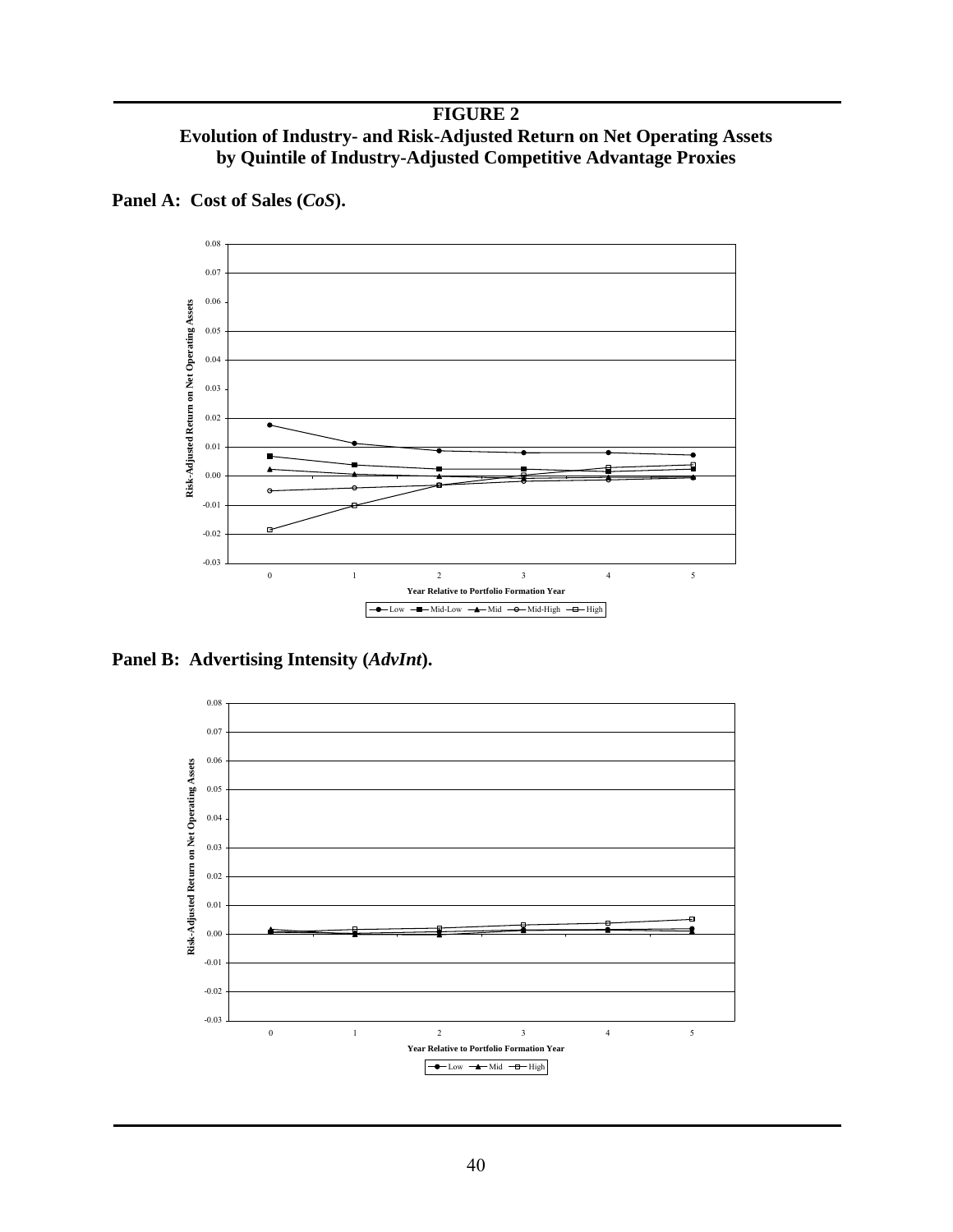# FIGURE 2

## Evolution of Industry- and Risk-Adjusted Return on Net Operating Assets by Quintile of Industry-Adjusted Competitive Advantage Proxies

**Panel A: Cost of Sales (*CoS*).**

**Panel B: Advertising Intensity (*AdvInt*).**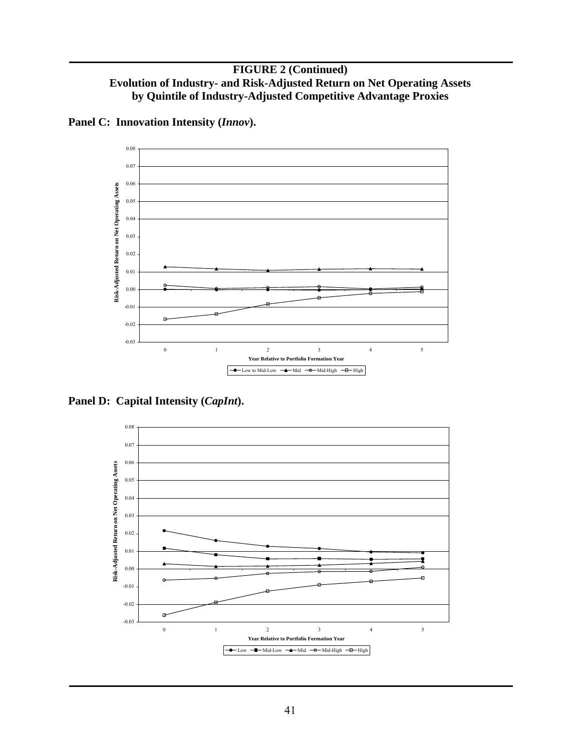**FIGURE 2 (Continued)**
**Evolution of Industry- and Risk-Adjusted Return on Net Operating Assets by Quintile of Industry-Adjusted Competitive Advantage Proxies**

**Panel C: Innovation Intensity (*Innov*).**

**Panel D: Capital Intensity (*CapInt*).**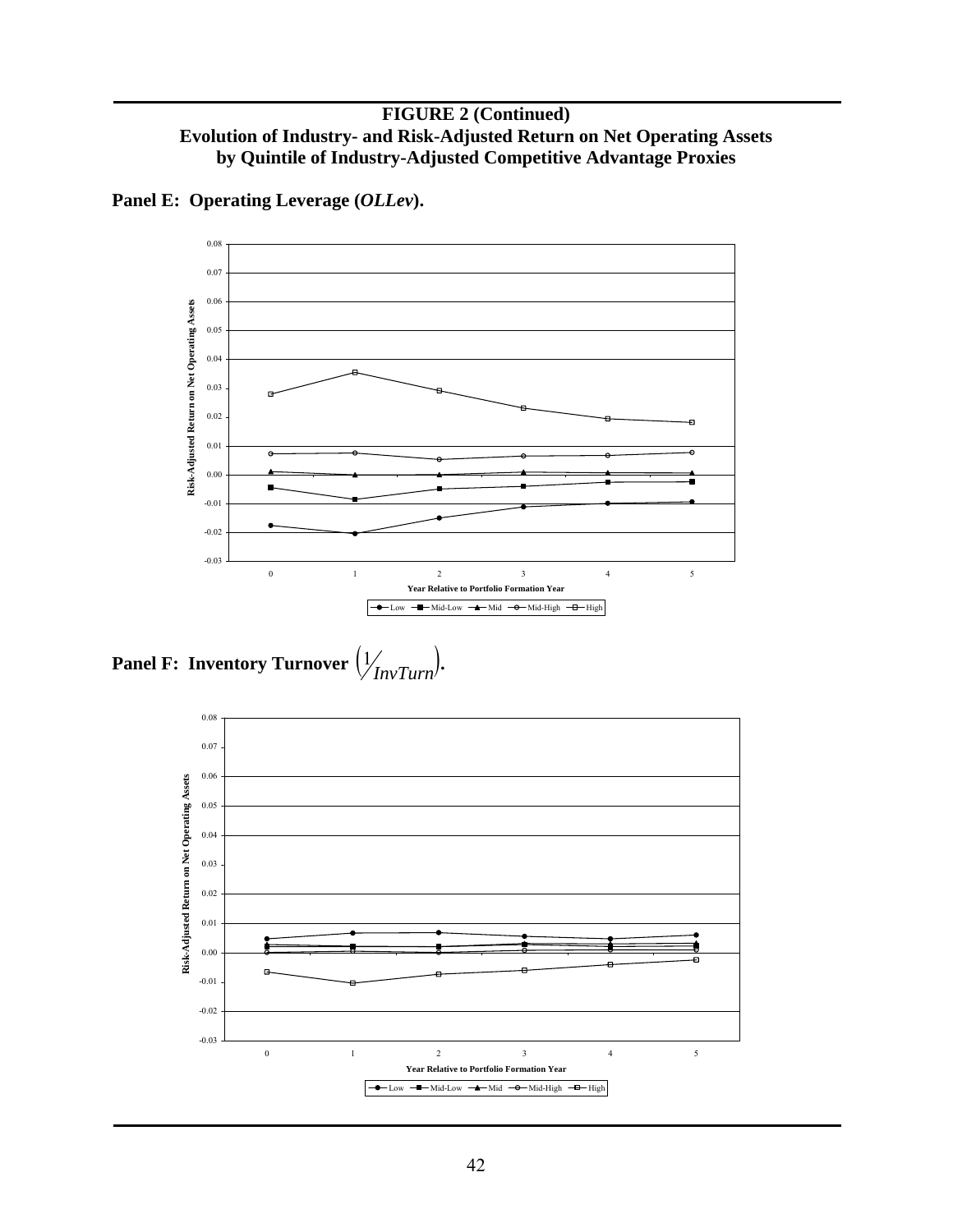**FIGURE 2 (Continued)**
**Evolution of Industry- and Risk-Adjusted Return on Net Operating Assets by Quintile of Industry-Adjusted Competitive Advantage Proxies**

**Panel E: Operating Leverage (*OLLev*).**

**Panel F: Inventory Turnover $\left(\frac{1}{InvTurn}\right)$.**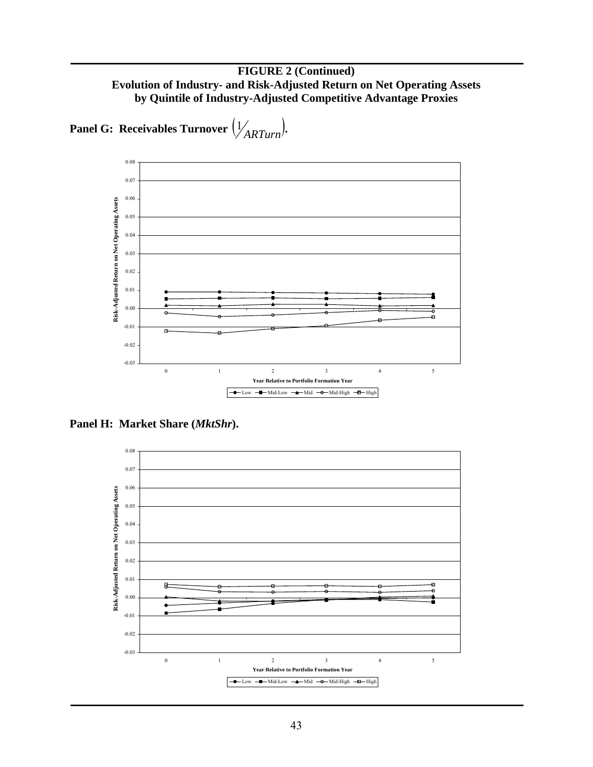**FIGURE 2 (Continued)**
**Evolution of Industry- and Risk-Adjusted Return on Net Operating Assets by Quintile of Industry-Adjusted Competitive Advantage Proxies**

**Panel G: Receivables Turnover $\left(\frac{1}{ARTurn}\right)$.**

**Panel H: Market Share (*MktShr*).**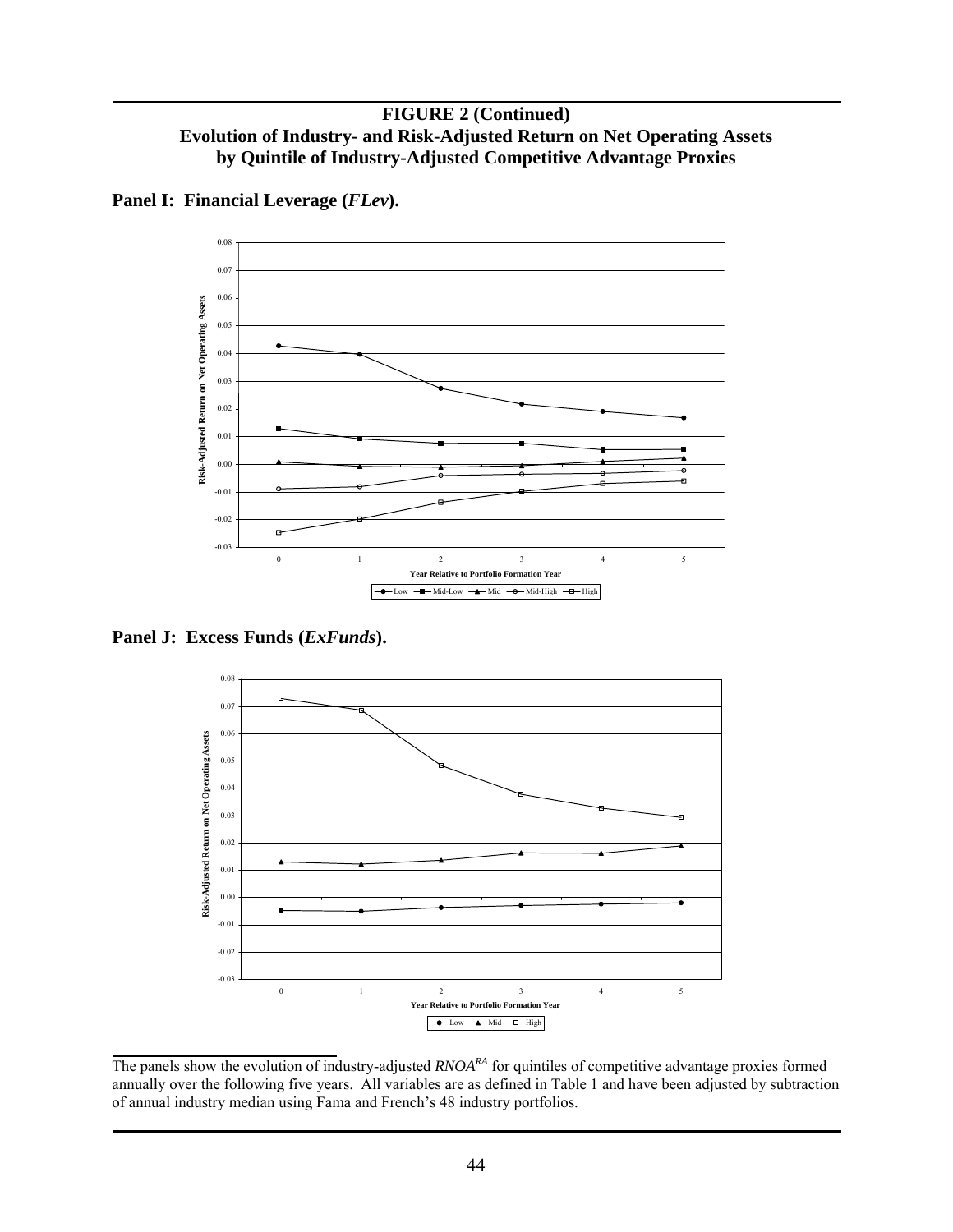**FIGURE 2 (Continued)**
**Evolution of Industry- and Risk-Adjusted Return on Net Operating Assets by Quintile of Industry-Adjusted Competitive Advantage Proxies**

**Panel I: Financial Leverage (*FLev*).**

Risk-Adjusted Return on Net Operating Assets

0.08
0.07
0.06
0.05
0.04
0.03
0.02
0.01
0.00
-0.01
-0.02
-0.03

0 1 2 3 4 5

Year Relative to Portfolio Formation Year

Low, Mid-Low, Mid, Mid-High, High

**Panel J: Excess Funds (*ExFunds*).**

Risk-Adjusted Return on Net Operating Assets

0.08
0.07
0.06
0.05
0.04
0.03
0.02
0.01
0.00
-0.01
-0.02
-0.03

0 1 2 3 4 5

Year Relative to Portfolio Formation Year

Low, Mid, High

The panels show the evolution of industry-adjusted $RNOA^{RA}$ for quintiles of competitive advantage proxies formed annually over the following five years. All variables are as defined in Table 1 and have been adjusted by subtraction of annual industry median using Fama and French's 48 industry portfolios.